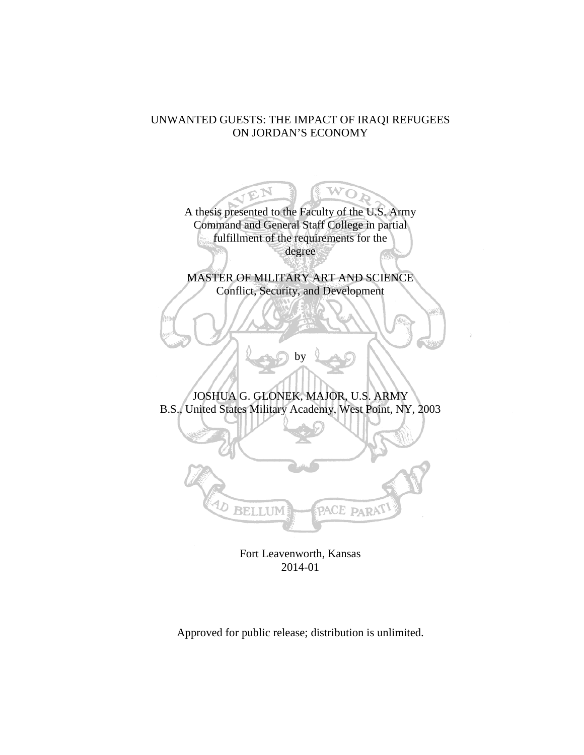# UNWANTED GUESTS: THE IMPACT OF IRAQI REFUGEES ON JORDAN'S ECONOMY

A thesis presented to the Faculty of the U.S. Army Command and General Staff College in partial fulfillment of the requirements for the degree

MASTER OF MILITARY ART AND SCIENCE
Conflict, Security, and Development

by

JOSHUA G. GLONEK, MAJOR, U.S. ARMY
B.S., United States Military Academy, West Point, NY, 2003

Fort Leavenworth, Kansas
2014-01

Approved for public release; distribution is unlimited.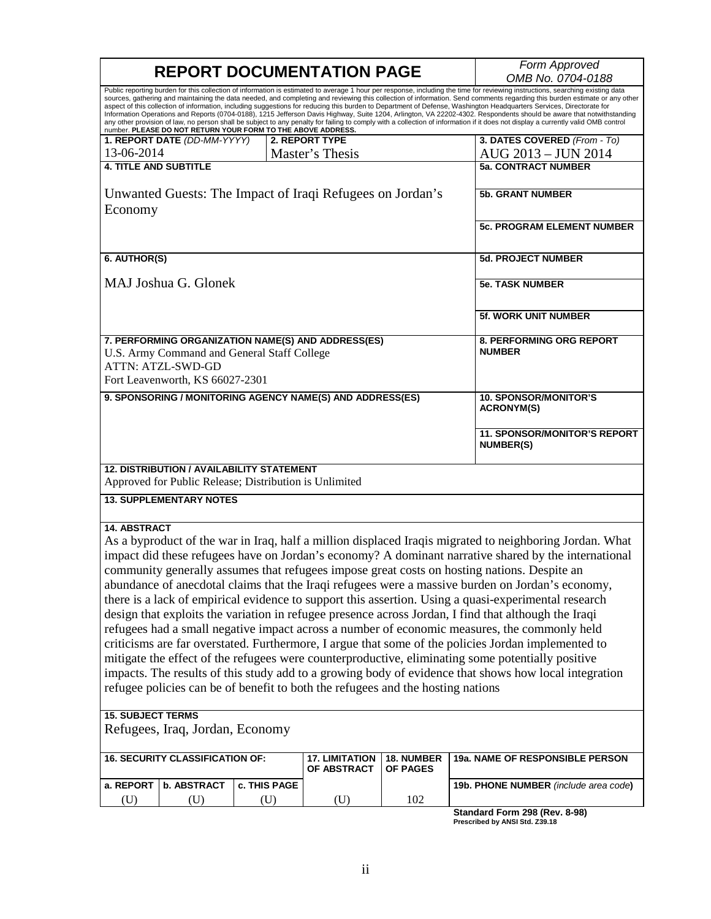# REPORT DOCUMENTATION PAGE

*Form Approved*
*OMB No. 0704-0188*

Public reporting burden for this collection of information is estimated to average 1 hour per response, including the time for reviewing instructions, searching existing data sources, gathering and maintaining the data needed, and completing and reviewing this collection of information. Send comments regarding this burden estimate or any other aspect of this collection of information, including suggestions for reducing this burden to Department of Defense, Washington Headquarters Services, Directorate for Information Operations and Reports (0704-0188), 1215 Jefferson Davis Highway, Suite 1204, Arlington, VA 22202-4302. Respondents should be aware that notwithstanding any other provision of law, no person shall be subject to any penalty for failing to comply with a collection of information if it does not display a currently valid OMB control number. **PLEASE DO NOT RETURN YOUR FORM TO THE ABOVE ADDRESS.**

| **1. REPORT DATE** *(DD-MM-YYYY)* | **2. REPORT TYPE** | **3. DATES COVERED** *(From - To)* |
|---|---|---|
| 13-06-2014 | Master's Thesis | AUG 2013 – JUN 2014 |

**4. TITLE AND SUBTITLE**

Unwanted Guests: The Impact of Iraqi Refugees on Jordan's Economy

**5a. CONTRACT NUMBER**

**5b. GRANT NUMBER**

**5c. PROGRAM ELEMENT NUMBER**

**6. AUTHOR(S)**

MAJ Joshua G. Glonek

**5d. PROJECT NUMBER**

**5e. TASK NUMBER**

**5f. WORK UNIT NUMBER**

**7. PERFORMING ORGANIZATION NAME(S) AND ADDRESS(ES)**

U.S. Army Command and General Staff College
ATTN: ATZL-SWD-GD
Fort Leavenworth, KS 66027-2301

**8. PERFORMING ORG REPORT NUMBER**

**9. SPONSORING / MONITORING AGENCY NAME(S) AND ADDRESS(ES)**

**10. SPONSOR/MONITOR'S ACRONYM(S)**

**11. SPONSOR/MONITOR'S REPORT NUMBER(S)**

**12. DISTRIBUTION / AVAILABILITY STATEMENT**

Approved for Public Release; Distribution is Unlimited

**13. SUPPLEMENTARY NOTES**

**14. ABSTRACT**

As a byproduct of the war in Iraq, half a million displaced Iraqis migrated to neighboring Jordan. What impact did these refugees have on Jordan's economy? A dominant narrative shared by the international community generally assumes that refugees impose great costs on hosting nations. Despite an abundance of anecdotal claims that the Iraqi refugees were a massive burden on Jordan's economy, there is a lack of empirical evidence to support this assertion. Using a quasi-experimental research design that exploits the variation in refugee presence across Jordan, I find that although the Iraqi refugees had a small negative impact across a number of economic measures, the commonly held criticisms are far overstated. Furthermore, I argue that some of the policies Jordan implemented to mitigate the effect of the refugees were counterproductive, eliminating some potentially positive impacts. The results of this study add to a growing body of evidence that shows how local integration refugee policies can be of benefit to both the refugees and the hosting nations

**15. SUBJECT TERMS**

Refugees, Iraq, Jordan, Economy

| **16. SECURITY CLASSIFICATION OF:** | | | **17. LIMITATION OF ABSTRACT** | **18. NUMBER OF PAGES** | **19a. NAME OF RESPONSIBLE PERSON** |
|---|---|---|---|---|---|
| **a. REPORT** | **b. ABSTRACT** | **c. THIS PAGE** | | | **19b. PHONE NUMBER** *(include area code)* |
| (U) | (U) | (U) | (U) | 102 | |

**Standard Form 298 (Rev. 8-98)**
**Prescribed by ANSI Std. Z39.18**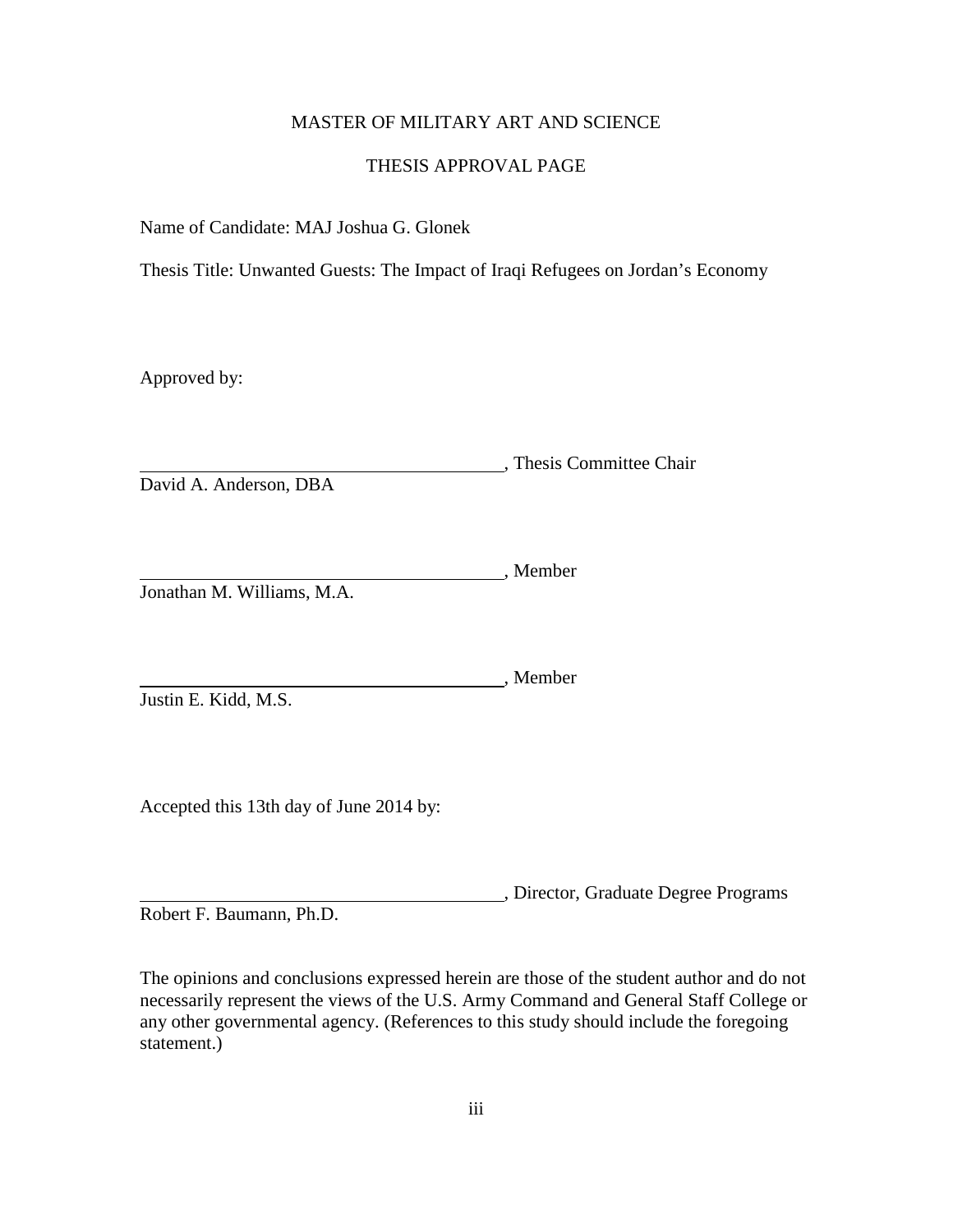MASTER OF MILITARY ART AND SCIENCE

THESIS APPROVAL PAGE

Name of Candidate: MAJ Joshua G. Glonek

Thesis Title: Unwanted Guests: The Impact of Iraqi Refugees on Jordan's Economy

Approved by:

\_\_\_\_\_\_\_\_\_\_\_\_\_\_\_\_\_\_\_\_\_\_\_\_\_\_\_\_\_\_\_\_\_\_\_\_\_\_\_\_, Thesis Committee Chair
David A. Anderson, DBA

\_\_\_\_\_\_\_\_\_\_\_\_\_\_\_\_\_\_\_\_\_\_\_\_\_\_\_\_\_\_\_\_\_\_\_\_\_\_\_\_, Member
Jonathan M. Williams, M.A.

\_\_\_\_\_\_\_\_\_\_\_\_\_\_\_\_\_\_\_\_\_\_\_\_\_\_\_\_\_\_\_\_\_\_\_\_\_\_\_\_, Member
Justin E. Kidd, M.S.

Accepted this 13th day of June 2014 by:

\_\_\_\_\_\_\_\_\_\_\_\_\_\_\_\_\_\_\_\_\_\_\_\_\_\_\_\_\_\_\_\_\_\_\_\_\_\_\_\_, Director, Graduate Degree Programs
Robert F. Baumann, Ph.D.

The opinions and conclusions expressed herein are those of the student author and do not necessarily represent the views of the U.S. Army Command and General Staff College or any other governmental agency. (References to this study should include the foregoing statement.)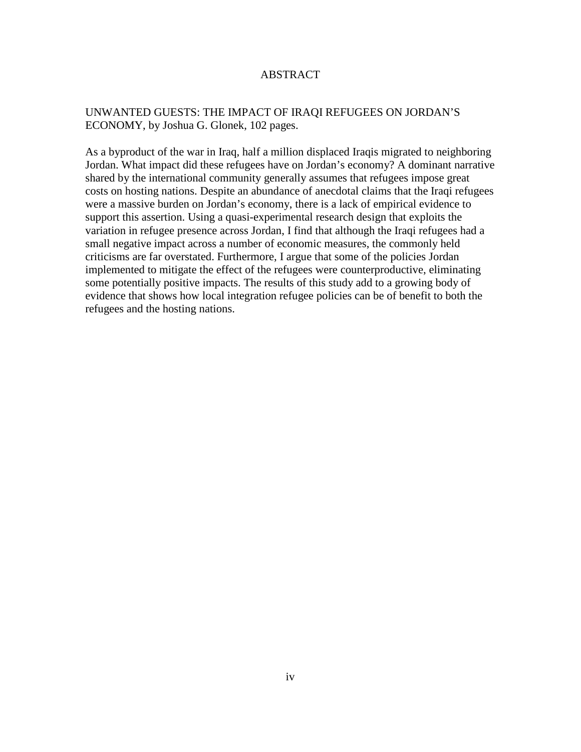# ABSTRACT

UNWANTED GUESTS: THE IMPACT OF IRAQI REFUGEES ON JORDAN'S ECONOMY, by Joshua G. Glonek, 102 pages.

As a byproduct of the war in Iraq, half a million displaced Iraqis migrated to neighboring Jordan. What impact did these refugees have on Jordan's economy? A dominant narrative shared by the international community generally assumes that refugees impose great costs on hosting nations. Despite an abundance of anecdotal claims that the Iraqi refugees were a massive burden on Jordan's economy, there is a lack of empirical evidence to support this assertion. Using a quasi-experimental research design that exploits the variation in refugee presence across Jordan, I find that although the Iraqi refugees had a small negative impact across a number of economic measures, the commonly held criticisms are far overstated. Furthermore, I argue that some of the policies Jordan implemented to mitigate the effect of the refugees were counterproductive, eliminating some potentially positive impacts. The results of this study add to a growing body of evidence that shows how local integration refugee policies can be of benefit to both the refugees and the hosting nations.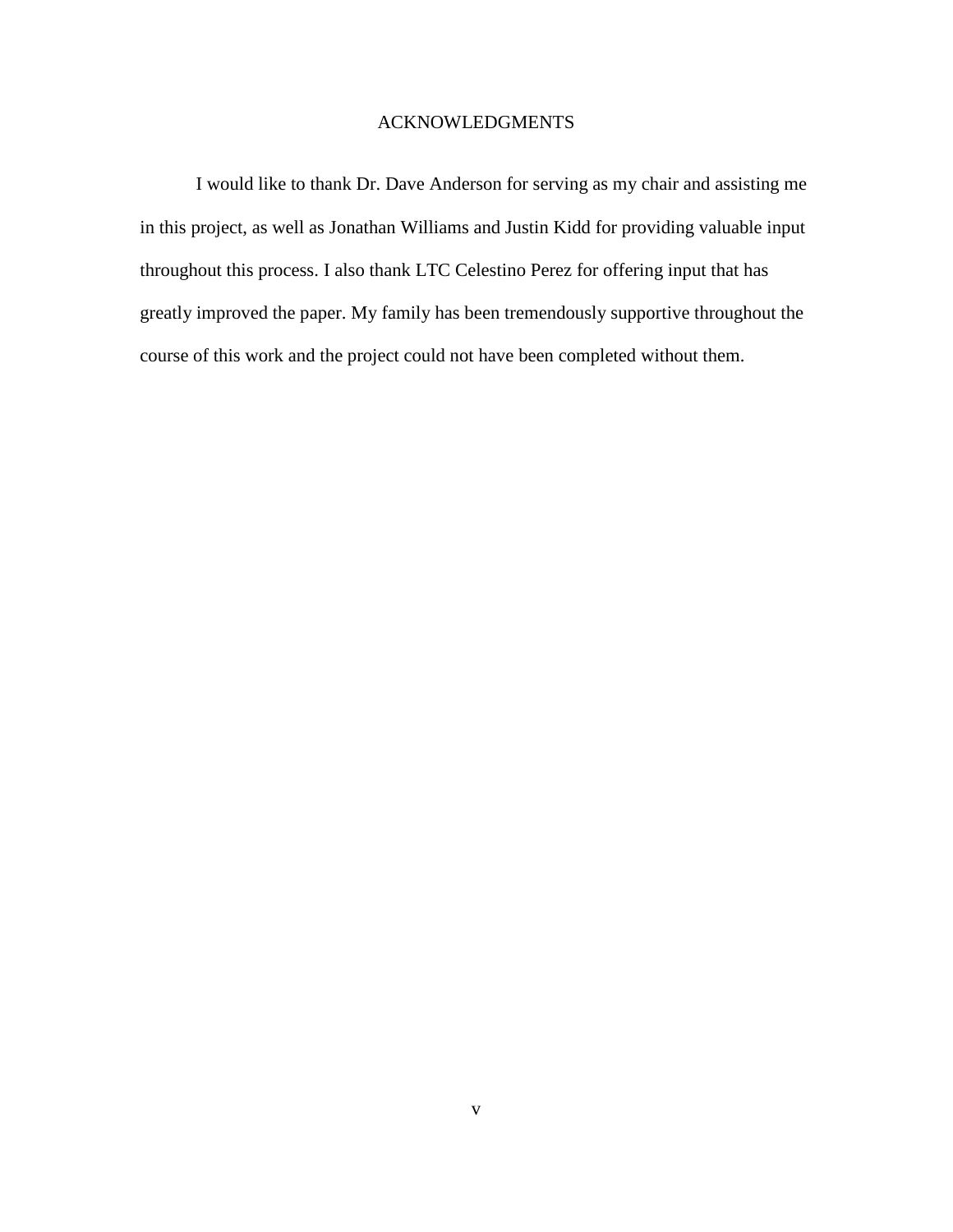# ACKNOWLEDGMENTS

I would like to thank Dr. Dave Anderson for serving as my chair and assisting me in this project, as well as Jonathan Williams and Justin Kidd for providing valuable input throughout this process. I also thank LTC Celestino Perez for offering input that has greatly improved the paper. My family has been tremendously supportive throughout the course of this work and the project could not have been completed without them.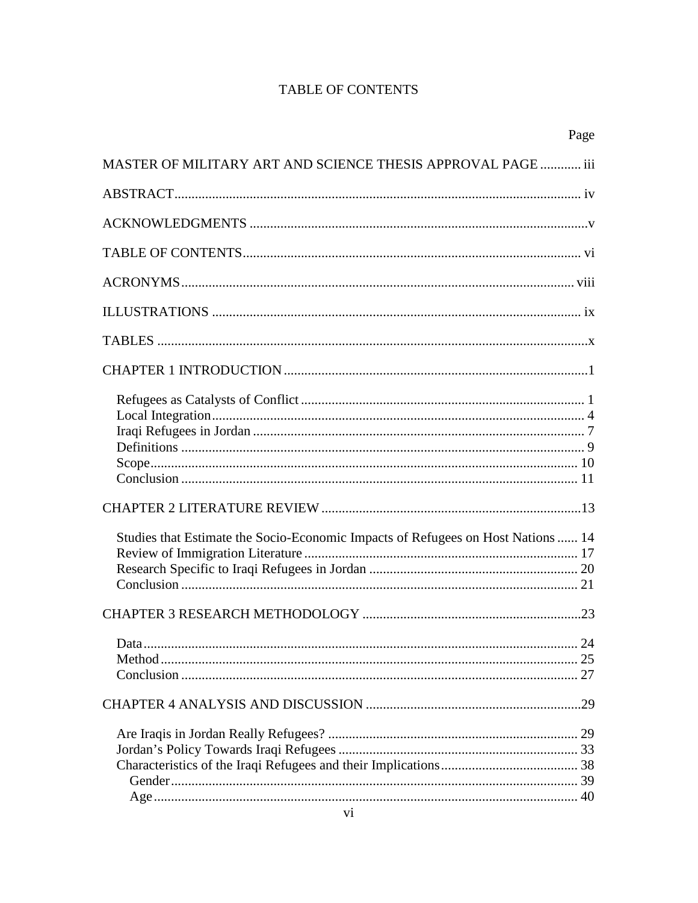# TABLE OF CONTENTS

Page

MASTER OF MILITARY ART AND SCIENCE THESIS APPROVAL PAGE ............ iii

ABSTRACT ...................................................................................................................... iv

ACKNOWLEDGMENTS ..................................................................................................v

TABLE OF CONTENTS................................................................................................... vi

ACRONYMS................................................................................................................... viii

ILLUSTRATIONS ............................................................................................................ ix

TABLES .............................................................................................................................x

CHAPTER 1 INTRODUCTION .........................................................................................1

- Refugees as Catalysts of Conflict .................................................................................. 1
- Local Integration............................................................................................................ 4
- Iraqi Refugees in Jordan ................................................................................................ 7
- Definitions .................................................................................................................... 9
- Scope............................................................................................................................ 10
- Conclusion ................................................................................................................... 11

CHAPTER 2 LITERATURE REVIEW ............................................................................13

- Studies that Estimate the Socio-Economic Impacts of Refugees on Host Nations ...... 14
- Review of Immigration Literature ................................................................................ 17
- Research Specific to Iraqi Refugees in Jordan ............................................................. 20
- Conclusion ................................................................................................................... 21

CHAPTER 3 RESEARCH METHODOLOGY ................................................................23

- Data.............................................................................................................................. 24
- Method ......................................................................................................................... 25
- Conclusion ................................................................................................................... 27

CHAPTER 4 ANALYSIS AND DISCUSSION ...............................................................29

- Are Iraqis in Jordan Really Refugees? ......................................................................... 29
- Jordan's Policy Towards Iraqi Refugees ...................................................................... 33
- Characteristics of the Iraqi Refugees and their Implications........................................ 38
  - Gender....................................................................................................................... 39
  - Age........................................................................................................................... 40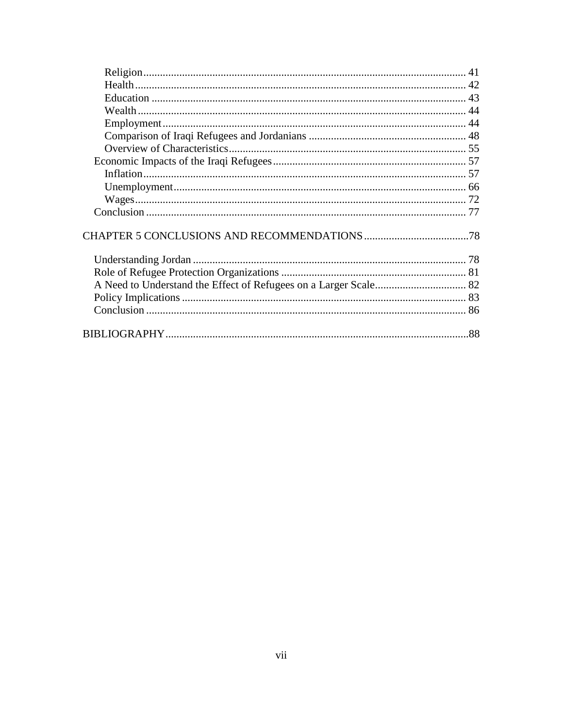Religion .................................................................................................................... 41
Health ....................................................................................................................... 42
Education ................................................................................................................. 43
Wealth ...................................................................................................................... 44
Employment ............................................................................................................ 44
Comparison of Iraqi Refugees and Jordanians ......................................................... 48
Overview of Characteristics ..................................................................................... 55
Economic Impacts of the Iraqi Refugees ..................................................................... 57
Inflation .................................................................................................................... 57
Unemployment ......................................................................................................... 66
Wages ....................................................................................................................... 72
Conclusion ................................................................................................................... 77

CHAPTER 5 CONCLUSIONS AND RECOMMENDATIONS ......................................78

Understanding Jordan .................................................................................................. 78
Role of Refugee Protection Organizations .................................................................. 81
A Need to Understand the Effect of Refugees on a Larger Scale ................................. 82
Policy Implications ...................................................................................................... 83
Conclusion ................................................................................................................... 86

BIBLIOGRAPHY ............................................................................................................88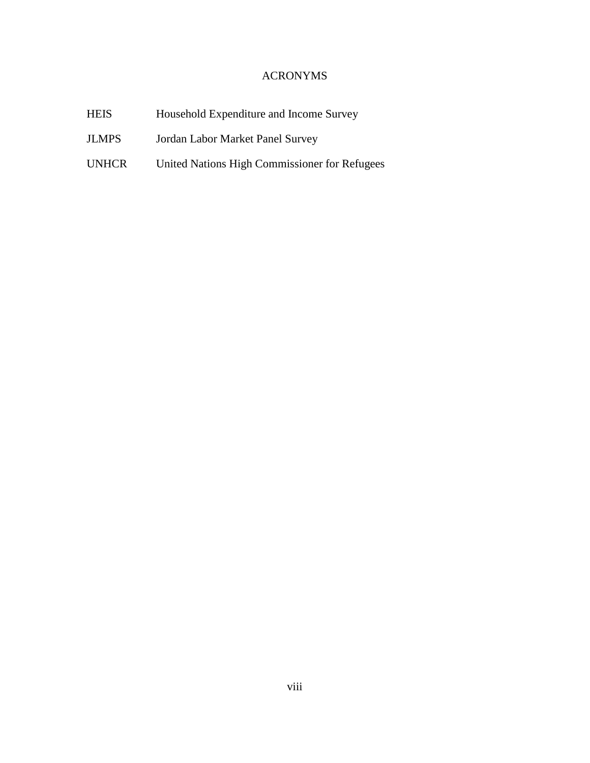# ACRONYMS

| | |
|---|---|
| HEIS | Household Expenditure and Income Survey |
| JLMPS | Jordan Labor Market Panel Survey |
| UNHCR | United Nations High Commissioner for Refugees |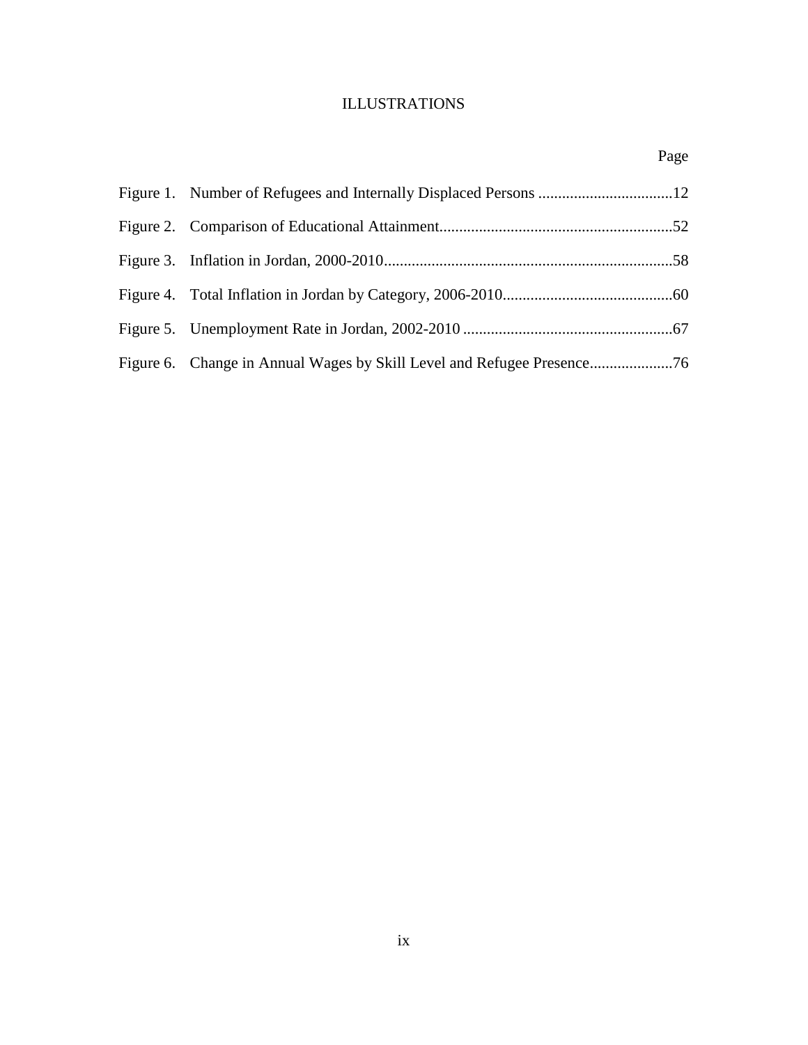# ILLUSTRATIONS

| | Page |
|---|---|
| Figure 1. Number of Refugees and Internally Displaced Persons | 12 |
| Figure 2. Comparison of Educational Attainment | 52 |
| Figure 3. Inflation in Jordan, 2000-2010 | 58 |
| Figure 4. Total Inflation in Jordan by Category, 2006-2010 | 60 |
| Figure 5. Unemployment Rate in Jordan, 2002-2010 | 67 |
| Figure 6. Change in Annual Wages by Skill Level and Refugee Presence | 76 |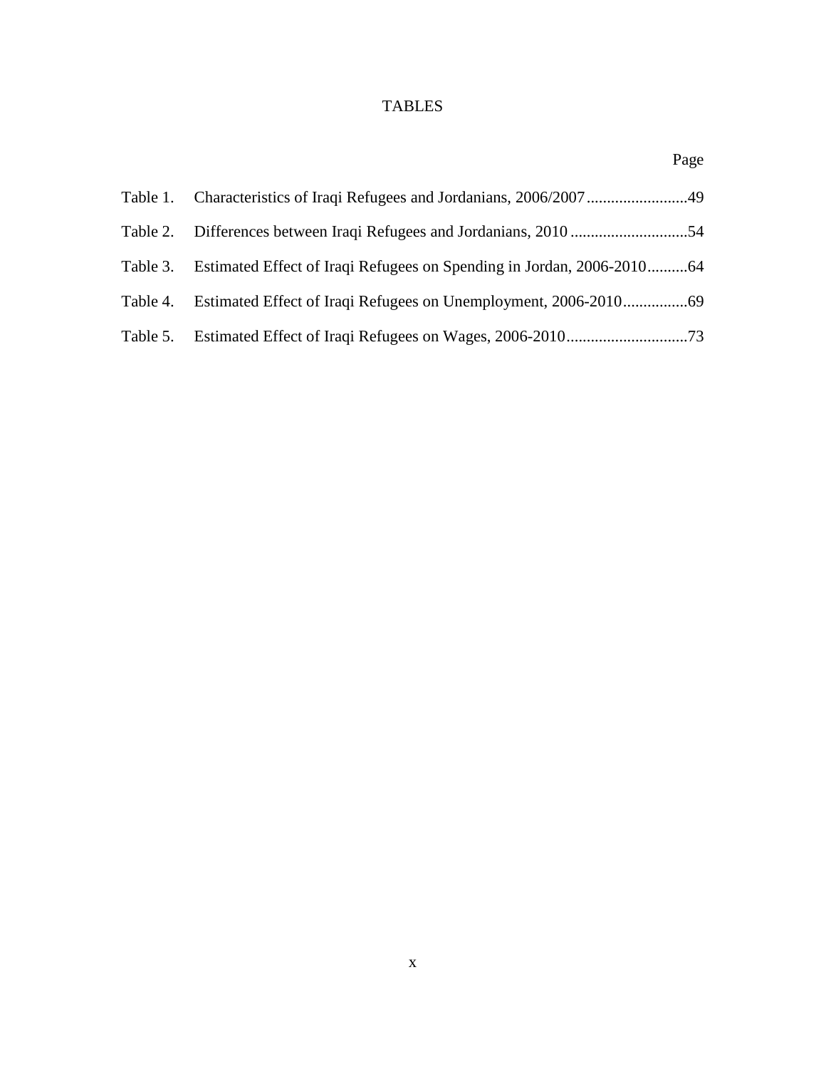# TABLES

| | | Page |
|---|---|---|
| Table 1. | Characteristics of Iraqi Refugees and Jordanians, 2006/2007 | 49 |
| Table 2. | Differences between Iraqi Refugees and Jordanians, 2010 | 54 |
| Table 3. | Estimated Effect of Iraqi Refugees on Spending in Jordan, 2006-2010 | 64 |
| Table 4. | Estimated Effect of Iraqi Refugees on Unemployment, 2006-2010 | 69 |
| Table 5. | Estimated Effect of Iraqi Refugees on Wages, 2006-2010 | 73 |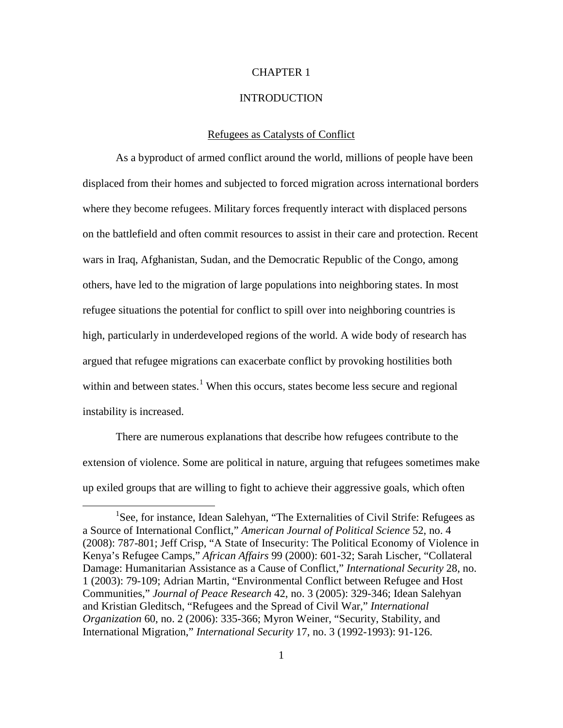# CHAPTER 1

# INTRODUCTION

## Refugees as Catalysts of Conflict

As a byproduct of armed conflict around the world, millions of people have been displaced from their homes and subjected to forced migration across international borders where they become refugees. Military forces frequently interact with displaced persons on the battlefield and often commit resources to assist in their care and protection. Recent wars in Iraq, Afghanistan, Sudan, and the Democratic Republic of the Congo, among others, have led to the migration of large populations into neighboring states. In most refugee situations the potential for conflict to spill over into neighboring countries is high, particularly in underdeveloped regions of the world. A wide body of research has argued that refugee migrations can exacerbate conflict by provoking hostilities both within and between states.[1] When this occurs, states become less secure and regional instability is increased.

There are numerous explanations that describe how refugees contribute to the extension of violence. Some are political in nature, arguing that refugees sometimes make up exiled groups that are willing to fight to achieve their aggressive goals, which often

---

[1] See, for instance, Idean Salehyan, "The Externalities of Civil Strife: Refugees as a Source of International Conflict," *American Journal of Political Science* 52, no. 4 (2008): 787-801; Jeff Crisp, "A State of Insecurity: The Political Economy of Violence in Kenya's Refugee Camps," *African Affairs* 99 (2000): 601-32; Sarah Lischer, "Collateral Damage: Humanitarian Assistance as a Cause of Conflict," *International Security* 28, no. 1 (2003): 79-109; Adrian Martin, "Environmental Conflict between Refugee and Host Communities," *Journal of Peace Research* 42, no. 3 (2005): 329-346; Idean Salehyan and Kristian Gleditsch, "Refugees and the Spread of Civil War," *International Organization* 60, no. 2 (2006): 335-366; Myron Weiner, "Security, Stability, and International Migration," *International Security* 17, no. 3 (1992-1993): 91-126.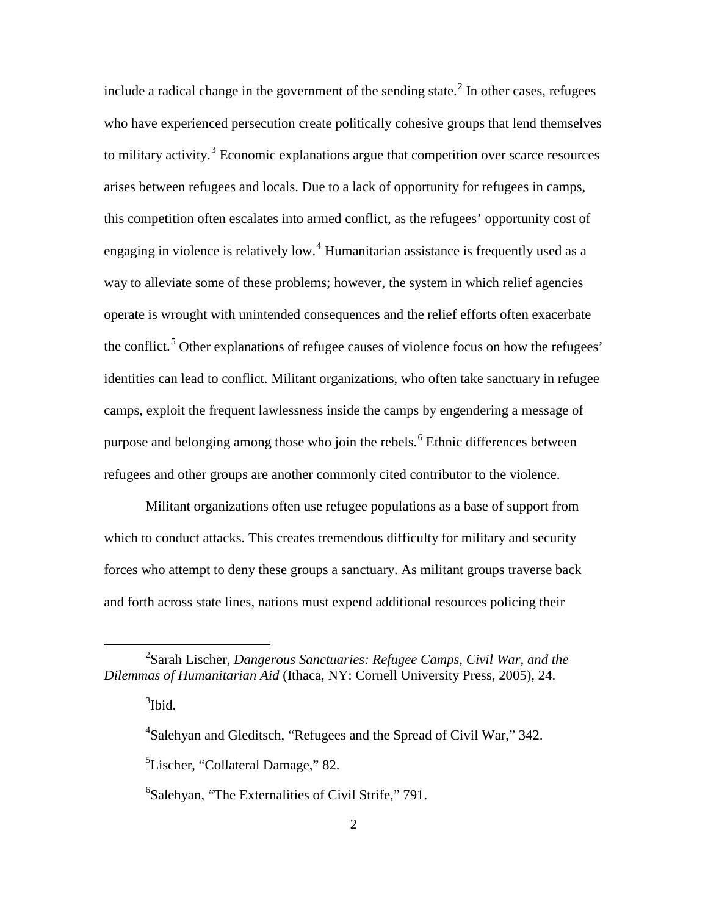include a radical change in the government of the sending state.[2] In other cases, refugees who have experienced persecution create politically cohesive groups that lend themselves to military activity.[3] Economic explanations argue that competition over scarce resources arises between refugees and locals. Due to a lack of opportunity for refugees in camps, this competition often escalates into armed conflict, as the refugees' opportunity cost of engaging in violence is relatively low.[4] Humanitarian assistance is frequently used as a way to alleviate some of these problems; however, the system in which relief agencies operate is wrought with unintended consequences and the relief efforts often exacerbate the conflict.[5] Other explanations of refugee causes of violence focus on how the refugees' identities can lead to conflict. Militant organizations, who often take sanctuary in refugee camps, exploit the frequent lawlessness inside the camps by engendering a message of purpose and belonging among those who join the rebels.[6] Ethnic differences between refugees and other groups are another commonly cited contributor to the violence.

Militant organizations often use refugee populations as a base of support from which to conduct attacks. This creates tremendous difficulty for military and security forces who attempt to deny these groups a sanctuary. As militant groups traverse back and forth across state lines, nations must expend additional resources policing their

---

[2]Sarah Lischer, *Dangerous Sanctuaries: Refugee Camps, Civil War, and the Dilemmas of Humanitarian Aid* (Ithaca, NY: Cornell University Press, 2005), 24.

[3]Ibid.

[4]Salehyan and Gleditsch, "Refugees and the Spread of Civil War," 342.

[5]Lischer, "Collateral Damage," 82.

[6]Salehyan, "The Externalities of Civil Strife," 791.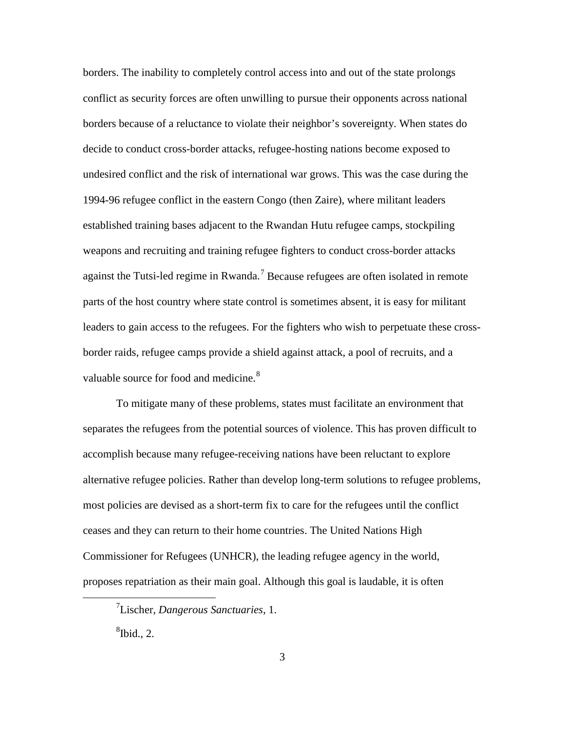borders. The inability to completely control access into and out of the state prolongs conflict as security forces are often unwilling to pursue their opponents across national borders because of a reluctance to violate their neighbor's sovereignty. When states do decide to conduct cross-border attacks, refugee-hosting nations become exposed to undesired conflict and the risk of international war grows. This was the case during the 1994-96 refugee conflict in the eastern Congo (then Zaire), where militant leaders established training bases adjacent to the Rwandan Hutu refugee camps, stockpiling weapons and recruiting and training refugee fighters to conduct cross-border attacks against the Tutsi-led regime in Rwanda.[7] Because refugees are often isolated in remote parts of the host country where state control is sometimes absent, it is easy for militant leaders to gain access to the refugees. For the fighters who wish to perpetuate these cross-border raids, refugee camps provide a shield against attack, a pool of recruits, and a valuable source for food and medicine.[8]

To mitigate many of these problems, states must facilitate an environment that separates the refugees from the potential sources of violence. This has proven difficult to accomplish because many refugee-receiving nations have been reluctant to explore alternative refugee policies. Rather than develop long-term solutions to refugee problems, most policies are devised as a short-term fix to care for the refugees until the conflict ceases and they can return to their home countries. The United Nations High Commissioner for Refugees (UNHCR), the leading refugee agency in the world, proposes repatriation as their main goal. Although this goal is laudable, it is often

[7]Lischer, *Dangerous Sanctuaries*, 1.

[8]Ibid., 2.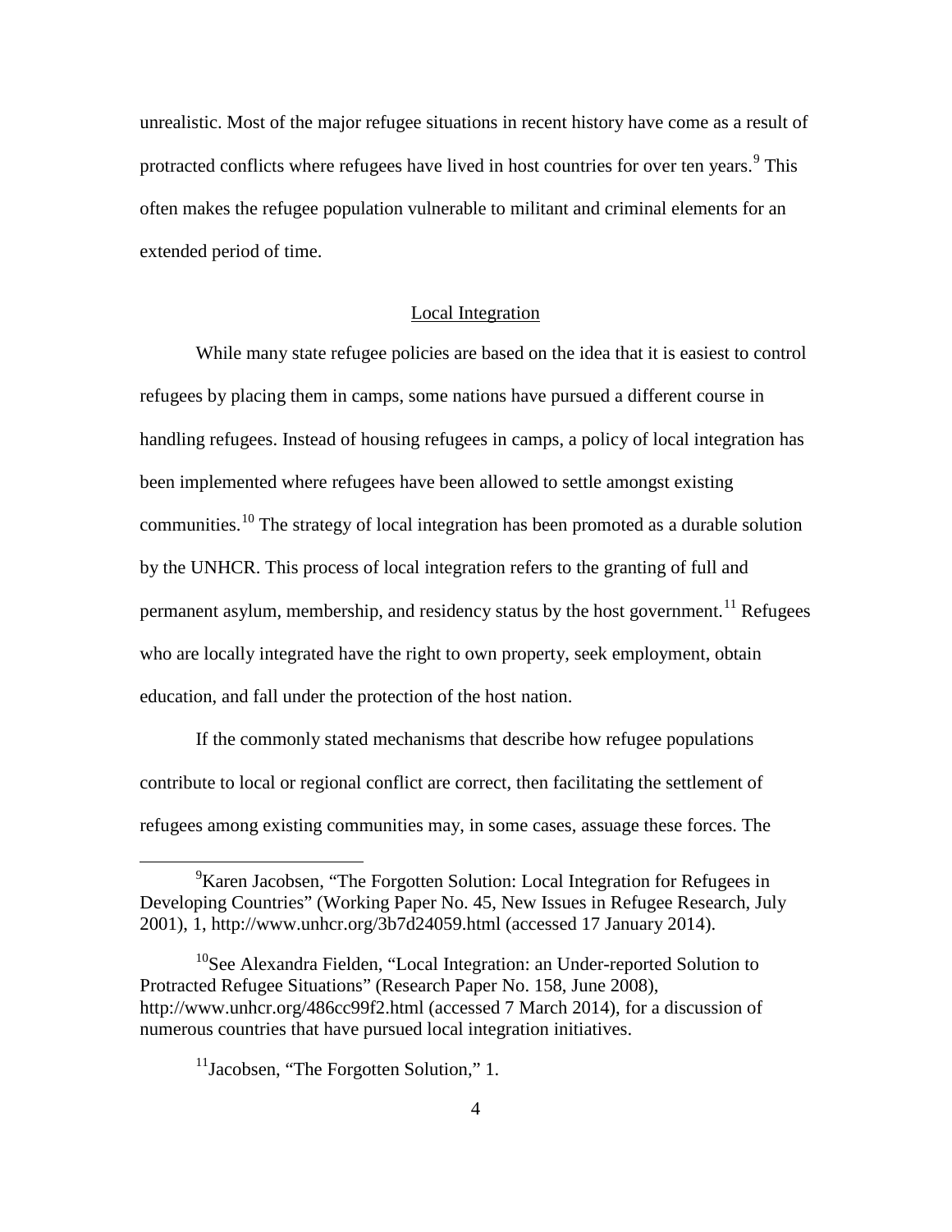unrealistic. Most of the major refugee situations in recent history have come as a result of protracted conflicts where refugees have lived in host countries for over ten years.[9] This often makes the refugee population vulnerable to militant and criminal elements for an extended period of time.

## Local Integration

While many state refugee policies are based on the idea that it is easiest to control refugees by placing them in camps, some nations have pursued a different course in handling refugees. Instead of housing refugees in camps, a policy of local integration has been implemented where refugees have been allowed to settle amongst existing communities.[10] The strategy of local integration has been promoted as a durable solution by the UNHCR. This process of local integration refers to the granting of full and permanent asylum, membership, and residency status by the host government.[11] Refugees who are locally integrated have the right to own property, seek employment, obtain education, and fall under the protection of the host nation.

If the commonly stated mechanisms that describe how refugee populations contribute to local or regional conflict are correct, then facilitating the settlement of refugees among existing communities may, in some cases, assuage these forces. The

---

[9] Karen Jacobsen, "The Forgotten Solution: Local Integration for Refugees in Developing Countries" (Working Paper No. 45, New Issues in Refugee Research, July 2001), 1, http://www.unhcr.org/3b7d24059.html (accessed 17 January 2014).

[10] See Alexandra Fielden, "Local Integration: an Under-reported Solution to Protracted Refugee Situations" (Research Paper No. 158, June 2008), http://www.unhcr.org/486cc99f2.html (accessed 7 March 2014), for a discussion of numerous countries that have pursued local integration initiatives.

[11] Jacobsen, "The Forgotten Solution," 1.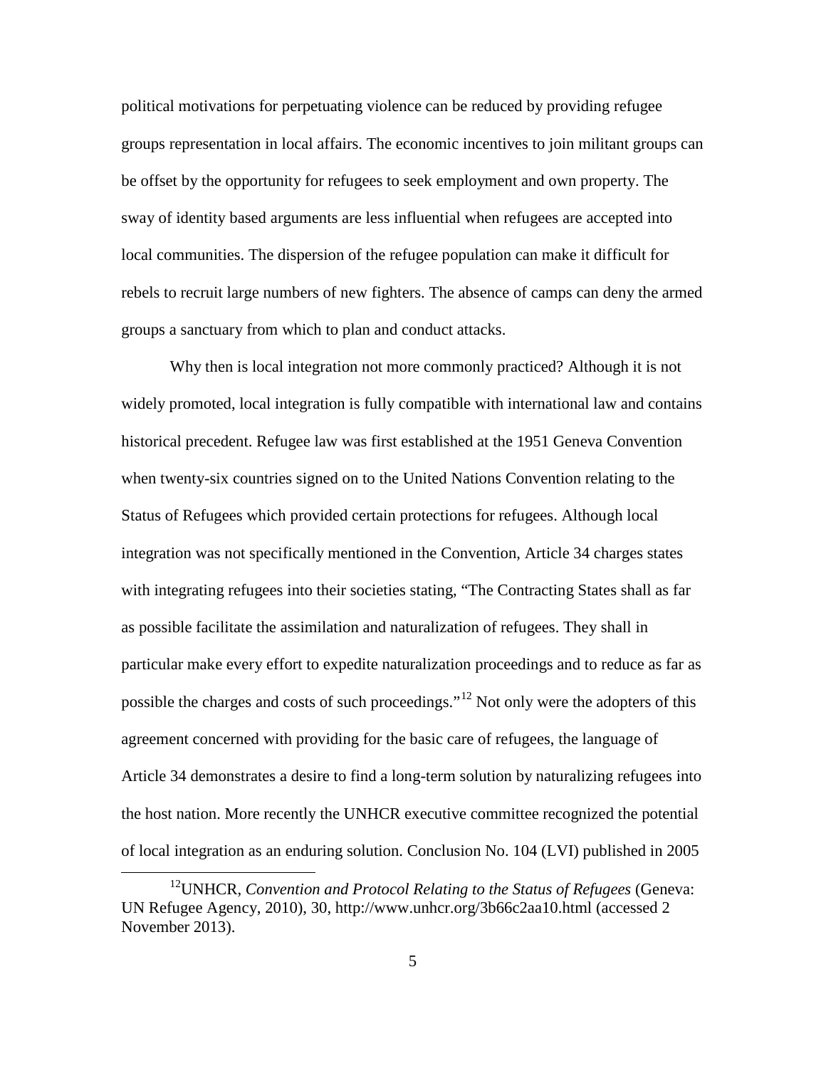political motivations for perpetuating violence can be reduced by providing refugee groups representation in local affairs. The economic incentives to join militant groups can be offset by the opportunity for refugees to seek employment and own property. The sway of identity based arguments are less influential when refugees are accepted into local communities. The dispersion of the refugee population can make it difficult for rebels to recruit large numbers of new fighters. The absence of camps can deny the armed groups a sanctuary from which to plan and conduct attacks.

Why then is local integration not more commonly practiced? Although it is not widely promoted, local integration is fully compatible with international law and contains historical precedent. Refugee law was first established at the 1951 Geneva Convention when twenty-six countries signed on to the United Nations Convention relating to the Status of Refugees which provided certain protections for refugees. Although local integration was not specifically mentioned in the Convention, Article 34 charges states with integrating refugees into their societies stating, "The Contracting States shall as far as possible facilitate the assimilation and naturalization of refugees. They shall in particular make every effort to expedite naturalization proceedings and to reduce as far as possible the charges and costs of such proceedings."[12] Not only were the adopters of this agreement concerned with providing for the basic care of refugees, the language of Article 34 demonstrates a desire to find a long-term solution by naturalizing refugees into the host nation. More recently the UNHCR executive committee recognized the potential of local integration as an enduring solution. Conclusion No. 104 (LVI) published in 2005

[12] UNHCR, *Convention and Protocol Relating to the Status of Refugees* (Geneva: UN Refugee Agency, 2010), 30, http://www.unhcr.org/3b66c2aa10.html (accessed 2 November 2013).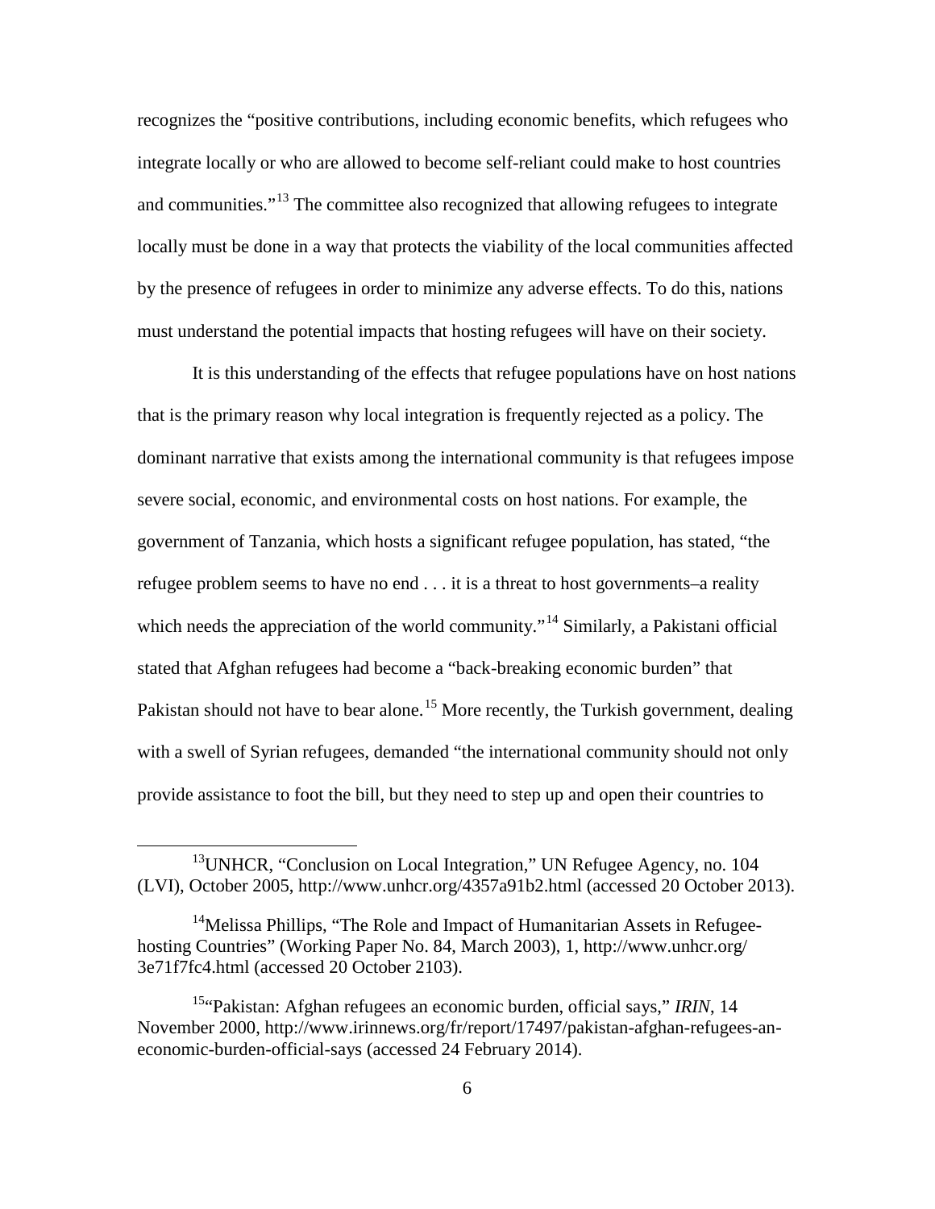recognizes the "positive contributions, including economic benefits, which refugees who integrate locally or who are allowed to become self-reliant could make to host countries and communities."[13] The committee also recognized that allowing refugees to integrate locally must be done in a way that protects the viability of the local communities affected by the presence of refugees in order to minimize any adverse effects. To do this, nations must understand the potential impacts that hosting refugees will have on their society.

It is this understanding of the effects that refugee populations have on host nations that is the primary reason why local integration is frequently rejected as a policy. The dominant narrative that exists among the international community is that refugees impose severe social, economic, and environmental costs on host nations. For example, the government of Tanzania, which hosts a significant refugee population, has stated, "the refugee problem seems to have no end . . . it is a threat to host governments–a reality which needs the appreciation of the world community."[14] Similarly, a Pakistani official stated that Afghan refugees had become a "back-breaking economic burden" that Pakistan should not have to bear alone.[15] More recently, the Turkish government, dealing with a swell of Syrian refugees, demanded "the international community should not only provide assistance to foot the bill, but they need to step up and open their countries to

---

[13]UNHCR, "Conclusion on Local Integration," UN Refugee Agency, no. 104 (LVI), October 2005, http://www.unhcr.org/4357a91b2.html (accessed 20 October 2013).

[14]Melissa Phillips, "The Role and Impact of Humanitarian Assets in Refugee-hosting Countries" (Working Paper No. 84, March 2003), 1, http://www.unhcr.org/3e71f7fc4.html (accessed 20 October 2103).

[15]"Pakistan: Afghan refugees an economic burden, official says," *IRIN*, 14 November 2000, http://www.irinnews.org/fr/report/17497/pakistan-afghan-refugees-an-economic-burden-official-says (accessed 24 February 2014).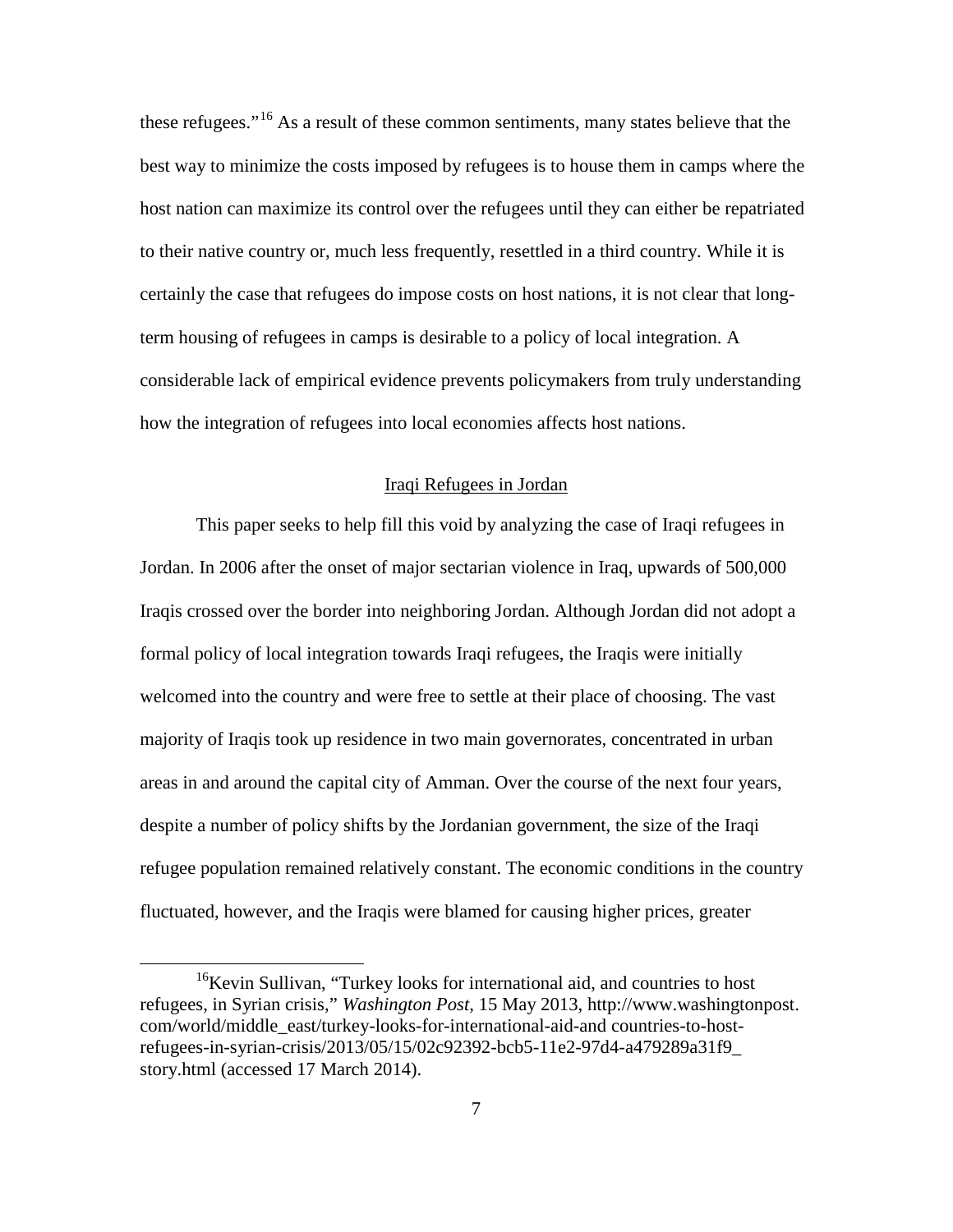these refugees."[16] As a result of these common sentiments, many states believe that the best way to minimize the costs imposed by refugees is to house them in camps where the host nation can maximize its control over the refugees until they can either be repatriated to their native country or, much less frequently, resettled in a third country. While it is certainly the case that refugees do impose costs on host nations, it is not clear that long-term housing of refugees in camps is desirable to a policy of local integration. A considerable lack of empirical evidence prevents policymakers from truly understanding how the integration of refugees into local economies affects host nations.

## Iraqi Refugees in Jordan

This paper seeks to help fill this void by analyzing the case of Iraqi refugees in Jordan. In 2006 after the onset of major sectarian violence in Iraq, upwards of 500,000 Iraqis crossed over the border into neighboring Jordan. Although Jordan did not adopt a formal policy of local integration towards Iraqi refugees, the Iraqis were initially welcomed into the country and were free to settle at their place of choosing. The vast majority of Iraqis took up residence in two main governorates, concentrated in urban areas in and around the capital city of Amman. Over the course of the next four years, despite a number of policy shifts by the Jordanian government, the size of the Iraqi refugee population remained relatively constant. The economic conditions in the country fluctuated, however, and the Iraqis were blamed for causing higher prices, greater

[16] Kevin Sullivan, "Turkey looks for international aid, and countries to host refugees, in Syrian crisis," *Washington Post*, 15 May 2013, http://www.washingtonpost.com/world/middle_east/turkey-looks-for-international-aid-and countries-to-host-refugees-in-syrian-crisis/2013/05/15/02c92392-bcb5-11e2-97d4-a479289a31f9_story.html (accessed 17 March 2014).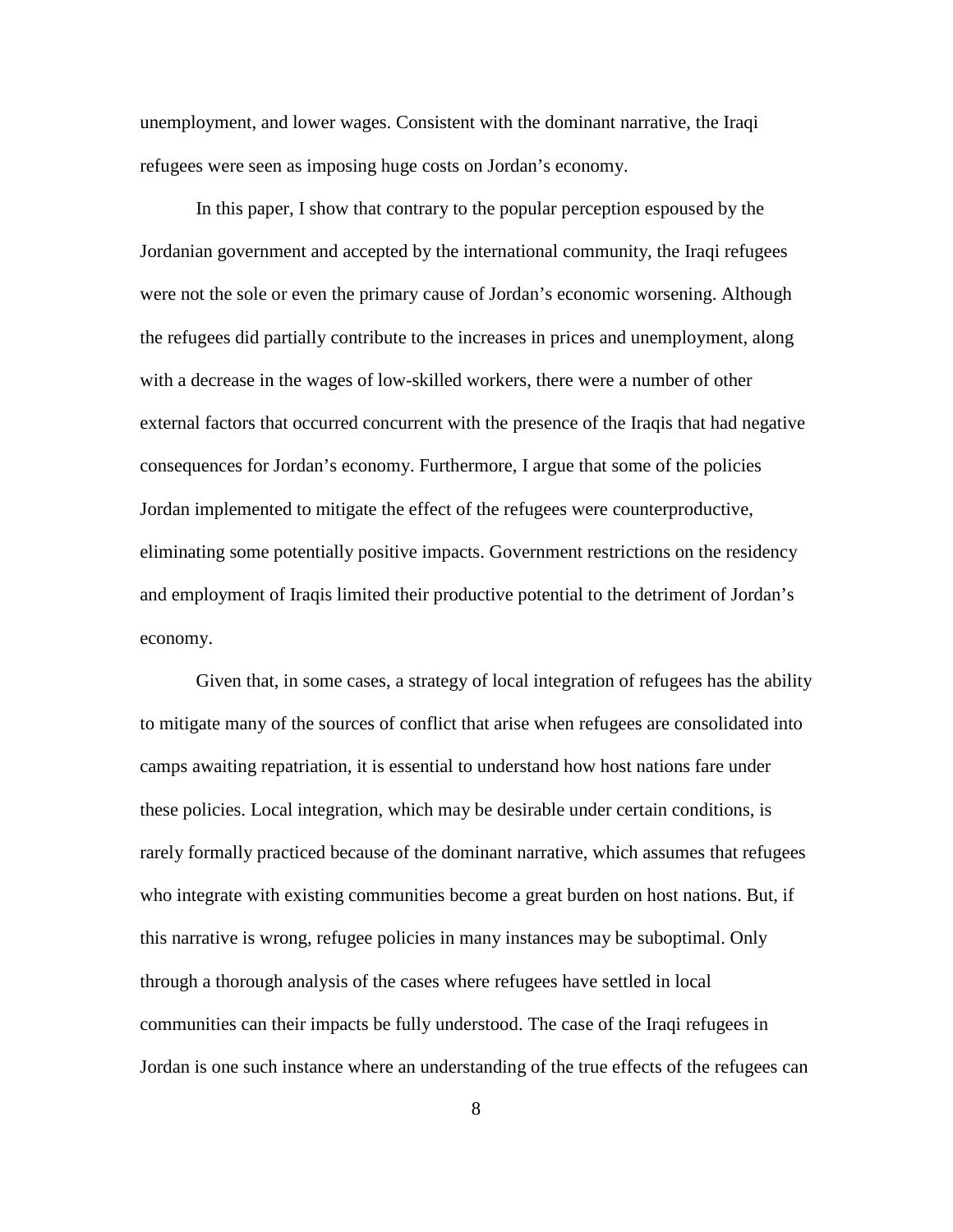unemployment, and lower wages. Consistent with the dominant narrative, the Iraqi refugees were seen as imposing huge costs on Jordan's economy.

In this paper, I show that contrary to the popular perception espoused by the Jordanian government and accepted by the international community, the Iraqi refugees were not the sole or even the primary cause of Jordan's economic worsening. Although the refugees did partially contribute to the increases in prices and unemployment, along with a decrease in the wages of low-skilled workers, there were a number of other external factors that occurred concurrent with the presence of the Iraqis that had negative consequences for Jordan's economy. Furthermore, I argue that some of the policies Jordan implemented to mitigate the effect of the refugees were counterproductive, eliminating some potentially positive impacts. Government restrictions on the residency and employment of Iraqis limited their productive potential to the detriment of Jordan's economy.

Given that, in some cases, a strategy of local integration of refugees has the ability to mitigate many of the sources of conflict that arise when refugees are consolidated into camps awaiting repatriation, it is essential to understand how host nations fare under these policies. Local integration, which may be desirable under certain conditions, is rarely formally practiced because of the dominant narrative, which assumes that refugees who integrate with existing communities become a great burden on host nations. But, if this narrative is wrong, refugee policies in many instances may be suboptimal. Only through a thorough analysis of the cases where refugees have settled in local communities can their impacts be fully understood. The case of the Iraqi refugees in Jordan is one such instance where an understanding of the true effects of the refugees can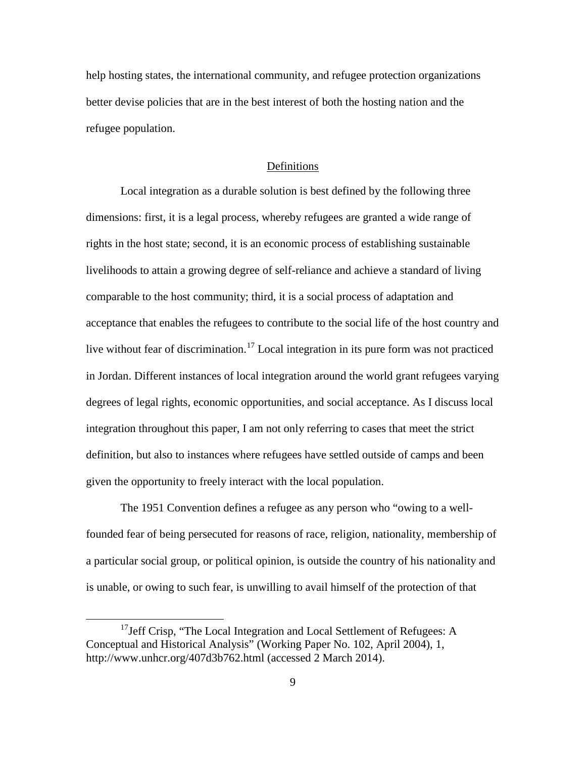help hosting states, the international community, and refugee protection organizations better devise policies that are in the best interest of both the hosting nation and the refugee population.

## Definitions

Local integration as a durable solution is best defined by the following three dimensions: first, it is a legal process, whereby refugees are granted a wide range of rights in the host state; second, it is an economic process of establishing sustainable livelihoods to attain a growing degree of self-reliance and achieve a standard of living comparable to the host community; third, it is a social process of adaptation and acceptance that enables the refugees to contribute to the social life of the host country and live without fear of discrimination.[17] Local integration in its pure form was not practiced in Jordan. Different instances of local integration around the world grant refugees varying degrees of legal rights, economic opportunities, and social acceptance. As I discuss local integration throughout this paper, I am not only referring to cases that meet the strict definition, but also to instances where refugees have settled outside of camps and been given the opportunity to freely interact with the local population.

The 1951 Convention defines a refugee as any person who "owing to a well-founded fear of being persecuted for reasons of race, religion, nationality, membership of a particular social group, or political opinion, is outside the country of his nationality and is unable, or owing to such fear, is unwilling to avail himself of the protection of that

---

[17] Jeff Crisp, "The Local Integration and Local Settlement of Refugees: A Conceptual and Historical Analysis" (Working Paper No. 102, April 2004), 1, http://www.unhcr.org/407d3b762.html (accessed 2 March 2014).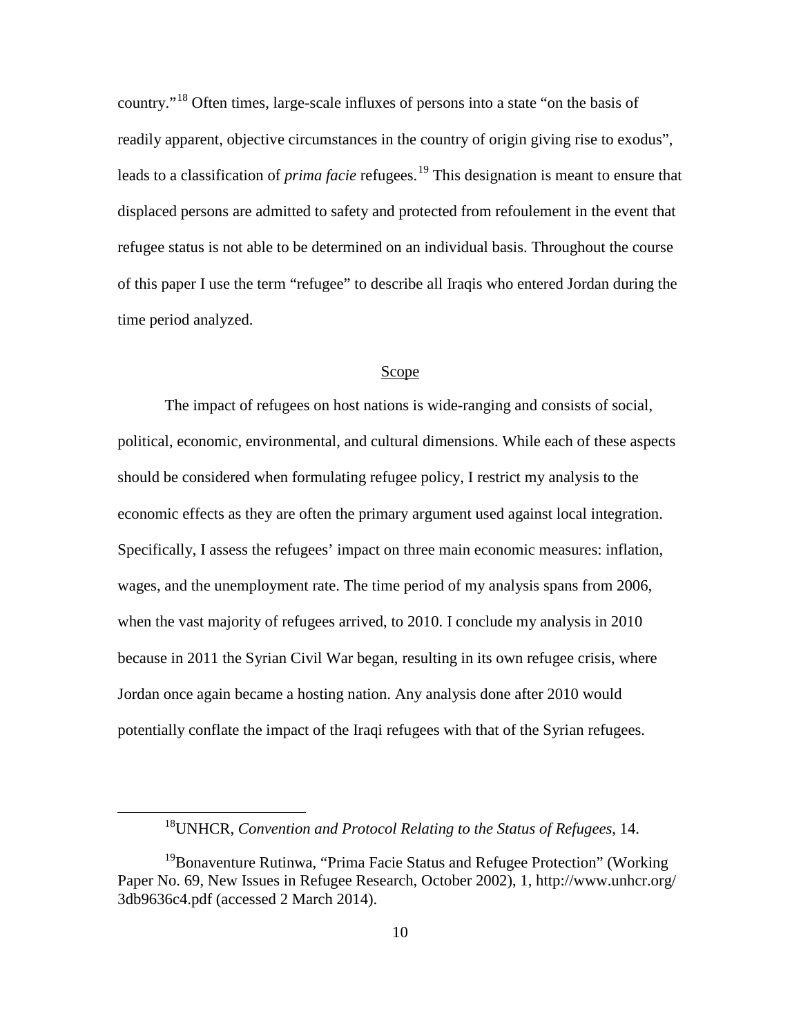country."[18] Often times, large-scale influxes of persons into a state "on the basis of readily apparent, objective circumstances in the country of origin giving rise to exodus", leads to a classification of *prima facie* refugees.[19] This designation is meant to ensure that displaced persons are admitted to safety and protected from refoulement in the event that refugee status is not able to be determined on an individual basis. Throughout the course of this paper I use the term "refugee" to describe all Iraqis who entered Jordan during the time period analyzed.

## Scope

The impact of refugees on host nations is wide-ranging and consists of social, political, economic, environmental, and cultural dimensions. While each of these aspects should be considered when formulating refugee policy, I restrict my analysis to the economic effects as they are often the primary argument used against local integration. Specifically, I assess the refugees' impact on three main economic measures: inflation, wages, and the unemployment rate. The time period of my analysis spans from 2006, when the vast majority of refugees arrived, to 2010. I conclude my analysis in 2010 because in 2011 the Syrian Civil War began, resulting in its own refugee crisis, where Jordan once again became a hosting nation. Any analysis done after 2010 would potentially conflate the impact of the Iraqi refugees with that of the Syrian refugees.

---

[18] UNHCR, *Convention and Protocol Relating to the Status of Refugees*, 14.

[19] Bonaventure Rutinwa, "Prima Facie Status and Refugee Protection" (Working Paper No. 69, New Issues in Refugee Research, October 2002), 1, http://www.unhcr.org/3db9636c4.pdf (accessed 2 March 2014).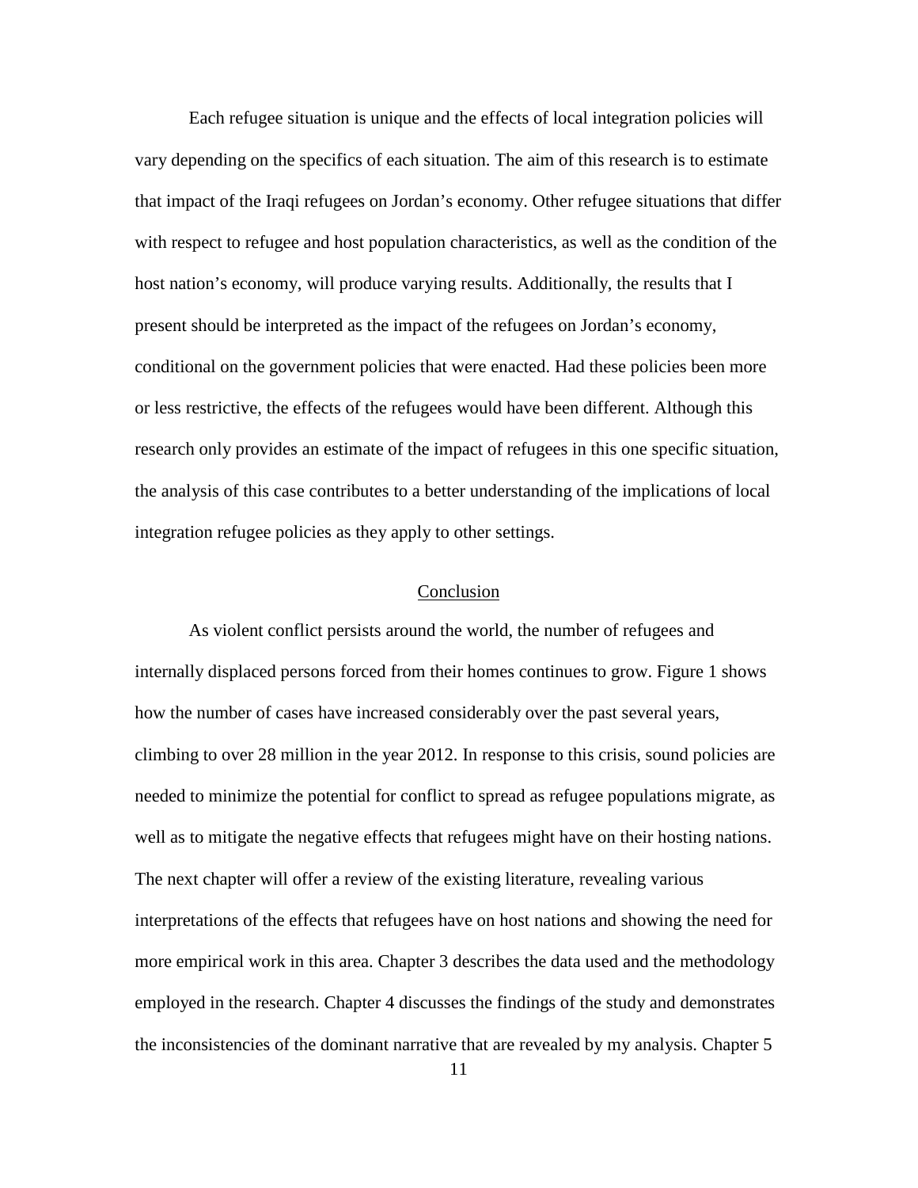Each refugee situation is unique and the effects of local integration policies will vary depending on the specifics of each situation. The aim of this research is to estimate that impact of the Iraqi refugees on Jordan's economy. Other refugee situations that differ with respect to refugee and host population characteristics, as well as the condition of the host nation's economy, will produce varying results. Additionally, the results that I present should be interpreted as the impact of the refugees on Jordan's economy, conditional on the government policies that were enacted. Had these policies been more or less restrictive, the effects of the refugees would have been different. Although this research only provides an estimate of the impact of refugees in this one specific situation, the analysis of this case contributes to a better understanding of the implications of local integration refugee policies as they apply to other settings.

## Conclusion

As violent conflict persists around the world, the number of refugees and internally displaced persons forced from their homes continues to grow. Figure 1 shows how the number of cases have increased considerably over the past several years, climbing to over 28 million in the year 2012. In response to this crisis, sound policies are needed to minimize the potential for conflict to spread as refugee populations migrate, as well as to mitigate the negative effects that refugees might have on their hosting nations. The next chapter will offer a review of the existing literature, revealing various interpretations of the effects that refugees have on host nations and showing the need for more empirical work in this area. Chapter 3 describes the data used and the methodology employed in the research. Chapter 4 discusses the findings of the study and demonstrates the inconsistencies of the dominant narrative that are revealed by my analysis. Chapter 5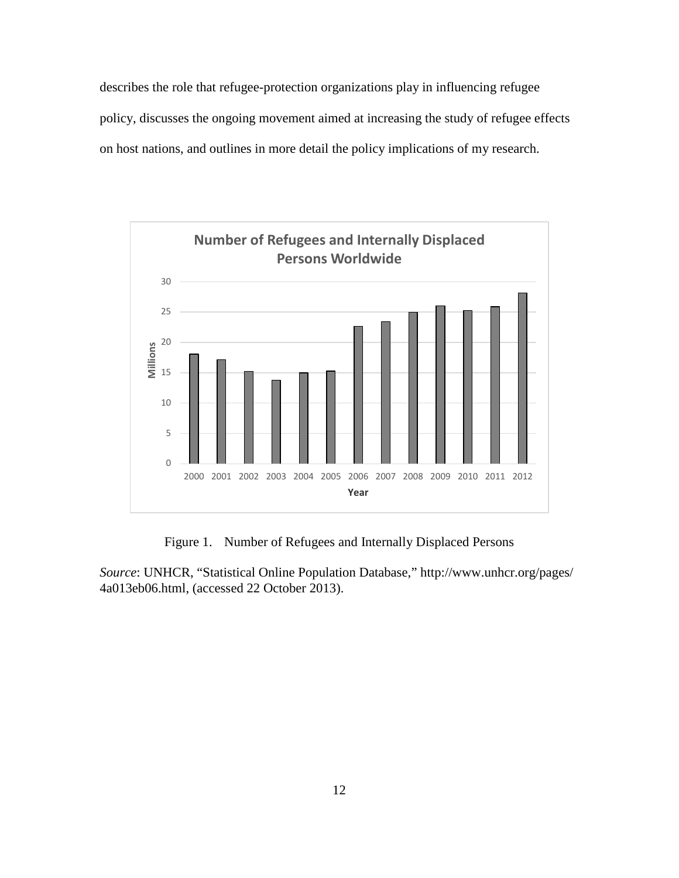describes the role that refugee-protection organizations play in influencing refugee policy, discusses the ongoing movement aimed at increasing the study of refugee effects on host nations, and outlines in more detail the policy implications of my research.

Figure 1. Number of Refugees and Internally Displaced Persons

*Source*: UNHCR, "Statistical Online Population Database," http://www.unhcr.org/pages/4a013eb06.html, (accessed 22 October 2013).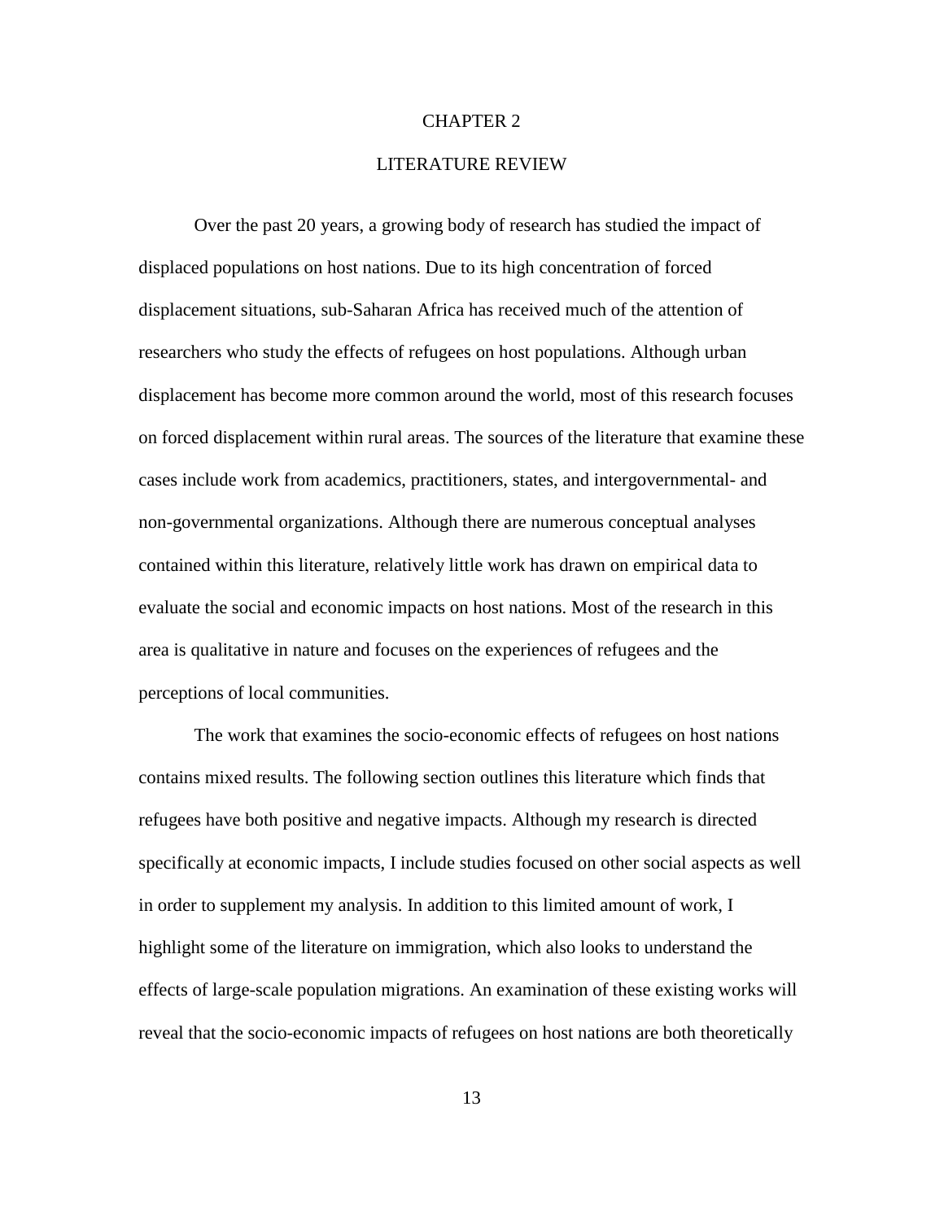# CHAPTER 2

# LITERATURE REVIEW

Over the past 20 years, a growing body of research has studied the impact of displaced populations on host nations. Due to its high concentration of forced displacement situations, sub-Saharan Africa has received much of the attention of researchers who study the effects of refugees on host populations. Although urban displacement has become more common around the world, most of this research focuses on forced displacement within rural areas. The sources of the literature that examine these cases include work from academics, practitioners, states, and intergovernmental- and non-governmental organizations. Although there are numerous conceptual analyses contained within this literature, relatively little work has drawn on empirical data to evaluate the social and economic impacts on host nations. Most of the research in this area is qualitative in nature and focuses on the experiences of refugees and the perceptions of local communities.

The work that examines the socio-economic effects of refugees on host nations contains mixed results. The following section outlines this literature which finds that refugees have both positive and negative impacts. Although my research is directed specifically at economic impacts, I include studies focused on other social aspects as well in order to supplement my analysis. In addition to this limited amount of work, I highlight some of the literature on immigration, which also looks to understand the effects of large-scale population migrations. An examination of these existing works will reveal that the socio-economic impacts of refugees on host nations are both theoretically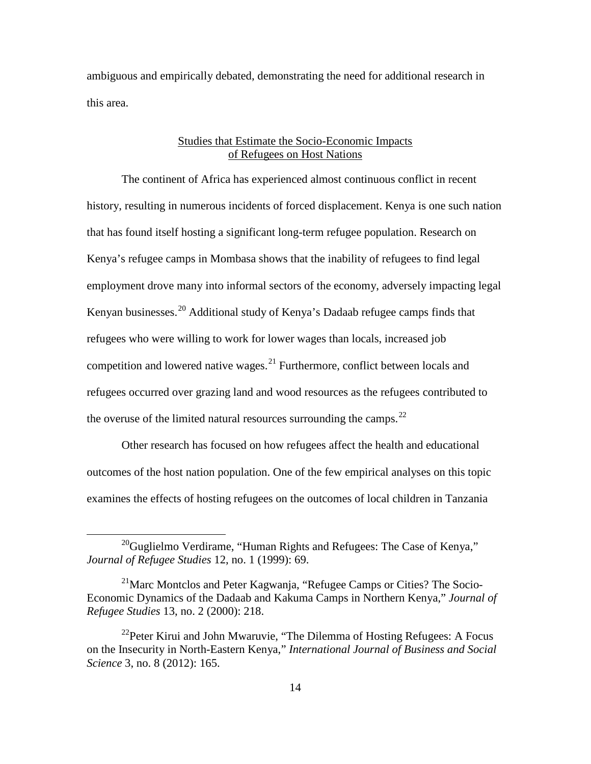ambiguous and empirically debated, demonstrating the need for additional research in this area.

## Studies that Estimate the Socio-Economic Impacts of Refugees on Host Nations

The continent of Africa has experienced almost continuous conflict in recent history, resulting in numerous incidents of forced displacement. Kenya is one such nation that has found itself hosting a significant long-term refugee population. Research on Kenya's refugee camps in Mombasa shows that the inability of refugees to find legal employment drove many into informal sectors of the economy, adversely impacting legal Kenyan businesses.[20] Additional study of Kenya's Dadaab refugee camps finds that refugees who were willing to work for lower wages than locals, increased job competition and lowered native wages.[21] Furthermore, conflict between locals and refugees occurred over grazing land and wood resources as the refugees contributed to the overuse of the limited natural resources surrounding the camps.[22]

Other research has focused on how refugees affect the health and educational outcomes of the host nation population. One of the few empirical analyses on this topic examines the effects of hosting refugees on the outcomes of local children in Tanzania

---

[20]Guglielmo Verdirame, "Human Rights and Refugees: The Case of Kenya," *Journal of Refugee Studies* 12, no. 1 (1999): 69.

[21]Marc Montclos and Peter Kagwanja, "Refugee Camps or Cities? The Socio-Economic Dynamics of the Dadaab and Kakuma Camps in Northern Kenya," *Journal of Refugee Studies* 13, no. 2 (2000): 218.

[22]Peter Kirui and John Mwaruvie, "The Dilemma of Hosting Refugees: A Focus on the Insecurity in North-Eastern Kenya," *International Journal of Business and Social Science* 3, no. 8 (2012): 165.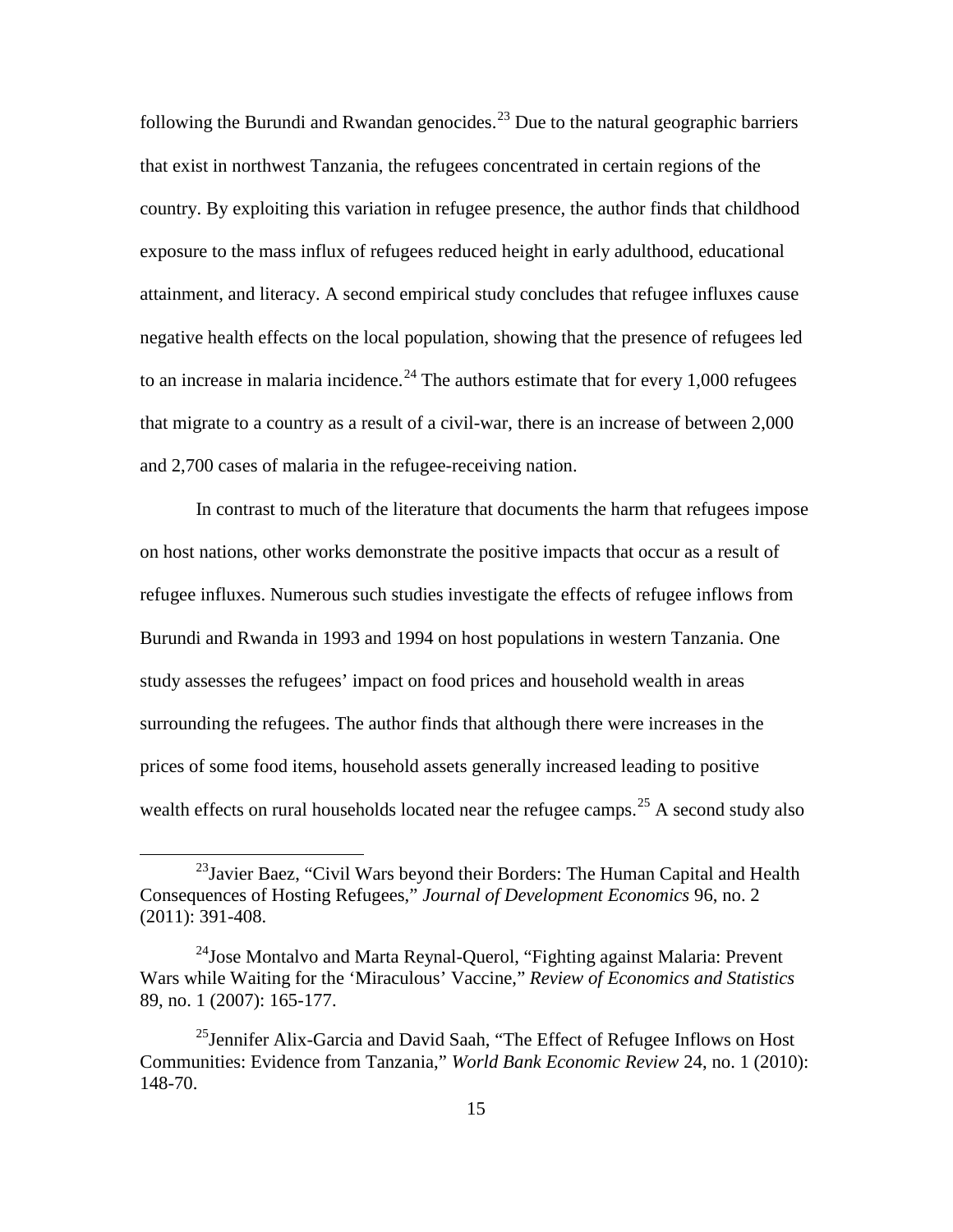following the Burundi and Rwandan genocides.[23] Due to the natural geographic barriers that exist in northwest Tanzania, the refugees concentrated in certain regions of the country. By exploiting this variation in refugee presence, the author finds that childhood exposure to the mass influx of refugees reduced height in early adulthood, educational attainment, and literacy. A second empirical study concludes that refugee influxes cause negative health effects on the local population, showing that the presence of refugees led to an increase in malaria incidence.[24] The authors estimate that for every 1,000 refugees that migrate to a country as a result of a civil-war, there is an increase of between 2,000 and 2,700 cases of malaria in the refugee-receiving nation.

In contrast to much of the literature that documents the harm that refugees impose on host nations, other works demonstrate the positive impacts that occur as a result of refugee influxes. Numerous such studies investigate the effects of refugee inflows from Burundi and Rwanda in 1993 and 1994 on host populations in western Tanzania. One study assesses the refugees' impact on food prices and household wealth in areas surrounding the refugees. The author finds that although there were increases in the prices of some food items, household assets generally increased leading to positive wealth effects on rural households located near the refugee camps.[25] A second study also

---

[23] Javier Baez, "Civil Wars beyond their Borders: The Human Capital and Health Consequences of Hosting Refugees," *Journal of Development Economics* 96, no. 2 (2011): 391-408.

[24] Jose Montalvo and Marta Reynal-Querol, "Fighting against Malaria: Prevent Wars while Waiting for the 'Miraculous' Vaccine," *Review of Economics and Statistics* 89, no. 1 (2007): 165-177.

[25] Jennifer Alix-Garcia and David Saah, "The Effect of Refugee Inflows on Host Communities: Evidence from Tanzania," *World Bank Economic Review* 24, no. 1 (2010): 148-70.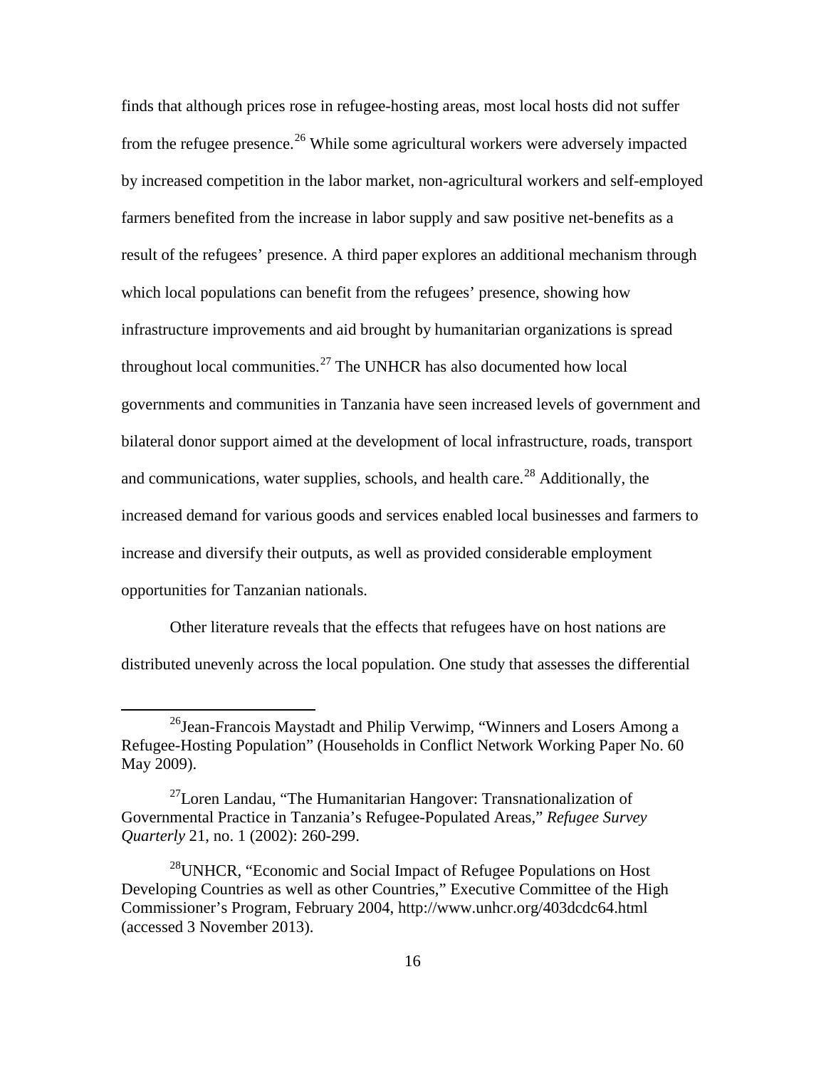finds that although prices rose in refugee-hosting areas, most local hosts did not suffer from the refugee presence.[26] While some agricultural workers were adversely impacted by increased competition in the labor market, non-agricultural workers and self-employed farmers benefited from the increase in labor supply and saw positive net-benefits as a result of the refugees' presence. A third paper explores an additional mechanism through which local populations can benefit from the refugees' presence, showing how infrastructure improvements and aid brought by humanitarian organizations is spread throughout local communities.[27] The UNHCR has also documented how local governments and communities in Tanzania have seen increased levels of government and bilateral donor support aimed at the development of local infrastructure, roads, transport and communications, water supplies, schools, and health care.[28] Additionally, the increased demand for various goods and services enabled local businesses and farmers to increase and diversify their outputs, as well as provided considerable employment opportunities for Tanzanian nationals.

Other literature reveals that the effects that refugees have on host nations are distributed unevenly across the local population. One study that assesses the differential

---

[26] Jean-Francois Maystadt and Philip Verwimp, "Winners and Losers Among a Refugee-Hosting Population" (Households in Conflict Network Working Paper No. 60 May 2009).

[27] Loren Landau, "The Humanitarian Hangover: Transnationalization of Governmental Practice in Tanzania's Refugee-Populated Areas," *Refugee Survey Quarterly* 21, no. 1 (2002): 260-299.

[28] UNHCR, "Economic and Social Impact of Refugee Populations on Host Developing Countries as well as other Countries," Executive Committee of the High Commissioner's Program, February 2004, http://www.unhcr.org/403dcdc64.html (accessed 3 November 2013).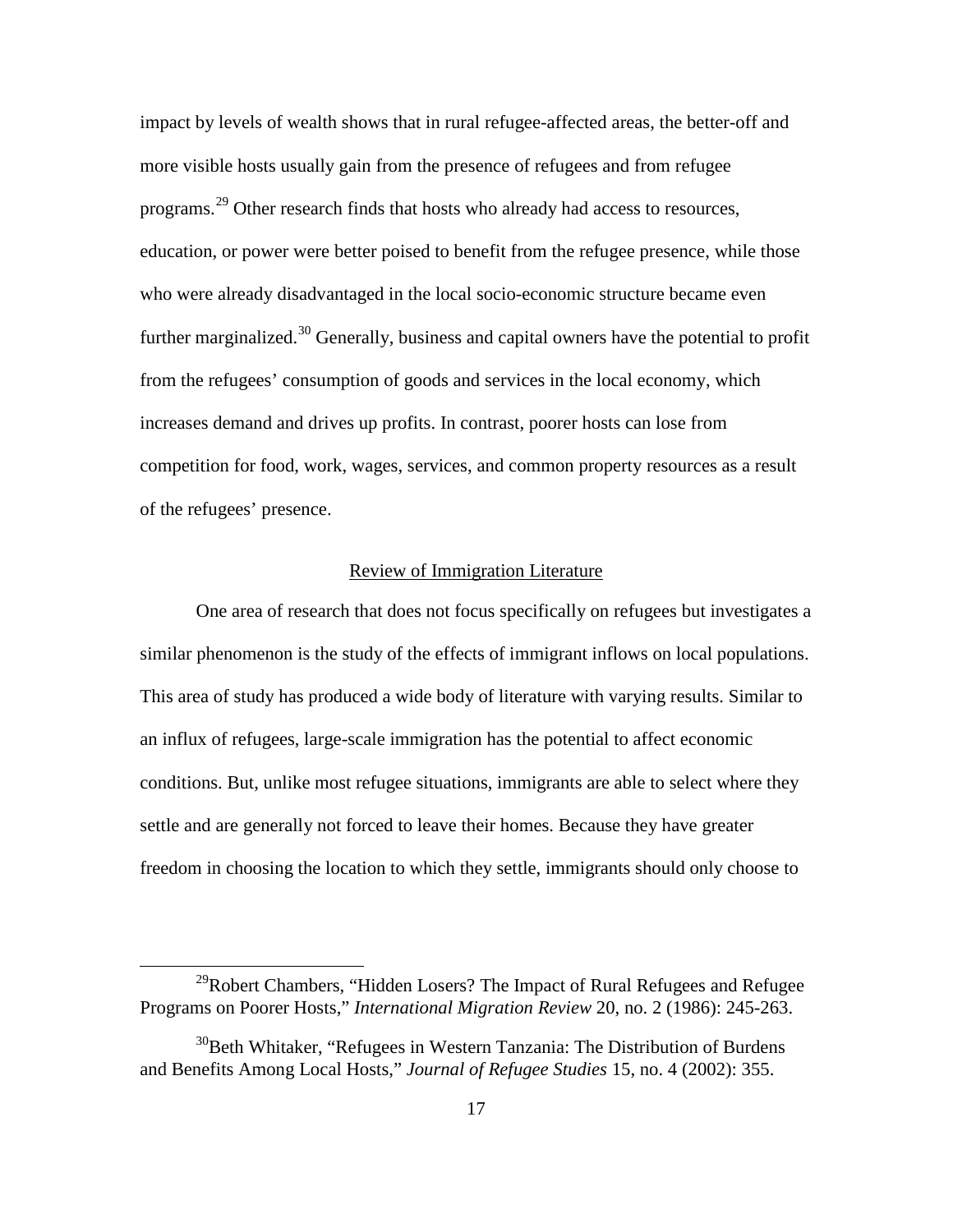impact by levels of wealth shows that in rural refugee-affected areas, the better-off and more visible hosts usually gain from the presence of refugees and from refugee programs.[29] Other research finds that hosts who already had access to resources, education, or power were better poised to benefit from the refugee presence, while those who were already disadvantaged in the local socio-economic structure became even further marginalized.[30] Generally, business and capital owners have the potential to profit from the refugees' consumption of goods and services in the local economy, which increases demand and drives up profits. In contrast, poorer hosts can lose from competition for food, work, wages, services, and common property resources as a result of the refugees' presence.

## Review of Immigration Literature

One area of research that does not focus specifically on refugees but investigates a similar phenomenon is the study of the effects of immigrant inflows on local populations. This area of study has produced a wide body of literature with varying results. Similar to an influx of refugees, large-scale immigration has the potential to affect economic conditions. But, unlike most refugee situations, immigrants are able to select where they settle and are generally not forced to leave their homes. Because they have greater freedom in choosing the location to which they settle, immigrants should only choose to

---

[29] Robert Chambers, "Hidden Losers? The Impact of Rural Refugees and Refugee Programs on Poorer Hosts," *International Migration Review* 20, no. 2 (1986): 245-263.

[30] Beth Whitaker, "Refugees in Western Tanzania: The Distribution of Burdens and Benefits Among Local Hosts," *Journal of Refugee Studies* 15, no. 4 (2002): 355.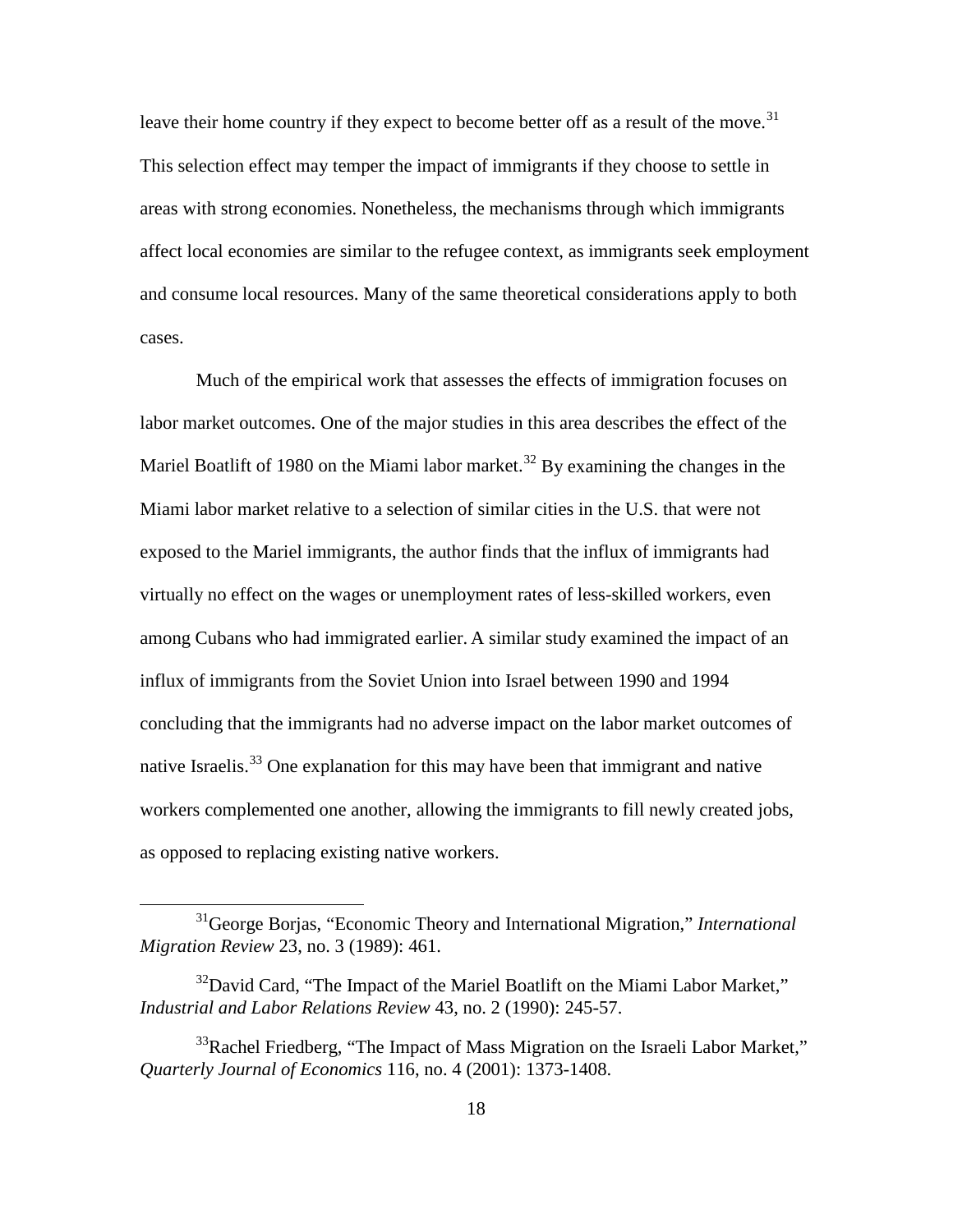leave their home country if they expect to become better off as a result of the move.[31] This selection effect may temper the impact of immigrants if they choose to settle in areas with strong economies. Nonetheless, the mechanisms through which immigrants affect local economies are similar to the refugee context, as immigrants seek employment and consume local resources. Many of the same theoretical considerations apply to both cases.

Much of the empirical work that assesses the effects of immigration focuses on labor market outcomes. One of the major studies in this area describes the effect of the Mariel Boatlift of 1980 on the Miami labor market.[32] By examining the changes in the Miami labor market relative to a selection of similar cities in the U.S. that were not exposed to the Mariel immigrants, the author finds that the influx of immigrants had virtually no effect on the wages or unemployment rates of less-skilled workers, even among Cubans who had immigrated earlier. A similar study examined the impact of an influx of immigrants from the Soviet Union into Israel between 1990 and 1994 concluding that the immigrants had no adverse impact on the labor market outcomes of native Israelis.[33] One explanation for this may have been that immigrant and native workers complemented one another, allowing the immigrants to fill newly created jobs, as opposed to replacing existing native workers.

---

[31] George Borjas, "Economic Theory and International Migration," *International Migration Review* 23, no. 3 (1989): 461.

[32] David Card, "The Impact of the Mariel Boatlift on the Miami Labor Market," *Industrial and Labor Relations Review* 43, no. 2 (1990): 245-57.

[33] Rachel Friedberg, "The Impact of Mass Migration on the Israeli Labor Market," *Quarterly Journal of Economics* 116, no. 4 (2001): 1373-1408.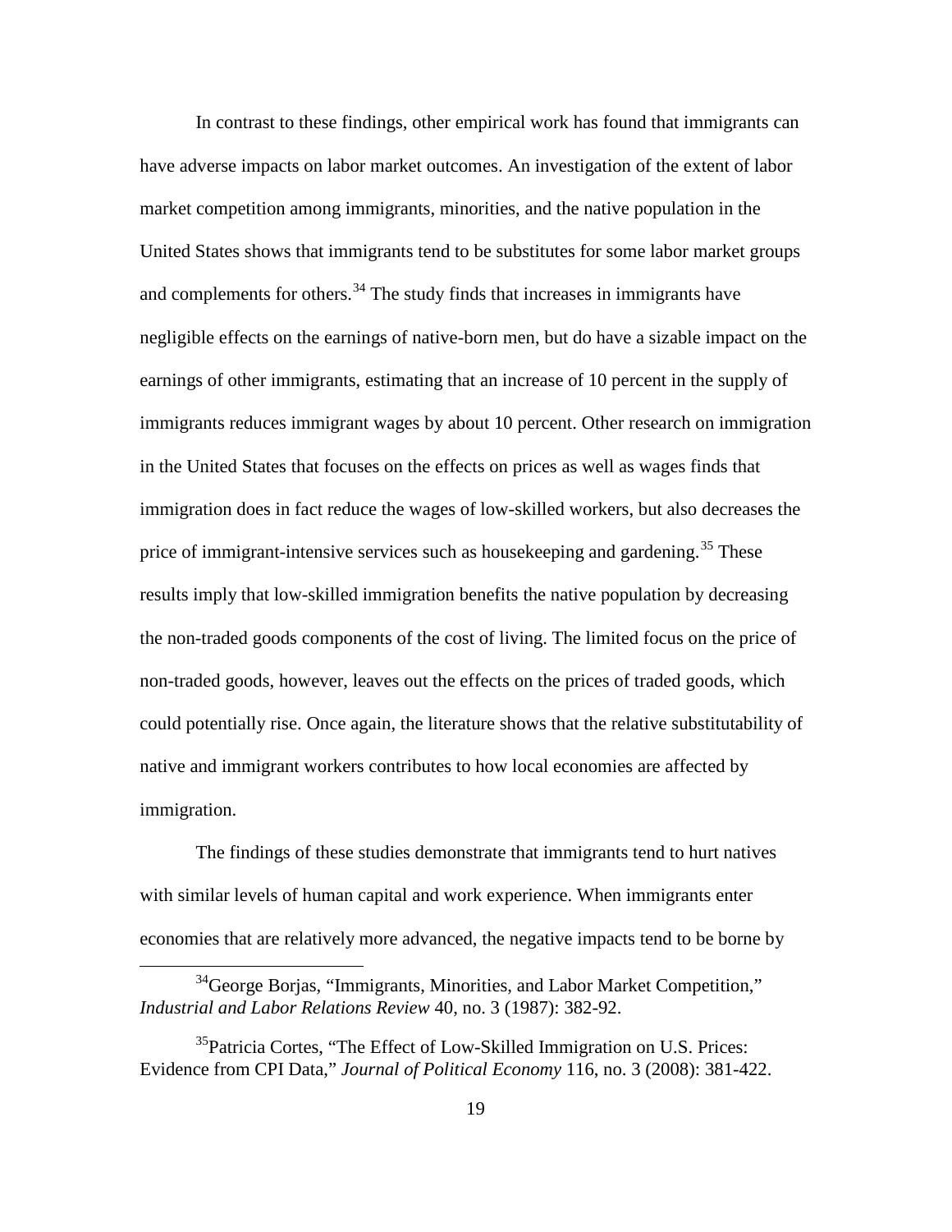In contrast to these findings, other empirical work has found that immigrants can have adverse impacts on labor market outcomes. An investigation of the extent of labor market competition among immigrants, minorities, and the native population in the United States shows that immigrants tend to be substitutes for some labor market groups and complements for others.[34] The study finds that increases in immigrants have negligible effects on the earnings of native-born men, but do have a sizable impact on the earnings of other immigrants, estimating that an increase of 10 percent in the supply of immigrants reduces immigrant wages by about 10 percent. Other research on immigration in the United States that focuses on the effects on prices as well as wages finds that immigration does in fact reduce the wages of low-skilled workers, but also decreases the price of immigrant-intensive services such as housekeeping and gardening.[35] These results imply that low-skilled immigration benefits the native population by decreasing the non-traded goods components of the cost of living. The limited focus on the price of non-traded goods, however, leaves out the effects on the prices of traded goods, which could potentially rise. Once again, the literature shows that the relative substitutability of native and immigrant workers contributes to how local economies are affected by immigration.

The findings of these studies demonstrate that immigrants tend to hurt natives with similar levels of human capital and work experience. When immigrants enter economies that are relatively more advanced, the negative impacts tend to be borne by

[34] George Borjas, "Immigrants, Minorities, and Labor Market Competition," *Industrial and Labor Relations Review* 40, no. 3 (1987): 382-92.

[35] Patricia Cortes, "The Effect of Low-Skilled Immigration on U.S. Prices: Evidence from CPI Data," *Journal of Political Economy* 116, no. 3 (2008): 381-422.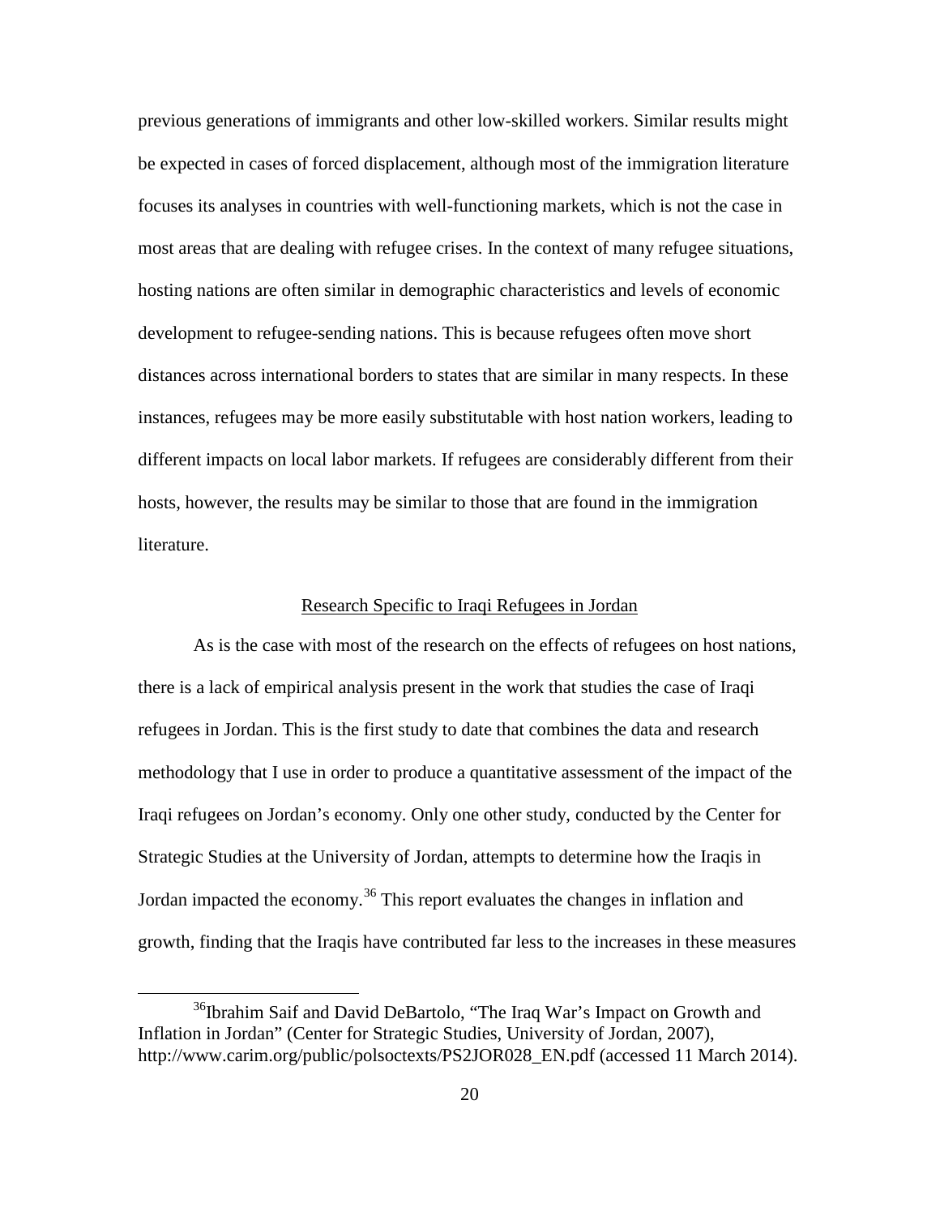previous generations of immigrants and other low-skilled workers. Similar results might be expected in cases of forced displacement, although most of the immigration literature focuses its analyses in countries with well-functioning markets, which is not the case in most areas that are dealing with refugee crises. In the context of many refugee situations, hosting nations are often similar in demographic characteristics and levels of economic development to refugee-sending nations. This is because refugees often move short distances across international borders to states that are similar in many respects. In these instances, refugees may be more easily substitutable with host nation workers, leading to different impacts on local labor markets. If refugees are considerably different from their hosts, however, the results may be similar to those that are found in the immigration literature.

## Research Specific to Iraqi Refugees in Jordan

As is the case with most of the research on the effects of refugees on host nations, there is a lack of empirical analysis present in the work that studies the case of Iraqi refugees in Jordan. This is the first study to date that combines the data and research methodology that I use in order to produce a quantitative assessment of the impact of the Iraqi refugees on Jordan's economy. Only one other study, conducted by the Center for Strategic Studies at the University of Jordan, attempts to determine how the Iraqis in Jordan impacted the economy.[36] This report evaluates the changes in inflation and growth, finding that the Iraqis have contributed far less to the increases in these measures

[36] Ibrahim Saif and David DeBartolo, "The Iraq War's Impact on Growth and Inflation in Jordan" (Center for Strategic Studies, University of Jordan, 2007), http://www.carim.org/public/polsoctexts/PS2JOR028_EN.pdf (accessed 11 March 2014).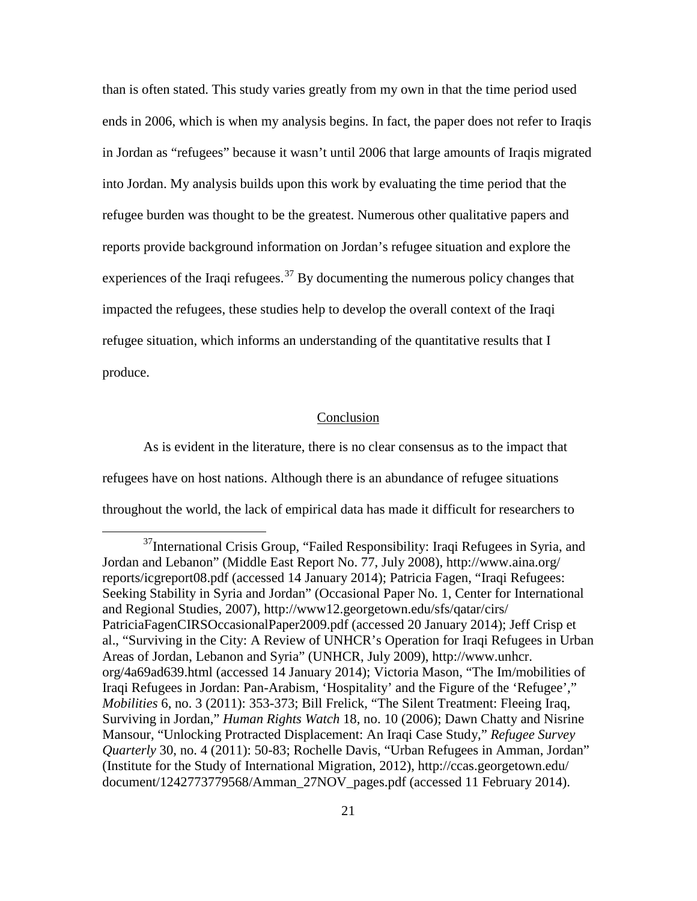than is often stated. This study varies greatly from my own in that the time period used ends in 2006, which is when my analysis begins. In fact, the paper does not refer to Iraqis in Jordan as "refugees" because it wasn't until 2006 that large amounts of Iraqis migrated into Jordan. My analysis builds upon this work by evaluating the time period that the refugee burden was thought to be the greatest. Numerous other qualitative papers and reports provide background information on Jordan's refugee situation and explore the experiences of the Iraqi refugees.[37] By documenting the numerous policy changes that impacted the refugees, these studies help to develop the overall context of the Iraqi refugee situation, which informs an understanding of the quantitative results that I produce.

## Conclusion

As is evident in the literature, there is no clear consensus as to the impact that refugees have on host nations. Although there is an abundance of refugee situations throughout the world, the lack of empirical data has made it difficult for researchers to

---

[37] International Crisis Group, "Failed Responsibility: Iraqi Refugees in Syria, and Jordan and Lebanon" (Middle East Report No. 77, July 2008), http://www.aina.org/reports/icgreport08.pdf (accessed 14 January 2014); Patricia Fagen, "Iraqi Refugees: Seeking Stability in Syria and Jordan" (Occasional Paper No. 1, Center for International and Regional Studies, 2007), http://www12.georgetown.edu/sfs/qatar/cirs/PatriciaFagenCIRSOccasionalPaper2009.pdf (accessed 20 January 2014); Jeff Crisp et al., "Surviving in the City: A Review of UNHCR's Operation for Iraqi Refugees in Urban Areas of Jordan, Lebanon and Syria" (UNHCR, July 2009), http://www.unhcr.org/4a69ad639.html (accessed 14 January 2014); Victoria Mason, "The Im/mobilities of Iraqi Refugees in Jordan: Pan-Arabism, 'Hospitality' and the Figure of the 'Refugee'," *Mobilities* 6, no. 3 (2011): 353-373; Bill Frelick, "The Silent Treatment: Fleeing Iraq, Surviving in Jordan," *Human Rights Watch* 18, no. 10 (2006); Dawn Chatty and Nisrine Mansour, "Unlocking Protracted Displacement: An Iraqi Case Study," *Refugee Survey Quarterly* 30, no. 4 (2011): 50-83; Rochelle Davis, "Urban Refugees in Amman, Jordan" (Institute for the Study of International Migration, 2012), http://ccas.georgetown.edu/document/1242773779568/Amman_27NOV_pages.pdf (accessed 11 February 2014).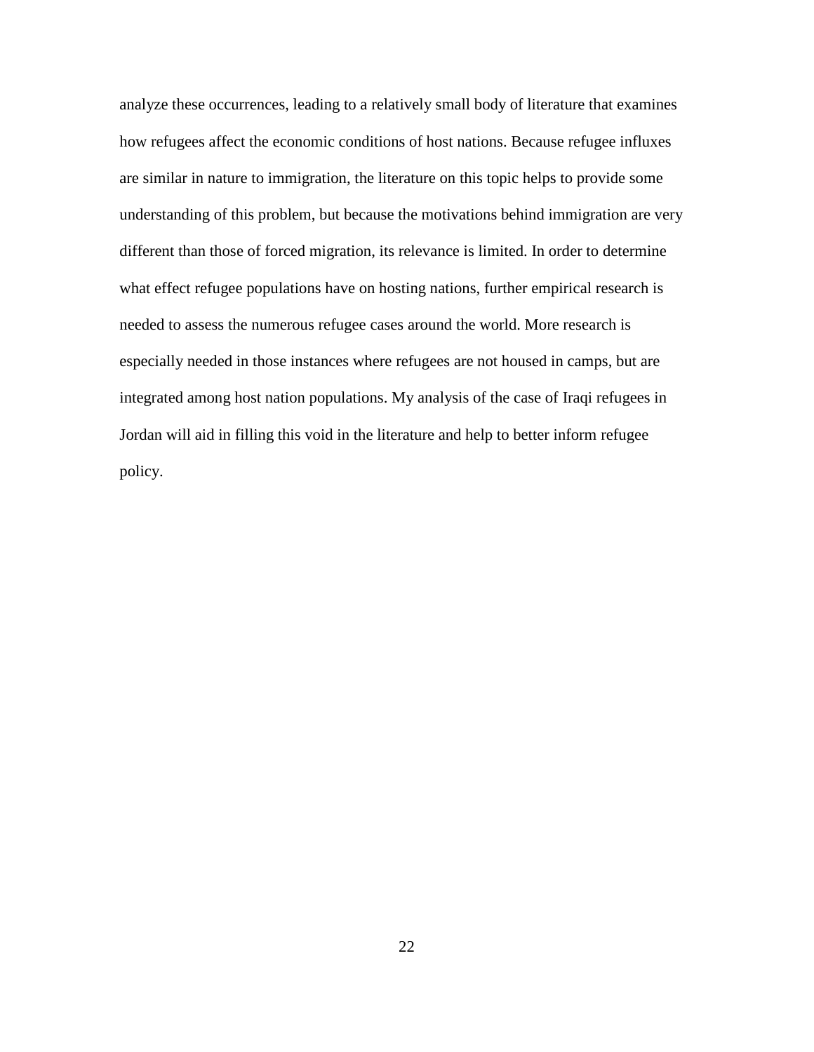analyze these occurrences, leading to a relatively small body of literature that examines how refugees affect the economic conditions of host nations. Because refugee influxes are similar in nature to immigration, the literature on this topic helps to provide some understanding of this problem, but because the motivations behind immigration are very different than those of forced migration, its relevance is limited. In order to determine what effect refugee populations have on hosting nations, further empirical research is needed to assess the numerous refugee cases around the world. More research is especially needed in those instances where refugees are not housed in camps, but are integrated among host nation populations. My analysis of the case of Iraqi refugees in Jordan will aid in filling this void in the literature and help to better inform refugee policy.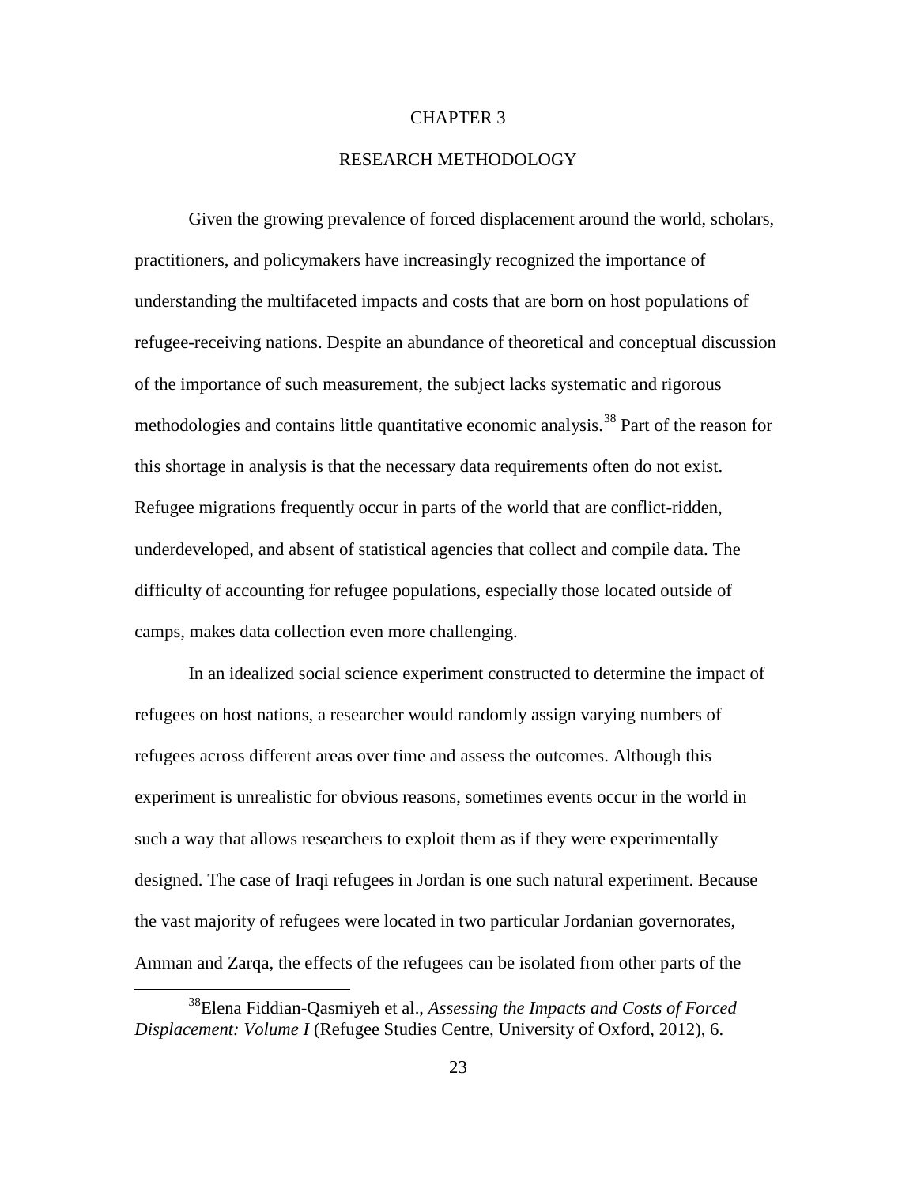# CHAPTER 3

## RESEARCH METHODOLOGY

Given the growing prevalence of forced displacement around the world, scholars, practitioners, and policymakers have increasingly recognized the importance of understanding the multifaceted impacts and costs that are born on host populations of refugee-receiving nations. Despite an abundance of theoretical and conceptual discussion of the importance of such measurement, the subject lacks systematic and rigorous methodologies and contains little quantitative economic analysis.[38] Part of the reason for this shortage in analysis is that the necessary data requirements often do not exist. Refugee migrations frequently occur in parts of the world that are conflict-ridden, underdeveloped, and absent of statistical agencies that collect and compile data. The difficulty of accounting for refugee populations, especially those located outside of camps, makes data collection even more challenging.

In an idealized social science experiment constructed to determine the impact of refugees on host nations, a researcher would randomly assign varying numbers of refugees across different areas over time and assess the outcomes. Although this experiment is unrealistic for obvious reasons, sometimes events occur in the world in such a way that allows researchers to exploit them as if they were experimentally designed. The case of Iraqi refugees in Jordan is one such natural experiment. Because the vast majority of refugees were located in two particular Jordanian governorates, Amman and Zarqa, the effects of the refugees can be isolated from other parts of the

[38] Elena Fiddian-Qasmiyeh et al., *Assessing the Impacts and Costs of Forced Displacement: Volume I* (Refugee Studies Centre, University of Oxford, 2012), 6.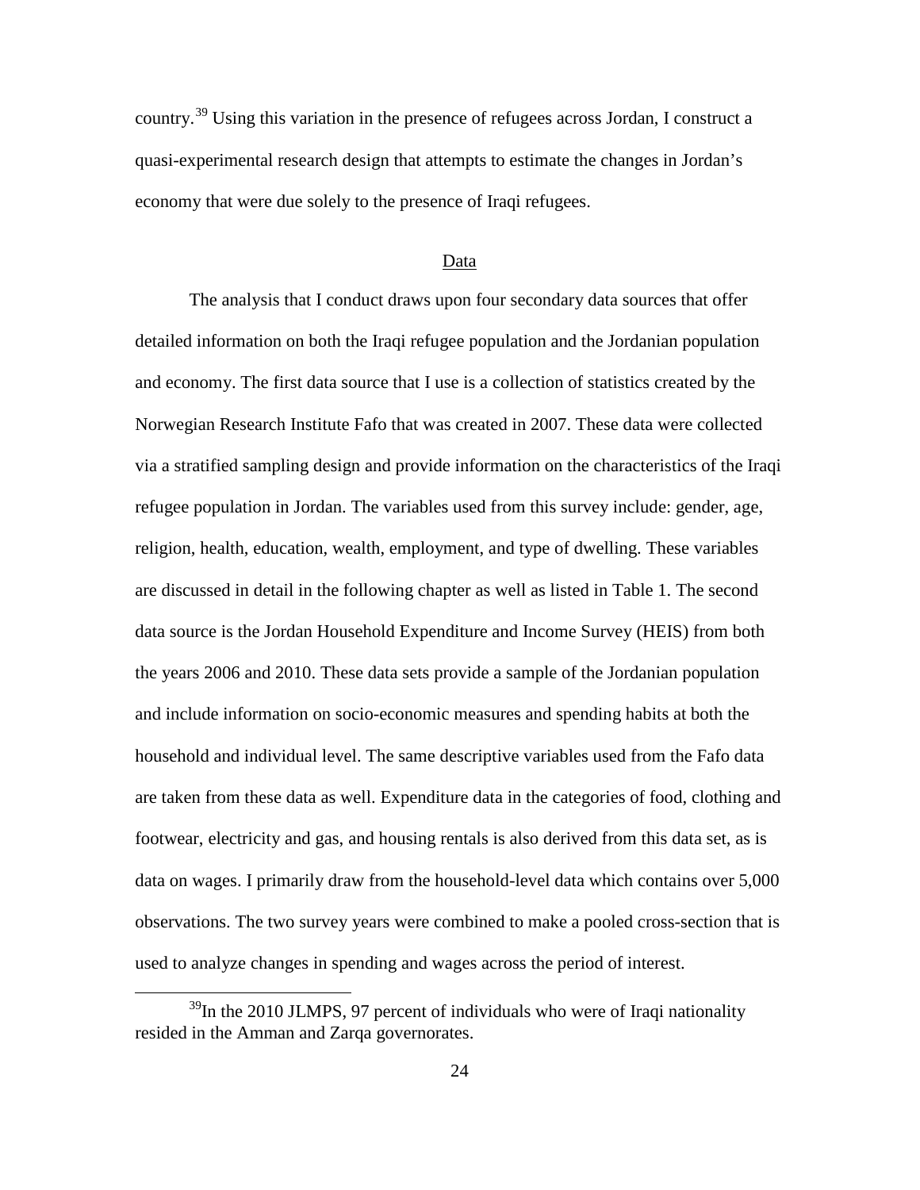country.[39] Using this variation in the presence of refugees across Jordan, I construct a quasi-experimental research design that attempts to estimate the changes in Jordan's economy that were due solely to the presence of Iraqi refugees.

## Data

The analysis that I conduct draws upon four secondary data sources that offer detailed information on both the Iraqi refugee population and the Jordanian population and economy. The first data source that I use is a collection of statistics created by the Norwegian Research Institute Fafo that was created in 2007. These data were collected via a stratified sampling design and provide information on the characteristics of the Iraqi refugee population in Jordan. The variables used from this survey include: gender, age, religion, health, education, wealth, employment, and type of dwelling. These variables are discussed in detail in the following chapter as well as listed in Table 1. The second data source is the Jordan Household Expenditure and Income Survey (HEIS) from both the years 2006 and 2010. These data sets provide a sample of the Jordanian population and include information on socio-economic measures and spending habits at both the household and individual level. The same descriptive variables used from the Fafo data are taken from these data as well. Expenditure data in the categories of food, clothing and footwear, electricity and gas, and housing rentals is also derived from this data set, as is data on wages. I primarily draw from the household-level data which contains over 5,000 observations. The two survey years were combined to make a pooled cross-section that is used to analyze changes in spending and wages across the period of interest.

[39] In the 2010 JLMPS, 97 percent of individuals who were of Iraqi nationality resided in the Amman and Zarqa governorates.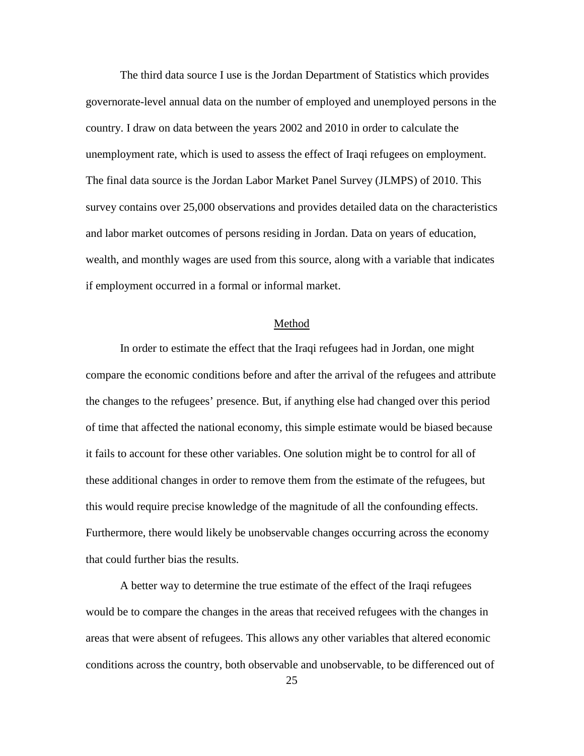The third data source I use is the Jordan Department of Statistics which provides governorate-level annual data on the number of employed and unemployed persons in the country. I draw on data between the years 2002 and 2010 in order to calculate the unemployment rate, which is used to assess the effect of Iraqi refugees on employment. The final data source is the Jordan Labor Market Panel Survey (JLMPS) of 2010. This survey contains over 25,000 observations and provides detailed data on the characteristics and labor market outcomes of persons residing in Jordan. Data on years of education, wealth, and monthly wages are used from this source, along with a variable that indicates if employment occurred in a formal or informal market.

## Method

In order to estimate the effect that the Iraqi refugees had in Jordan, one might compare the economic conditions before and after the arrival of the refugees and attribute the changes to the refugees' presence. But, if anything else had changed over this period of time that affected the national economy, this simple estimate would be biased because it fails to account for these other variables. One solution might be to control for all of these additional changes in order to remove them from the estimate of the refugees, but this would require precise knowledge of the magnitude of all the confounding effects. Furthermore, there would likely be unobservable changes occurring across the economy that could further bias the results.

A better way to determine the true estimate of the effect of the Iraqi refugees would be to compare the changes in the areas that received refugees with the changes in areas that were absent of refugees. This allows any other variables that altered economic conditions across the country, both observable and unobservable, to be differenced out of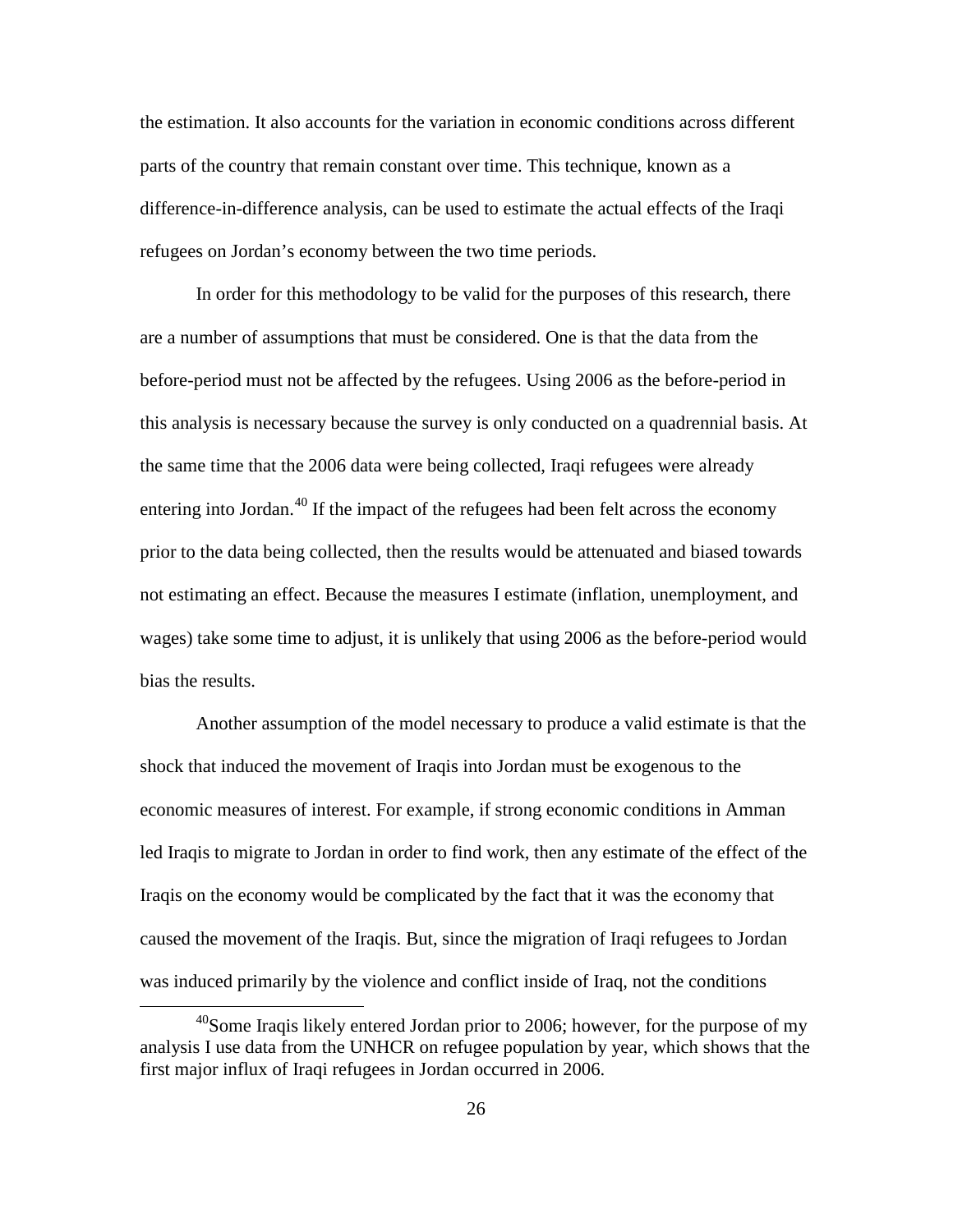the estimation. It also accounts for the variation in economic conditions across different parts of the country that remain constant over time. This technique, known as a difference-in-difference analysis, can be used to estimate the actual effects of the Iraqi refugees on Jordan's economy between the two time periods.

In order for this methodology to be valid for the purposes of this research, there are a number of assumptions that must be considered. One is that the data from the before-period must not be affected by the refugees. Using 2006 as the before-period in this analysis is necessary because the survey is only conducted on a quadrennial basis. At the same time that the 2006 data were being collected, Iraqi refugees were already entering into Jordan.[40] If the impact of the refugees had been felt across the economy prior to the data being collected, then the results would be attenuated and biased towards not estimating an effect. Because the measures I estimate (inflation, unemployment, and wages) take some time to adjust, it is unlikely that using 2006 as the before-period would bias the results.

Another assumption of the model necessary to produce a valid estimate is that the shock that induced the movement of Iraqis into Jordan must be exogenous to the economic measures of interest. For example, if strong economic conditions in Amman led Iraqis to migrate to Jordan in order to find work, then any estimate of the effect of the Iraqis on the economy would be complicated by the fact that it was the economy that caused the movement of the Iraqis. But, since the migration of Iraqi refugees to Jordan was induced primarily by the violence and conflict inside of Iraq, not the conditions

[40]Some Iraqis likely entered Jordan prior to 2006; however, for the purpose of my analysis I use data from the UNHCR on refugee population by year, which shows that the first major influx of Iraqi refugees in Jordan occurred in 2006.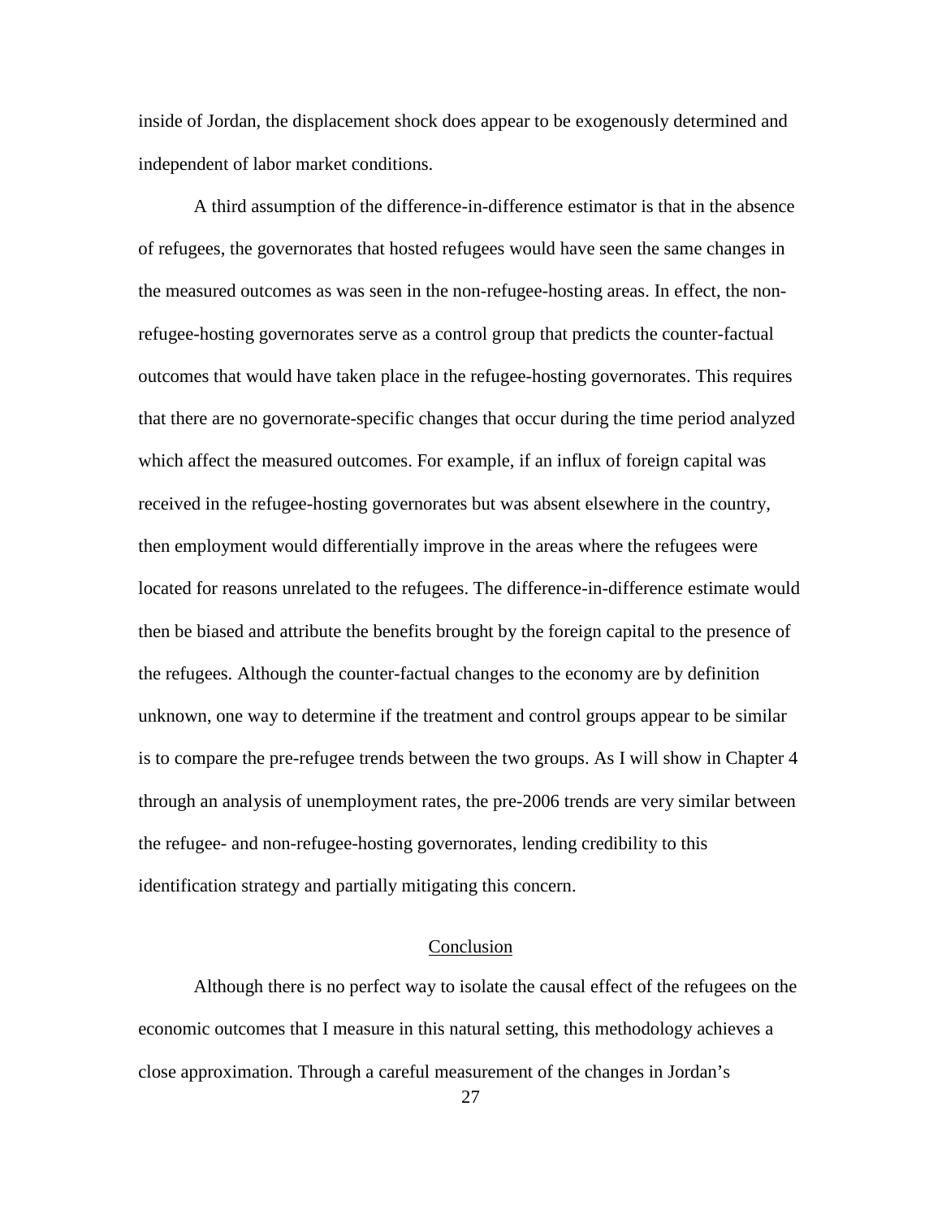inside of Jordan, the displacement shock does appear to be exogenously determined and independent of labor market conditions.

A third assumption of the difference-in-difference estimator is that in the absence of refugees, the governorates that hosted refugees would have seen the same changes in the measured outcomes as was seen in the non-refugee-hosting areas. In effect, the non-refugee-hosting governorates serve as a control group that predicts the counter-factual outcomes that would have taken place in the refugee-hosting governorates. This requires that there are no governorate-specific changes that occur during the time period analyzed which affect the measured outcomes. For example, if an influx of foreign capital was received in the refugee-hosting governorates but was absent elsewhere in the country, then employment would differentially improve in the areas where the refugees were located for reasons unrelated to the refugees. The difference-in-difference estimate would then be biased and attribute the benefits brought by the foreign capital to the presence of the refugees. Although the counter-factual changes to the economy are by definition unknown, one way to determine if the treatment and control groups appear to be similar is to compare the pre-refugee trends between the two groups. As I will show in Chapter 4 through an analysis of unemployment rates, the pre-2006 trends are very similar between the refugee- and non-refugee-hosting governorates, lending credibility to this identification strategy and partially mitigating this concern.

## Conclusion

Although there is no perfect way to isolate the causal effect of the refugees on the economic outcomes that I measure in this natural setting, this methodology achieves a close approximation. Through a careful measurement of the changes in Jordan's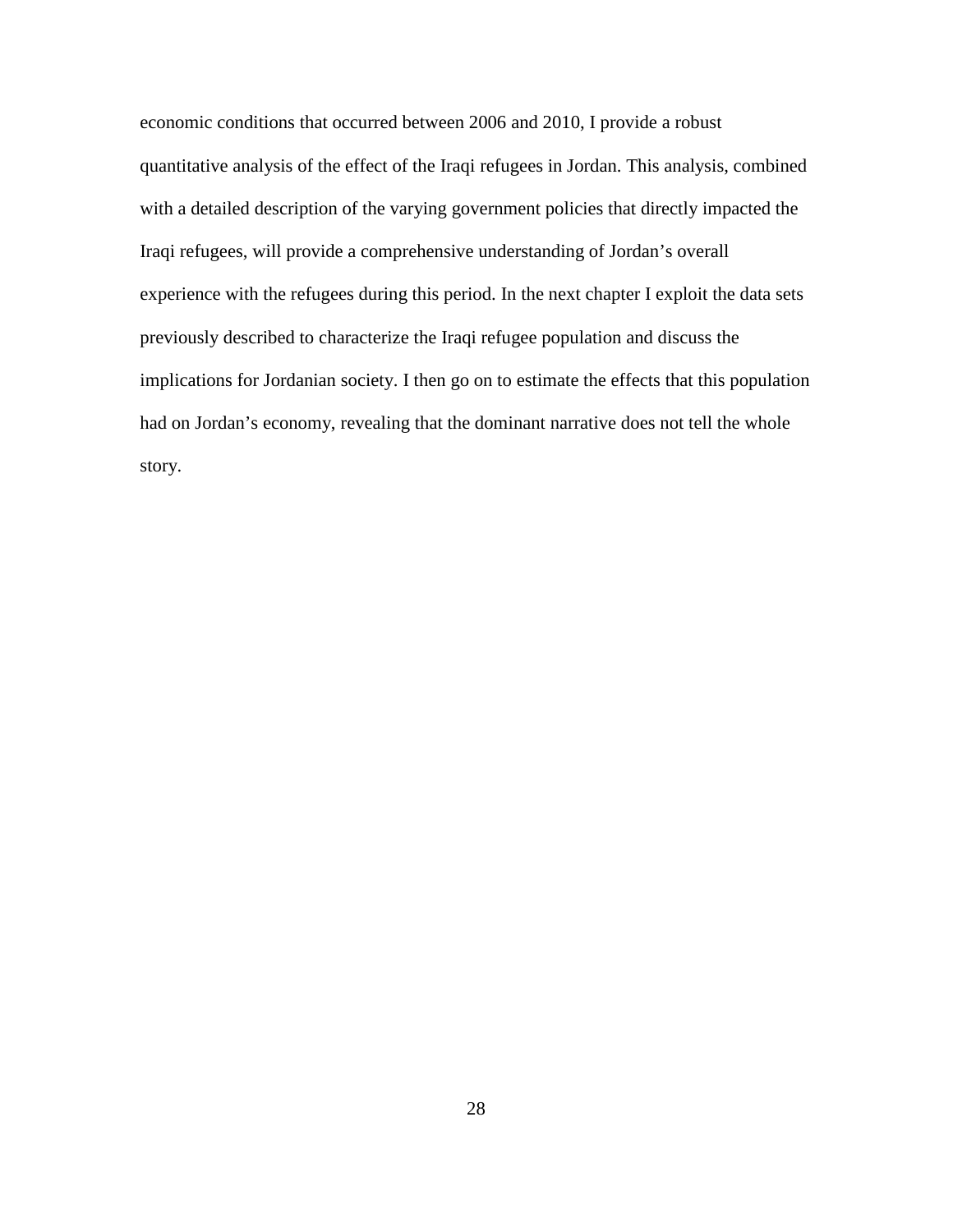economic conditions that occurred between 2006 and 2010, I provide a robust quantitative analysis of the effect of the Iraqi refugees in Jordan. This analysis, combined with a detailed description of the varying government policies that directly impacted the Iraqi refugees, will provide a comprehensive understanding of Jordan's overall experience with the refugees during this period. In the next chapter I exploit the data sets previously described to characterize the Iraqi refugee population and discuss the implications for Jordanian society. I then go on to estimate the effects that this population had on Jordan's economy, revealing that the dominant narrative does not tell the whole story.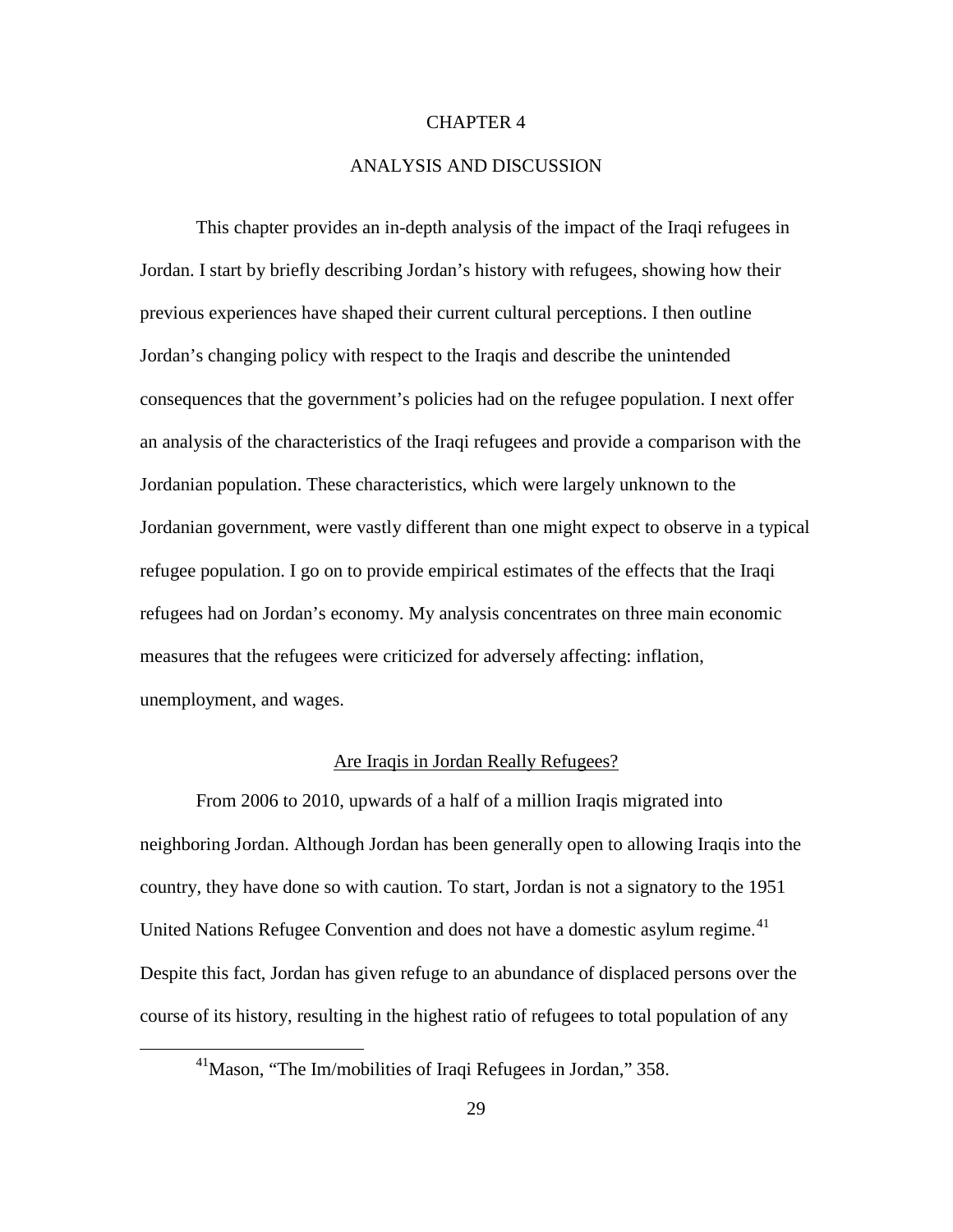# CHAPTER 4

# ANALYSIS AND DISCUSSION

This chapter provides an in-depth analysis of the impact of the Iraqi refugees in Jordan. I start by briefly describing Jordan's history with refugees, showing how their previous experiences have shaped their current cultural perceptions. I then outline Jordan's changing policy with respect to the Iraqis and describe the unintended consequences that the government's policies had on the refugee population. I next offer an analysis of the characteristics of the Iraqi refugees and provide a comparison with the Jordanian population. These characteristics, which were largely unknown to the Jordanian government, were vastly different than one might expect to observe in a typical refugee population. I go on to provide empirical estimates of the effects that the Iraqi refugees had on Jordan's economy. My analysis concentrates on three main economic measures that the refugees were criticized for adversely affecting: inflation, unemployment, and wages.

## Are Iraqis in Jordan Really Refugees?

From 2006 to 2010, upwards of a half of a million Iraqis migrated into neighboring Jordan. Although Jordan has been generally open to allowing Iraqis into the country, they have done so with caution. To start, Jordan is not a signatory to the 1951 United Nations Refugee Convention and does not have a domestic asylum regime.[41] Despite this fact, Jordan has given refuge to an abundance of displaced persons over the course of its history, resulting in the highest ratio of refugees to total population of any

[41] Mason, "The Im/mobilities of Iraqi Refugees in Jordan," 358.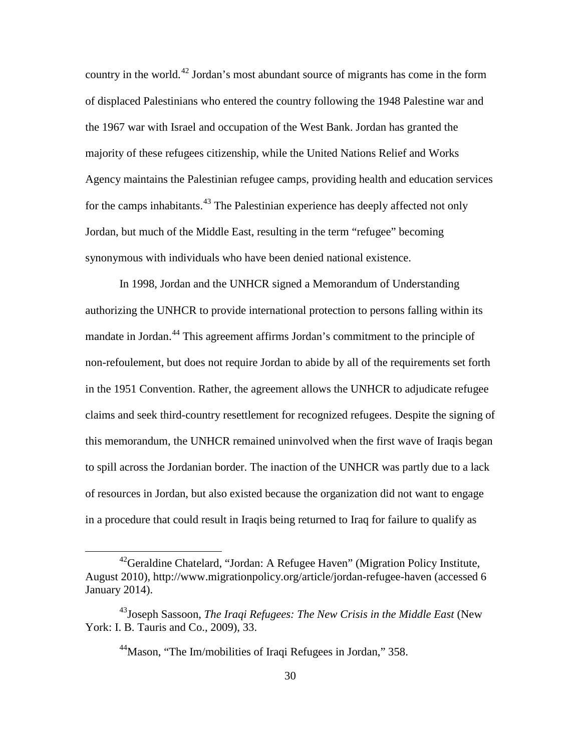country in the world.[42] Jordan's most abundant source of migrants has come in the form of displaced Palestinians who entered the country following the 1948 Palestine war and the 1967 war with Israel and occupation of the West Bank. Jordan has granted the majority of these refugees citizenship, while the United Nations Relief and Works Agency maintains the Palestinian refugee camps, providing health and education services for the camps inhabitants.[43] The Palestinian experience has deeply affected not only Jordan, but much of the Middle East, resulting in the term "refugee" becoming synonymous with individuals who have been denied national existence.

In 1998, Jordan and the UNHCR signed a Memorandum of Understanding authorizing the UNHCR to provide international protection to persons falling within its mandate in Jordan.[44] This agreement affirms Jordan's commitment to the principle of non-refoulement, but does not require Jordan to abide by all of the requirements set forth in the 1951 Convention. Rather, the agreement allows the UNHCR to adjudicate refugee claims and seek third-country resettlement for recognized refugees. Despite the signing of this memorandum, the UNHCR remained uninvolved when the first wave of Iraqis began to spill across the Jordanian border. The inaction of the UNHCR was partly due to a lack of resources in Jordan, but also existed because the organization did not want to engage in a procedure that could result in Iraqis being returned to Iraq for failure to qualify as

---

[42] Geraldine Chatelard, "Jordan: A Refugee Haven" (Migration Policy Institute, August 2010), http://www.migrationpolicy.org/article/jordan-refugee-haven (accessed 6 January 2014).

[43] Joseph Sassoon, *The Iraqi Refugees: The New Crisis in the Middle East* (New York: I. B. Tauris and Co., 2009), 33.

[44] Mason, "The Im/mobilities of Iraqi Refugees in Jordan," 358.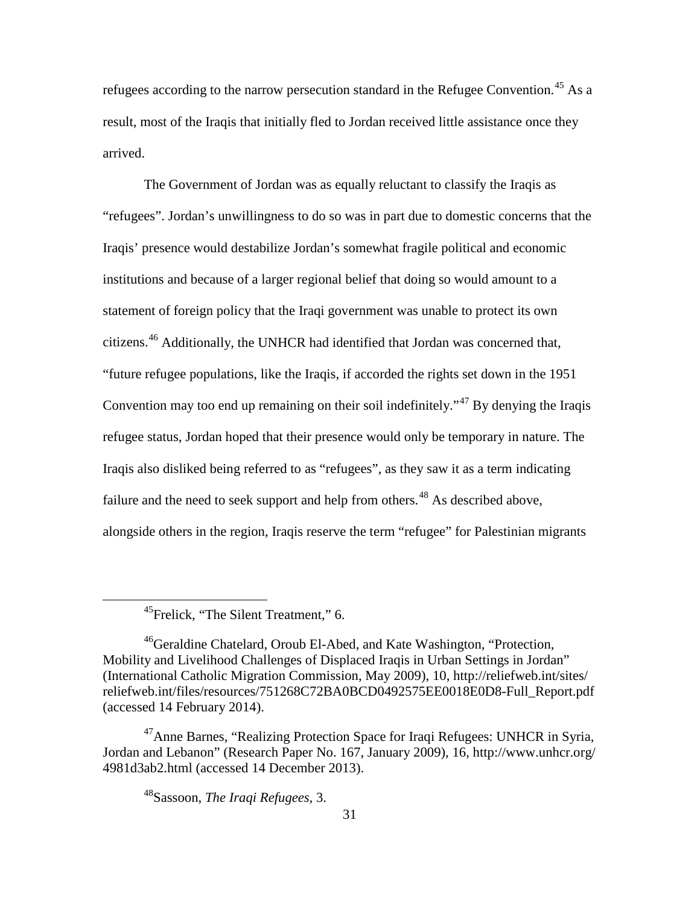refugees according to the narrow persecution standard in the Refugee Convention.[45] As a result, most of the Iraqis that initially fled to Jordan received little assistance once they arrived.

The Government of Jordan was as equally reluctant to classify the Iraqis as "refugees". Jordan's unwillingness to do so was in part due to domestic concerns that the Iraqis' presence would destabilize Jordan's somewhat fragile political and economic institutions and because of a larger regional belief that doing so would amount to a statement of foreign policy that the Iraqi government was unable to protect its own citizens.[46] Additionally, the UNHCR had identified that Jordan was concerned that, "future refugee populations, like the Iraqis, if accorded the rights set down in the 1951 Convention may too end up remaining on their soil indefinitely."[47] By denying the Iraqis refugee status, Jordan hoped that their presence would only be temporary in nature. The Iraqis also disliked being referred to as "refugees", as they saw it as a term indicating failure and the need to seek support and help from others.[48] As described above, alongside others in the region, Iraqis reserve the term "refugee" for Palestinian migrants

---

[45] Frelick, "The Silent Treatment," 6.

[46] Geraldine Chatelard, Oroub El-Abed, and Kate Washington, "Protection, Mobility and Livelihood Challenges of Displaced Iraqis in Urban Settings in Jordan" (International Catholic Migration Commission, May 2009), 10, http://reliefweb.int/sites/reliefweb.int/files/resources/751268C72BA0BCD0492575EE0018E0D8-Full_Report.pdf (accessed 14 February 2014).

[47] Anne Barnes, "Realizing Protection Space for Iraqi Refugees: UNHCR in Syria, Jordan and Lebanon" (Research Paper No. 167, January 2009), 16, http://www.unhcr.org/4981d3ab2.html (accessed 14 December 2013).

[48] Sassoon, *The Iraqi Refugees*, 3.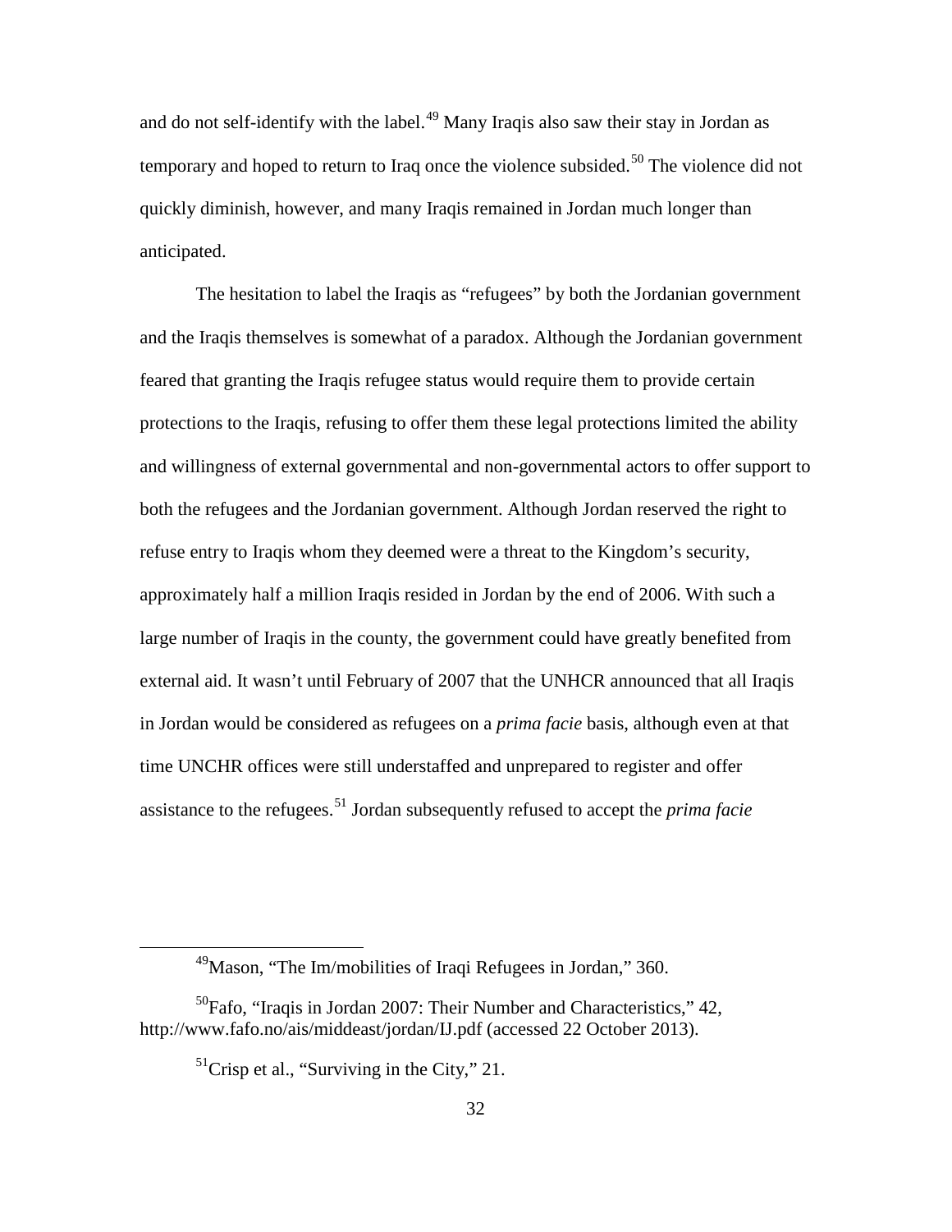and do not self-identify with the label.[49] Many Iraqis also saw their stay in Jordan as temporary and hoped to return to Iraq once the violence subsided.[50] The violence did not quickly diminish, however, and many Iraqis remained in Jordan much longer than anticipated.

The hesitation to label the Iraqis as "refugees" by both the Jordanian government and the Iraqis themselves is somewhat of a paradox. Although the Jordanian government feared that granting the Iraqis refugee status would require them to provide certain protections to the Iraqis, refusing to offer them these legal protections limited the ability and willingness of external governmental and non-governmental actors to offer support to both the refugees and the Jordanian government. Although Jordan reserved the right to refuse entry to Iraqis whom they deemed were a threat to the Kingdom's security, approximately half a million Iraqis resided in Jordan by the end of 2006. With such a large number of Iraqis in the county, the government could have greatly benefited from external aid. It wasn't until February of 2007 that the UNHCR announced that all Iraqis in Jordan would be considered as refugees on a *prima facie* basis, although even at that time UNCHR offices were still understaffed and unprepared to register and offer assistance to the refugees.[51] Jordan subsequently refused to accept the *prima facie*

[49] Mason, "The Im/mobilities of Iraqi Refugees in Jordan," 360.

[50] Fafo, "Iraqis in Jordan 2007: Their Number and Characteristics," 42, http://www.fafo.no/ais/middeast/jordan/IJ.pdf (accessed 22 October 2013).

[51] Crisp et al., "Surviving in the City," 21.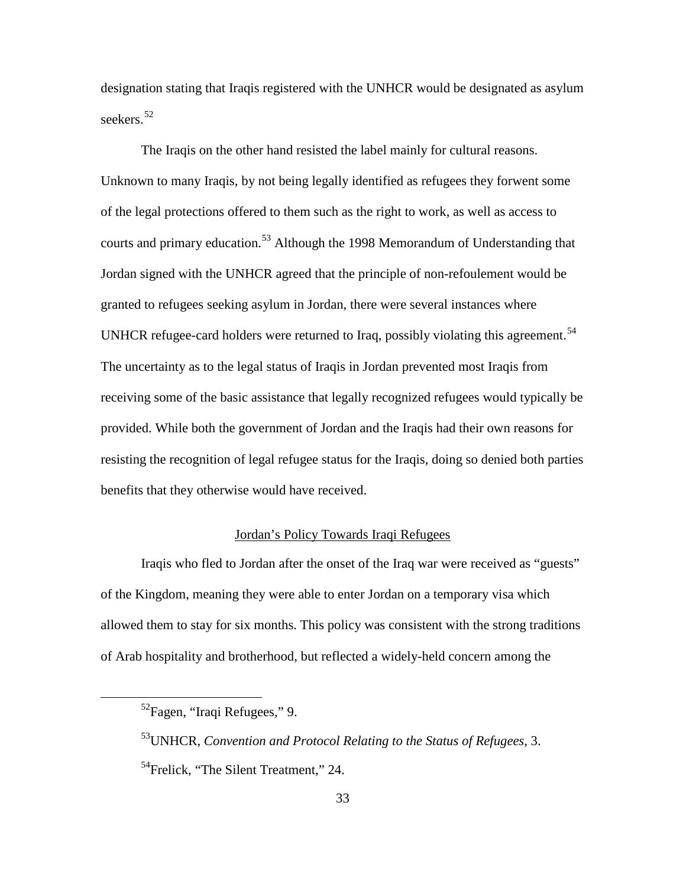designation stating that Iraqis registered with the UNHCR would be designated as asylum seekers.[52]

The Iraqis on the other hand resisted the label mainly for cultural reasons. Unknown to many Iraqis, by not being legally identified as refugees they forwent some of the legal protections offered to them such as the right to work, as well as access to courts and primary education.[53] Although the 1998 Memorandum of Understanding that Jordan signed with the UNHCR agreed that the principle of non-refoulement would be granted to refugees seeking asylum in Jordan, there were several instances where UNHCR refugee-card holders were returned to Iraq, possibly violating this agreement.[54] The uncertainty as to the legal status of Iraqis in Jordan prevented most Iraqis from receiving some of the basic assistance that legally recognized refugees would typically be provided. While both the government of Jordan and the Iraqis had their own reasons for resisting the recognition of legal refugee status for the Iraqis, doing so denied both parties benefits that they otherwise would have received.

## Jordan's Policy Towards Iraqi Refugees

Iraqis who fled to Jordan after the onset of the Iraq war were received as "guests" of the Kingdom, meaning they were able to enter Jordan on a temporary visa which allowed them to stay for six months. This policy was consistent with the strong traditions of Arab hospitality and brotherhood, but reflected a widely-held concern among the

[52]Fagen, "Iraqi Refugees," 9.

[53]UNHCR, *Convention and Protocol Relating to the Status of Refugees*, 3.

[54]Frelick, "The Silent Treatment," 24.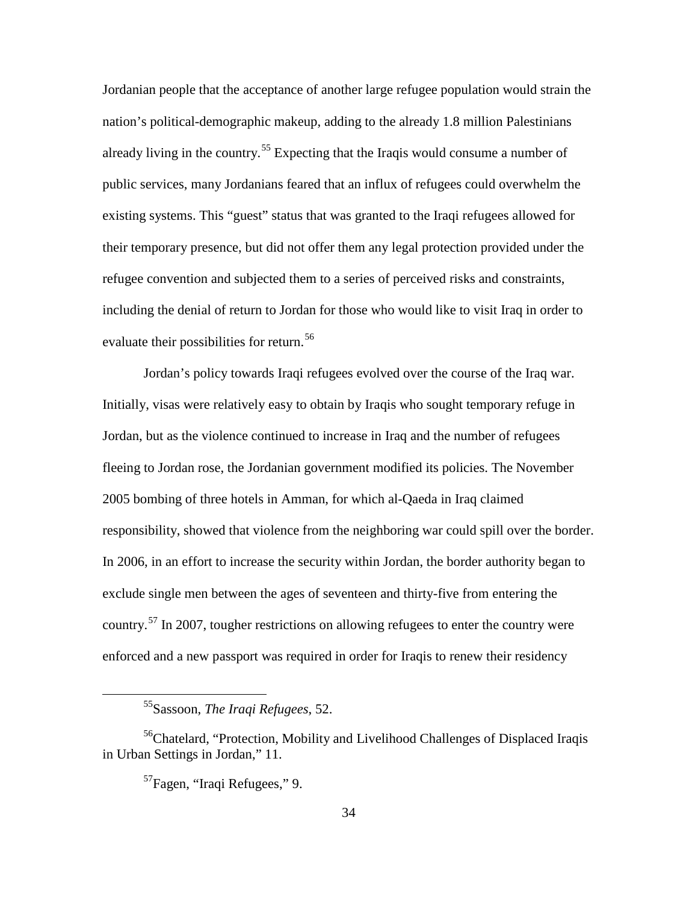Jordanian people that the acceptance of another large refugee population would strain the nation's political-demographic makeup, adding to the already 1.8 million Palestinians already living in the country.[55] Expecting that the Iraqis would consume a number of public services, many Jordanians feared that an influx of refugees could overwhelm the existing systems. This "guest" status that was granted to the Iraqi refugees allowed for their temporary presence, but did not offer them any legal protection provided under the refugee convention and subjected them to a series of perceived risks and constraints, including the denial of return to Jordan for those who would like to visit Iraq in order to evaluate their possibilities for return.[56]

Jordan's policy towards Iraqi refugees evolved over the course of the Iraq war. Initially, visas were relatively easy to obtain by Iraqis who sought temporary refuge in Jordan, but as the violence continued to increase in Iraq and the number of refugees fleeing to Jordan rose, the Jordanian government modified its policies. The November 2005 bombing of three hotels in Amman, for which al-Qaeda in Iraq claimed responsibility, showed that violence from the neighboring war could spill over the border. In 2006, in an effort to increase the security within Jordan, the border authority began to exclude single men between the ages of seventeen and thirty-five from entering the country.[57] In 2007, tougher restrictions on allowing refugees to enter the country were enforced and a new passport was required in order for Iraqis to renew their residency

---

[55] Sassoon, *The Iraqi Refugees*, 52.

[56] Chatelard, "Protection, Mobility and Livelihood Challenges of Displaced Iraqis in Urban Settings in Jordan," 11.

[57] Fagen, "Iraqi Refugees," 9.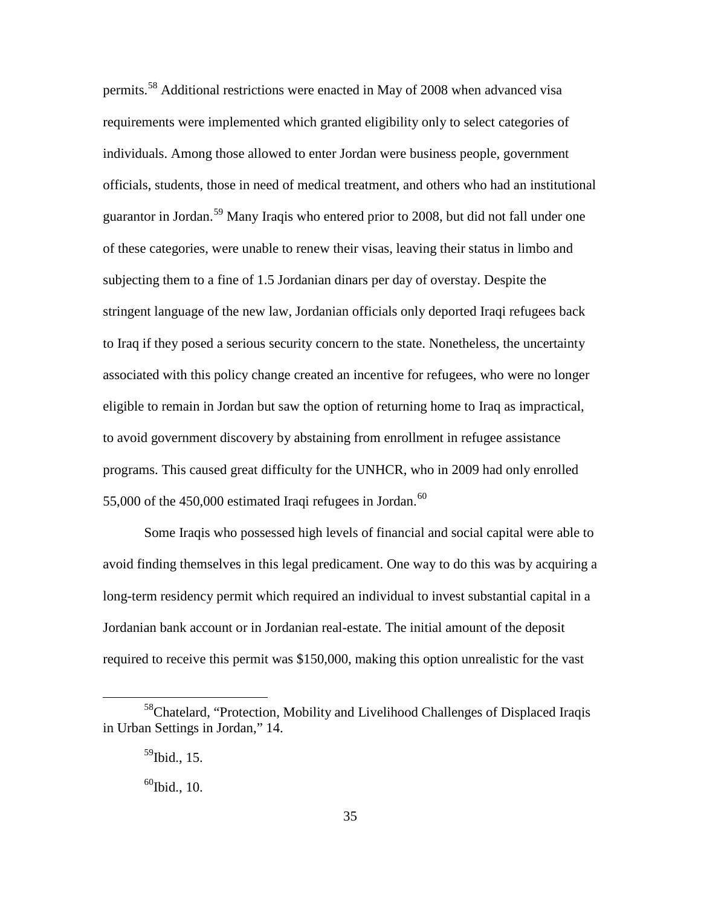permits.[58] Additional restrictions were enacted in May of 2008 when advanced visa requirements were implemented which granted eligibility only to select categories of individuals. Among those allowed to enter Jordan were business people, government officials, students, those in need of medical treatment, and others who had an institutional guarantor in Jordan.[59] Many Iraqis who entered prior to 2008, but did not fall under one of these categories, were unable to renew their visas, leaving their status in limbo and subjecting them to a fine of 1.5 Jordanian dinars per day of overstay. Despite the stringent language of the new law, Jordanian officials only deported Iraqi refugees back to Iraq if they posed a serious security concern to the state. Nonetheless, the uncertainty associated with this policy change created an incentive for refugees, who were no longer eligible to remain in Jordan but saw the option of returning home to Iraq as impractical, to avoid government discovery by abstaining from enrollment in refugee assistance programs. This caused great difficulty for the UNHCR, who in 2009 had only enrolled 55,000 of the 450,000 estimated Iraqi refugees in Jordan.[60]

Some Iraqis who possessed high levels of financial and social capital were able to avoid finding themselves in this legal predicament. One way to do this was by acquiring a long-term residency permit which required an individual to invest substantial capital in a Jordanian bank account or in Jordanian real-estate. The initial amount of the deposit required to receive this permit was $150,000, making this option unrealistic for the vast

---

[58] Chatelard, "Protection, Mobility and Livelihood Challenges of Displaced Iraqis in Urban Settings in Jordan," 14.

[59] Ibid., 15.

[60] Ibid., 10.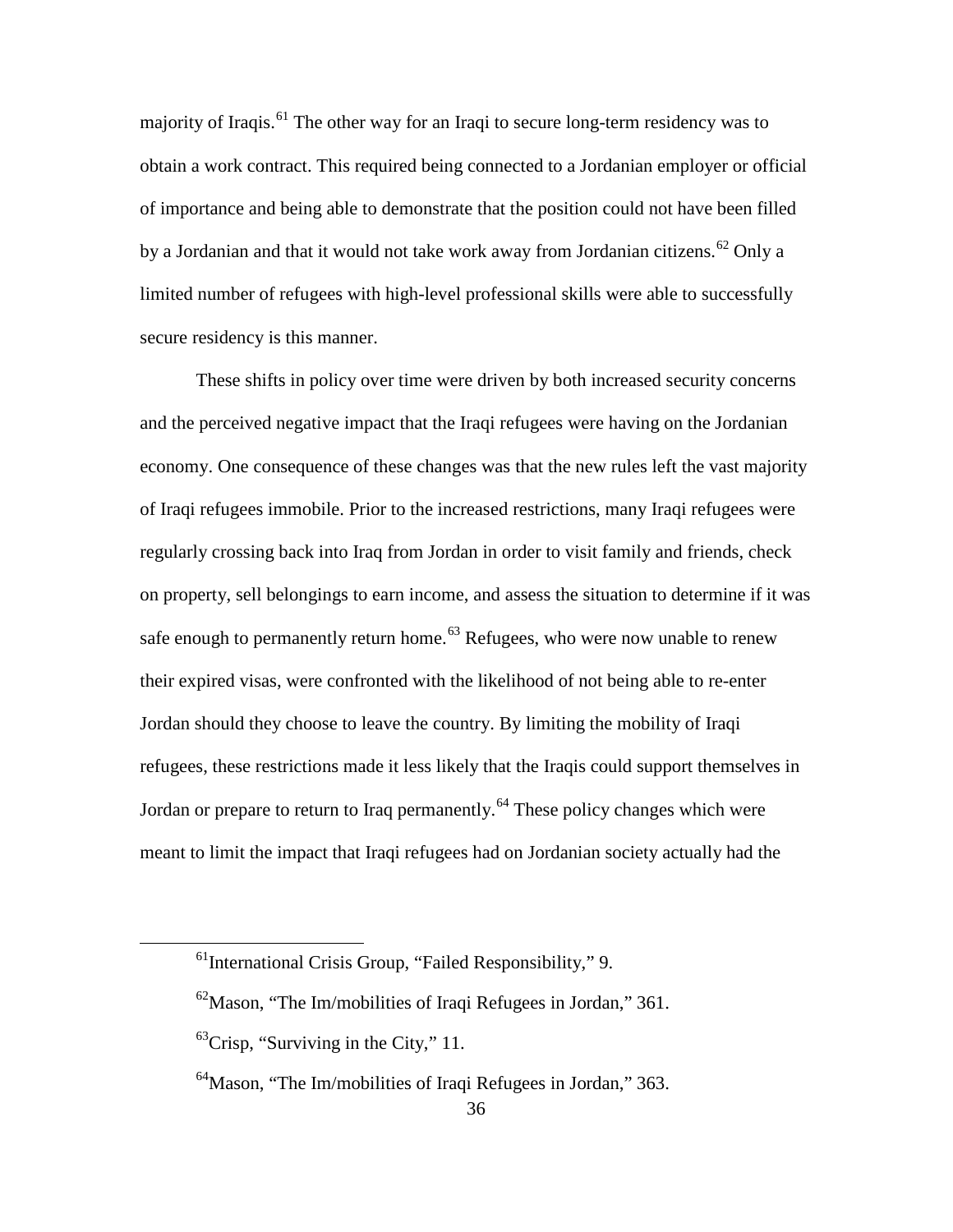majority of Iraqis.[61] The other way for an Iraqi to secure long-term residency was to obtain a work contract. This required being connected to a Jordanian employer or official of importance and being able to demonstrate that the position could not have been filled by a Jordanian and that it would not take work away from Jordanian citizens.[62] Only a limited number of refugees with high-level professional skills were able to successfully secure residency is this manner.

These shifts in policy over time were driven by both increased security concerns and the perceived negative impact that the Iraqi refugees were having on the Jordanian economy. One consequence of these changes was that the new rules left the vast majority of Iraqi refugees immobile. Prior to the increased restrictions, many Iraqi refugees were regularly crossing back into Iraq from Jordan in order to visit family and friends, check on property, sell belongings to earn income, and assess the situation to determine if it was safe enough to permanently return home.[63] Refugees, who were now unable to renew their expired visas, were confronted with the likelihood of not being able to re-enter Jordan should they choose to leave the country. By limiting the mobility of Iraqi refugees, these restrictions made it less likely that the Iraqis could support themselves in Jordan or prepare to return to Iraq permanently.[64] These policy changes which were meant to limit the impact that Iraqi refugees had on Jordanian society actually had the

---

[61] International Crisis Group, "Failed Responsibility," 9.

[62] Mason, "The Im/mobilities of Iraqi Refugees in Jordan," 361.

[63] Crisp, "Surviving in the City," 11.

[64] Mason, "The Im/mobilities of Iraqi Refugees in Jordan," 363.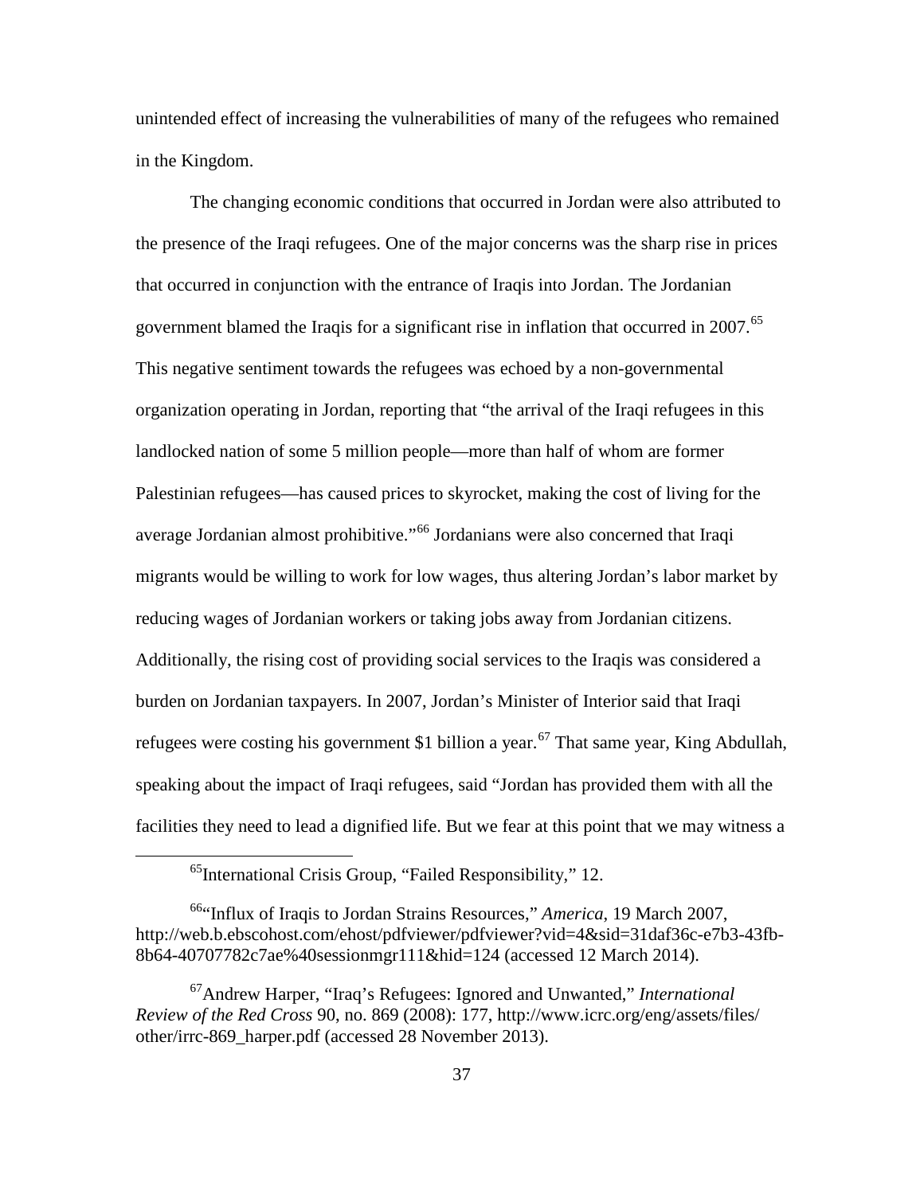unintended effect of increasing the vulnerabilities of many of the refugees who remained in the Kingdom.

The changing economic conditions that occurred in Jordan were also attributed to the presence of the Iraqi refugees. One of the major concerns was the sharp rise in prices that occurred in conjunction with the entrance of Iraqis into Jordan. The Jordanian government blamed the Iraqis for a significant rise in inflation that occurred in 2007.[65] This negative sentiment towards the refugees was echoed by a non-governmental organization operating in Jordan, reporting that "the arrival of the Iraqi refugees in this landlocked nation of some 5 million people—more than half of whom are former Palestinian refugees—has caused prices to skyrocket, making the cost of living for the average Jordanian almost prohibitive."[66] Jordanians were also concerned that Iraqi migrants would be willing to work for low wages, thus altering Jordan's labor market by reducing wages of Jordanian workers or taking jobs away from Jordanian citizens. Additionally, the rising cost of providing social services to the Iraqis was considered a burden on Jordanian taxpayers. In 2007, Jordan's Minister of Interior said that Iraqi refugees were costing his government $1 billion a year.[67] That same year, King Abdullah, speaking about the impact of Iraqi refugees, said "Jordan has provided them with all the facilities they need to lead a dignified life. But we fear at this point that we may witness a

---

[65] International Crisis Group, "Failed Responsibility," 12.

[66] "Influx of Iraqis to Jordan Strains Resources," *America*, 19 March 2007, http://web.b.ebscohost.com/ehost/pdfviewer/pdfviewer?vid=4&sid=31daf36c-e7b3-43fb-8b64-40707782c7ae%40sessionmgr111&hid=124 (accessed 12 March 2014).

[67] Andrew Harper, "Iraq's Refugees: Ignored and Unwanted," *International Review of the Red Cross* 90, no. 869 (2008): 177, http://www.icrc.org/eng/assets/files/other/irrc-869_harper.pdf (accessed 28 November 2013).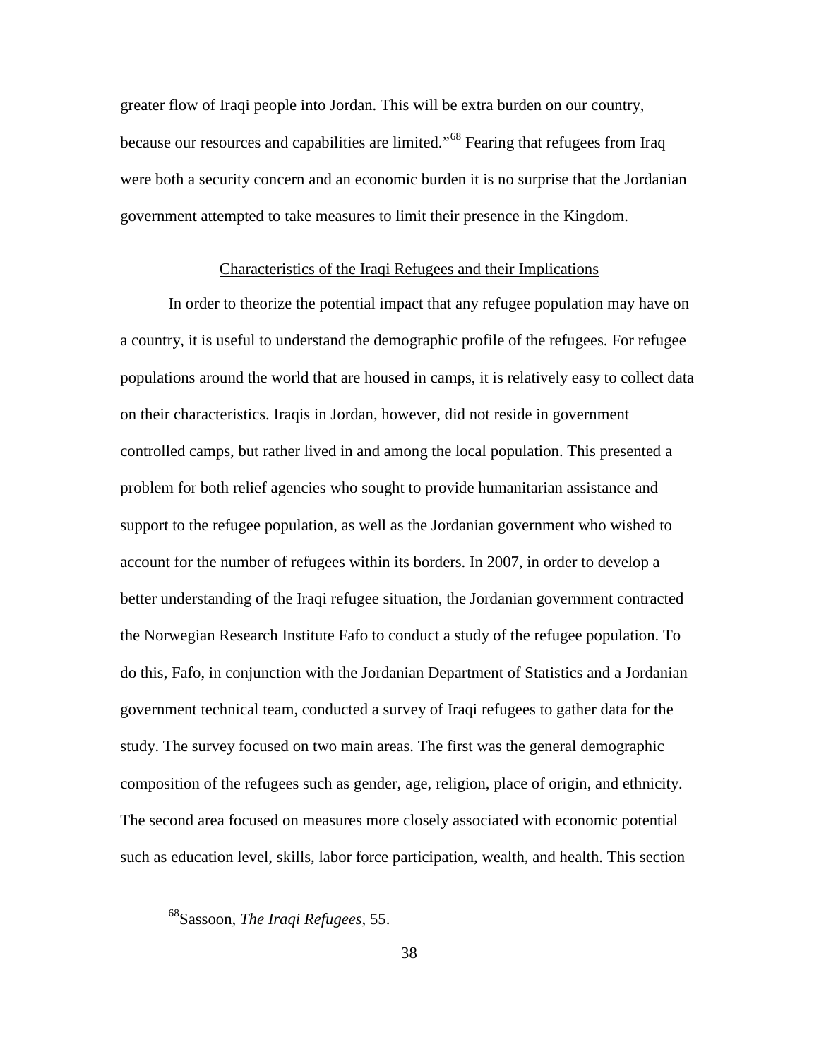greater flow of Iraqi people into Jordan. This will be extra burden on our country, because our resources and capabilities are limited."[68] Fearing that refugees from Iraq were both a security concern and an economic burden it is no surprise that the Jordanian government attempted to take measures to limit their presence in the Kingdom.

## Characteristics of the Iraqi Refugees and their Implications

In order to theorize the potential impact that any refugee population may have on a country, it is useful to understand the demographic profile of the refugees. For refugee populations around the world that are housed in camps, it is relatively easy to collect data on their characteristics. Iraqis in Jordan, however, did not reside in government controlled camps, but rather lived in and among the local population. This presented a problem for both relief agencies who sought to provide humanitarian assistance and support to the refugee population, as well as the Jordanian government who wished to account for the number of refugees within its borders. In 2007, in order to develop a better understanding of the Iraqi refugee situation, the Jordanian government contracted the Norwegian Research Institute Fafo to conduct a study of the refugee population. To do this, Fafo, in conjunction with the Jordanian Department of Statistics and a Jordanian government technical team, conducted a survey of Iraqi refugees to gather data for the study. The survey focused on two main areas. The first was the general demographic composition of the refugees such as gender, age, religion, place of origin, and ethnicity. The second area focused on measures more closely associated with economic potential such as education level, skills, labor force participation, wealth, and health. This section

[68] Sassoon, *The Iraqi Refugees*, 55.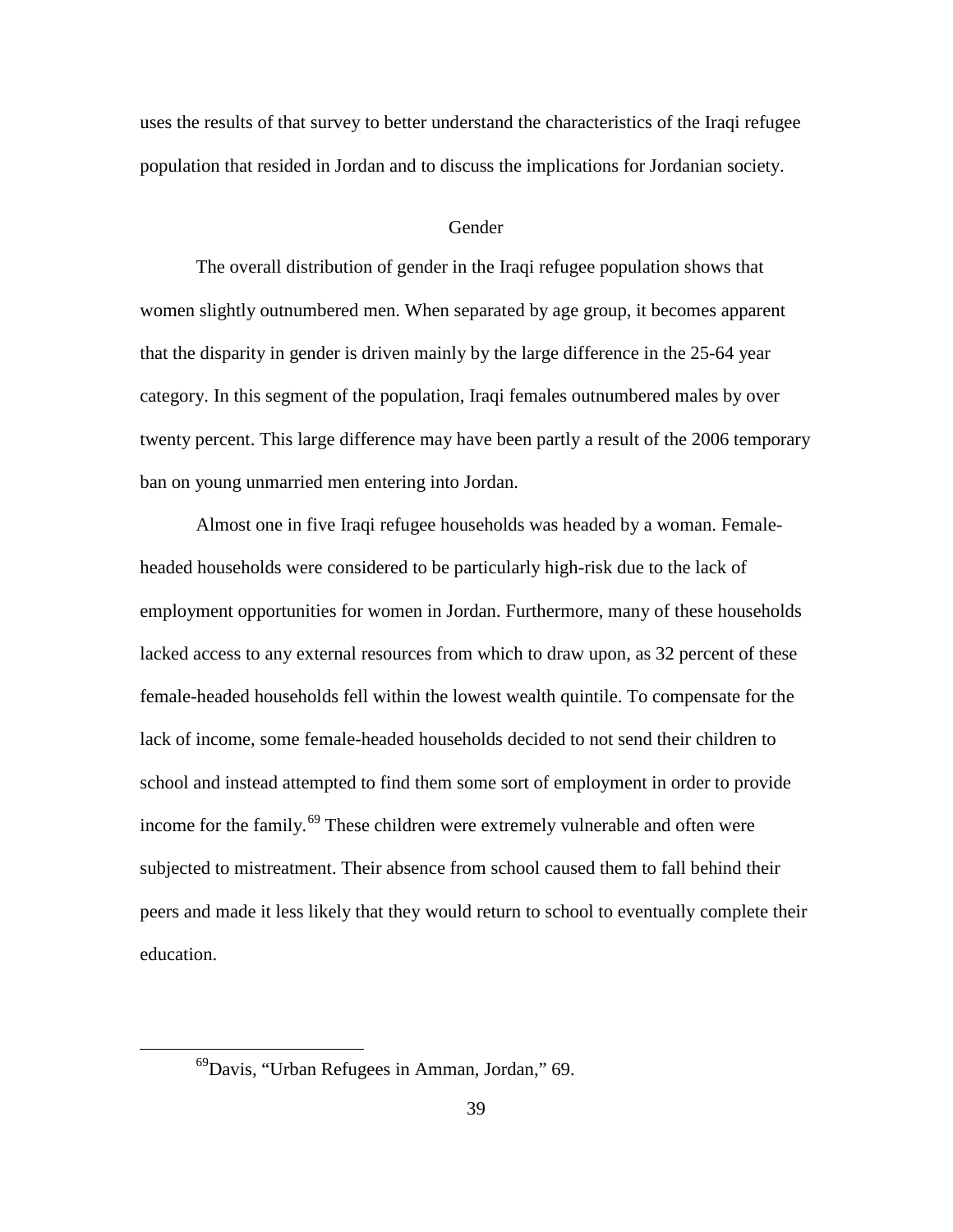uses the results of that survey to better understand the characteristics of the Iraqi refugee population that resided in Jordan and to discuss the implications for Jordanian society.

## Gender

The overall distribution of gender in the Iraqi refugee population shows that women slightly outnumbered men. When separated by age group, it becomes apparent that the disparity in gender is driven mainly by the large difference in the 25-64 year category. In this segment of the population, Iraqi females outnumbered males by over twenty percent. This large difference may have been partly a result of the 2006 temporary ban on young unmarried men entering into Jordan.

Almost one in five Iraqi refugee households was headed by a woman. Female-headed households were considered to be particularly high-risk due to the lack of employment opportunities for women in Jordan. Furthermore, many of these households lacked access to any external resources from which to draw upon, as 32 percent of these female-headed households fell within the lowest wealth quintile. To compensate for the lack of income, some female-headed households decided to not send their children to school and instead attempted to find them some sort of employment in order to provide income for the family.[69] These children were extremely vulnerable and often were subjected to mistreatment. Their absence from school caused them to fall behind their peers and made it less likely that they would return to school to eventually complete their education.

---

[69] Davis, "Urban Refugees in Amman, Jordan," 69.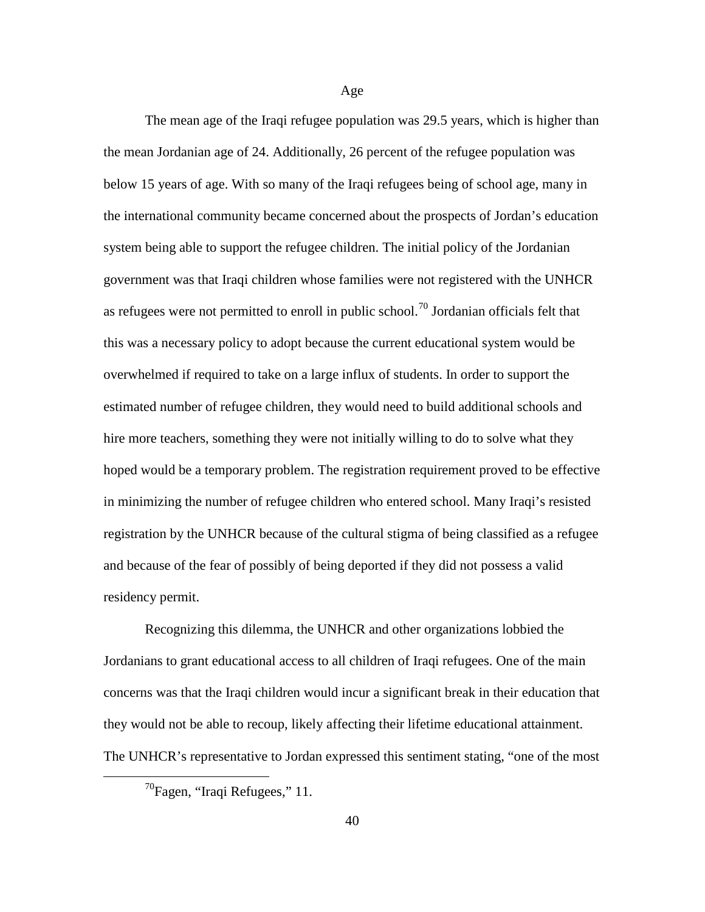### Age

The mean age of the Iraqi refugee population was 29.5 years, which is higher than the mean Jordanian age of 24. Additionally, 26 percent of the refugee population was below 15 years of age. With so many of the Iraqi refugees being of school age, many in the international community became concerned about the prospects of Jordan's education system being able to support the refugee children. The initial policy of the Jordanian government was that Iraqi children whose families were not registered with the UNHCR as refugees were not permitted to enroll in public school.[70] Jordanian officials felt that this was a necessary policy to adopt because the current educational system would be overwhelmed if required to take on a large influx of students. In order to support the estimated number of refugee children, they would need to build additional schools and hire more teachers, something they were not initially willing to do to solve what they hoped would be a temporary problem. The registration requirement proved to be effective in minimizing the number of refugee children who entered school. Many Iraqi's resisted registration by the UNHCR because of the cultural stigma of being classified as a refugee and because of the fear of possibly of being deported if they did not possess a valid residency permit.

Recognizing this dilemma, the UNHCR and other organizations lobbied the Jordanians to grant educational access to all children of Iraqi refugees. One of the main concerns was that the Iraqi children would incur a significant break in their education that they would not be able to recoup, likely affecting their lifetime educational attainment. The UNHCR's representative to Jordan expressed this sentiment stating, "one of the most

[70]Fagen, "Iraqi Refugees," 11.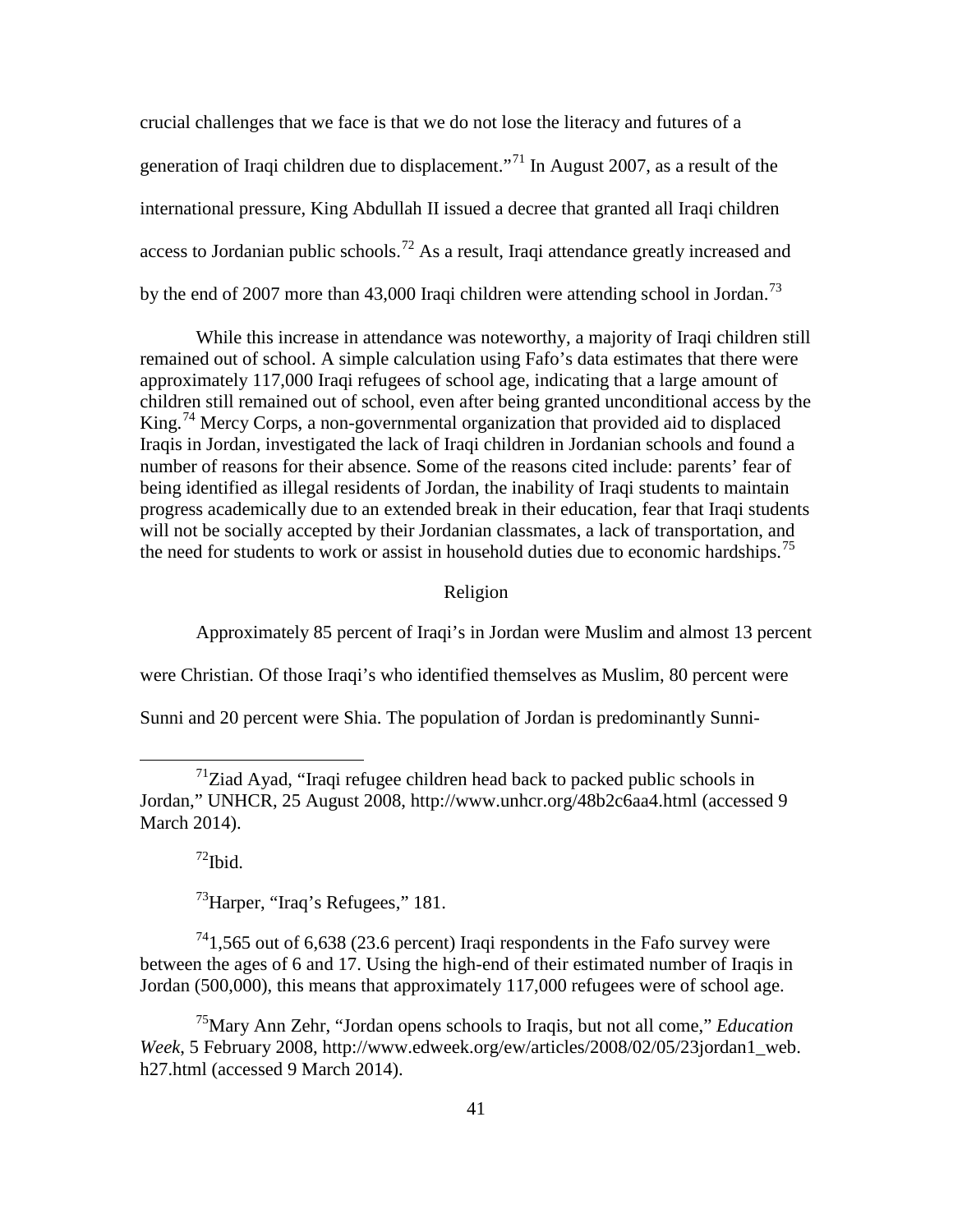crucial challenges that we face is that we do not lose the literacy and futures of a generation of Iraqi children due to displacement."[71] In August 2007, as a result of the international pressure, King Abdullah II issued a decree that granted all Iraqi children access to Jordanian public schools.[72] As a result, Iraqi attendance greatly increased and by the end of 2007 more than 43,000 Iraqi children were attending school in Jordan.[73]

While this increase in attendance was noteworthy, a majority of Iraqi children still remained out of school. A simple calculation using Fafo's data estimates that there were approximately 117,000 Iraqi refugees of school age, indicating that a large amount of children still remained out of school, even after being granted unconditional access by the King.[74] Mercy Corps, a non-governmental organization that provided aid to displaced Iraqis in Jordan, investigated the lack of Iraqi children in Jordanian schools and found a number of reasons for their absence. Some of the reasons cited include: parents' fear of being identified as illegal residents of Jordan, the inability of Iraqi students to maintain progress academically due to an extended break in their education, fear that Iraqi students will not be socially accepted by their Jordanian classmates, a lack of transportation, and the need for students to work or assist in household duties due to economic hardships.[75]

## Religion

Approximately 85 percent of Iraqi's in Jordan were Muslim and almost 13 percent were Christian. Of those Iraqi's who identified themselves as Muslim, 80 percent were Sunni and 20 percent were Shia. The population of Jordan is predominantly Sunni-

---

[71] Ziad Ayad, "Iraqi refugee children head back to packed public schools in Jordan," UNHCR, 25 August 2008, http://www.unhcr.org/48b2c6aa4.html (accessed 9 March 2014).

[72] Ibid.

[73] Harper, "Iraq's Refugees," 181.

[74] 1,565 out of 6,638 (23.6 percent) Iraqi respondents in the Fafo survey were between the ages of 6 and 17. Using the high-end of their estimated number of Iraqis in Jordan (500,000), this means that approximately 117,000 refugees were of school age.

[75] Mary Ann Zehr, "Jordan opens schools to Iraqis, but not all come," *Education Week*, 5 February 2008, http://www.edweek.org/ew/articles/2008/02/05/23jordan1_web.h27.html (accessed 9 March 2014).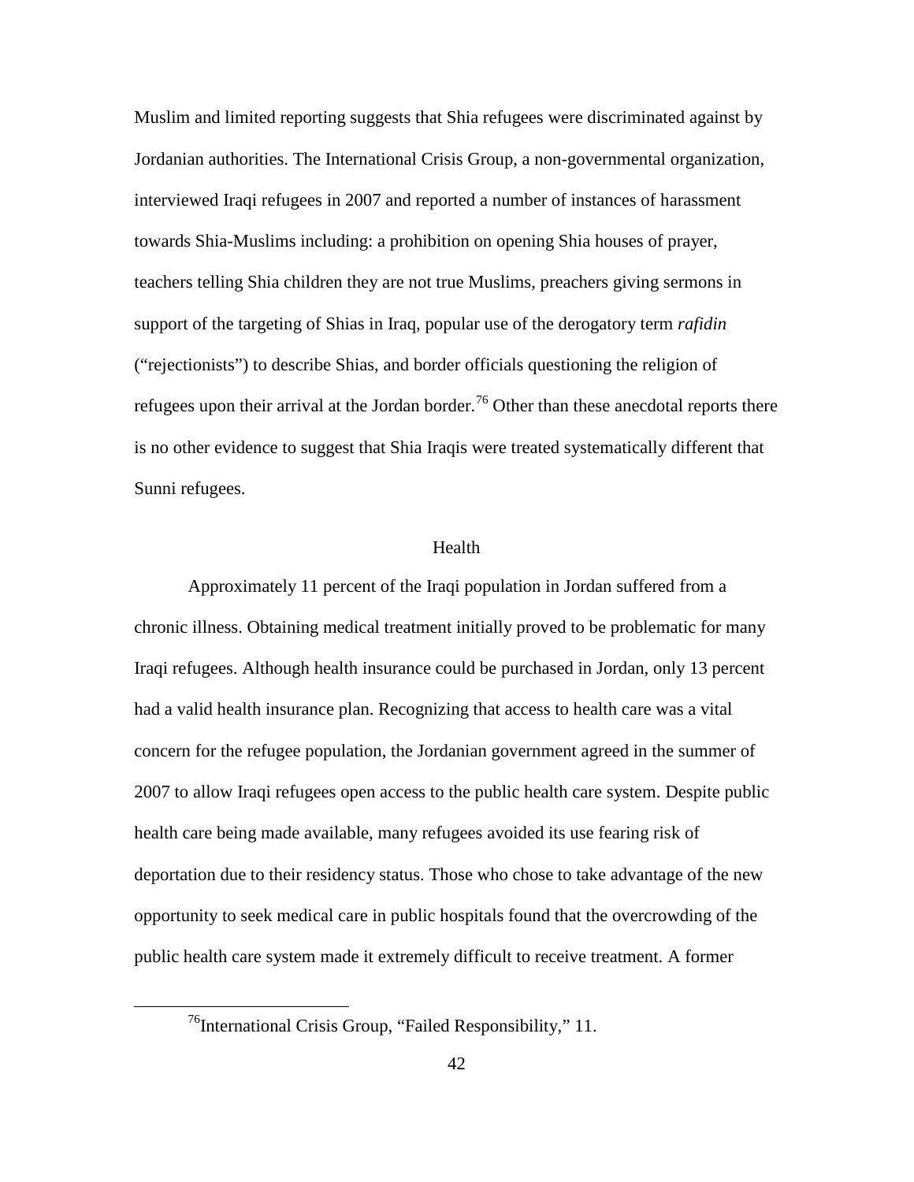Muslim and limited reporting suggests that Shia refugees were discriminated against by Jordanian authorities. The International Crisis Group, a non-governmental organization, interviewed Iraqi refugees in 2007 and reported a number of instances of harassment towards Shia-Muslims including: a prohibition on opening Shia houses of prayer, teachers telling Shia children they are not true Muslims, preachers giving sermons in support of the targeting of Shias in Iraq, popular use of the derogatory term *rafidin* ("rejectionists") to describe Shias, and border officials questioning the religion of refugees upon their arrival at the Jordan border.[76] Other than these anecdotal reports there is no other evidence to suggest that Shia Iraqis were treated systematically different that Sunni refugees.

## Health

Approximately 11 percent of the Iraqi population in Jordan suffered from a chronic illness. Obtaining medical treatment initially proved to be problematic for many Iraqi refugees. Although health insurance could be purchased in Jordan, only 13 percent had a valid health insurance plan. Recognizing that access to health care was a vital concern for the refugee population, the Jordanian government agreed in the summer of 2007 to allow Iraqi refugees open access to the public health care system. Despite public health care being made available, many refugees avoided its use fearing risk of deportation due to their residency status. Those who chose to take advantage of the new opportunity to seek medical care in public hospitals found that the overcrowding of the public health care system made it extremely difficult to receive treatment. A former

---

[76] International Crisis Group, "Failed Responsibility," 11.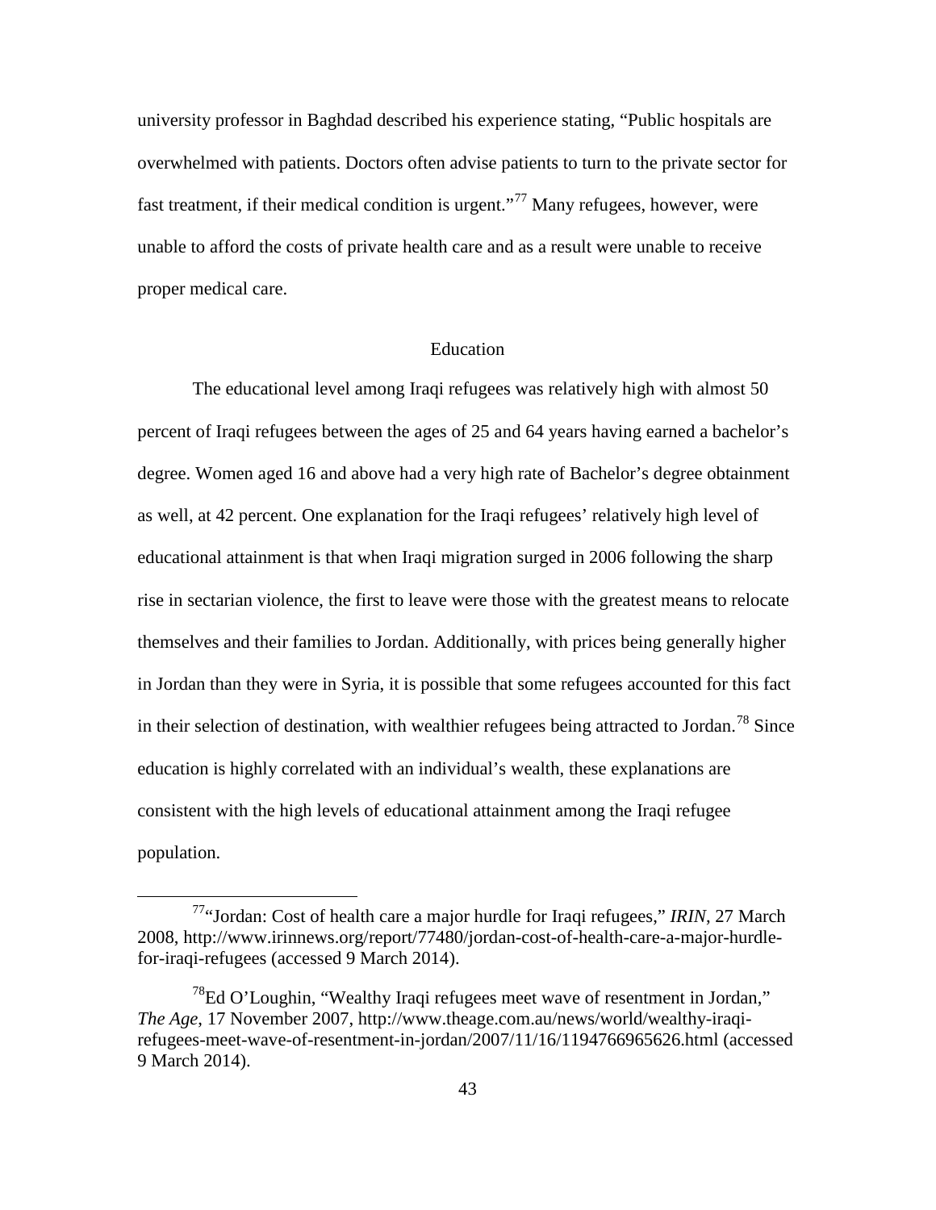university professor in Baghdad described his experience stating, "Public hospitals are overwhelmed with patients. Doctors often advise patients to turn to the private sector for fast treatment, if their medical condition is urgent."[77] Many refugees, however, were unable to afford the costs of private health care and as a result were unable to receive proper medical care.

## Education

The educational level among Iraqi refugees was relatively high with almost 50 percent of Iraqi refugees between the ages of 25 and 64 years having earned a bachelor's degree. Women aged 16 and above had a very high rate of Bachelor's degree obtainment as well, at 42 percent. One explanation for the Iraqi refugees' relatively high level of educational attainment is that when Iraqi migration surged in 2006 following the sharp rise in sectarian violence, the first to leave were those with the greatest means to relocate themselves and their families to Jordan. Additionally, with prices being generally higher in Jordan than they were in Syria, it is possible that some refugees accounted for this fact in their selection of destination, with wealthier refugees being attracted to Jordan.[78] Since education is highly correlated with an individual's wealth, these explanations are consistent with the high levels of educational attainment among the Iraqi refugee population.

---

[77]"Jordan: Cost of health care a major hurdle for Iraqi refugees," *IRIN*, 27 March 2008, http://www.irinnews.org/report/77480/jordan-cost-of-health-care-a-major-hurdle-for-iraqi-refugees (accessed 9 March 2014).

[78]Ed O'Loughin, "Wealthy Iraqi refugees meet wave of resentment in Jordan," *The Age*, 17 November 2007, http://www.theage.com.au/news/world/wealthy-iraqi-refugees-meet-wave-of-resentment-in-jordan/2007/11/16/1194766965626.html (accessed 9 March 2014).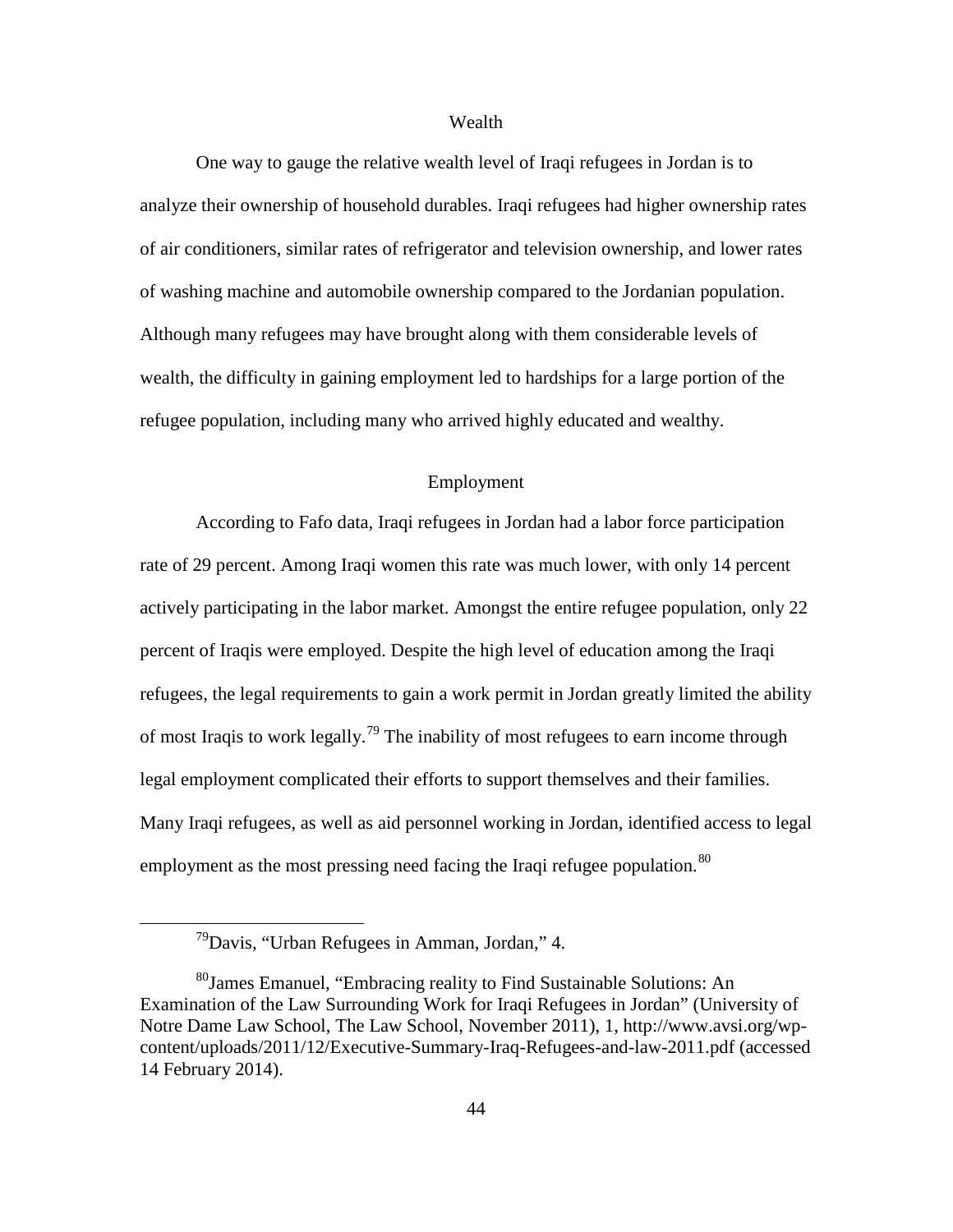## Wealth

One way to gauge the relative wealth level of Iraqi refugees in Jordan is to analyze their ownership of household durables. Iraqi refugees had higher ownership rates of air conditioners, similar rates of refrigerator and television ownership, and lower rates of washing machine and automobile ownership compared to the Jordanian population. Although many refugees may have brought along with them considerable levels of wealth, the difficulty in gaining employment led to hardships for a large portion of the refugee population, including many who arrived highly educated and wealthy.

## Employment

According to Fafo data, Iraqi refugees in Jordan had a labor force participation rate of 29 percent. Among Iraqi women this rate was much lower, with only 14 percent actively participating in the labor market. Amongst the entire refugee population, only 22 percent of Iraqis were employed. Despite the high level of education among the Iraqi refugees, the legal requirements to gain a work permit in Jordan greatly limited the ability of most Iraqis to work legally.[79] The inability of most refugees to earn income through legal employment complicated their efforts to support themselves and their families. Many Iraqi refugees, as well as aid personnel working in Jordan, identified access to legal employment as the most pressing need facing the Iraqi refugee population.[80]

---

[79]Davis, "Urban Refugees in Amman, Jordan," 4.

[80]James Emanuel, "Embracing reality to Find Sustainable Solutions: An Examination of the Law Surrounding Work for Iraqi Refugees in Jordan" (University of Notre Dame Law School, The Law School, November 2011), 1, http://www.avsi.org/wp-content/uploads/2011/12/Executive-Summary-Iraq-Refugees-and-law-2011.pdf (accessed 14 February 2014).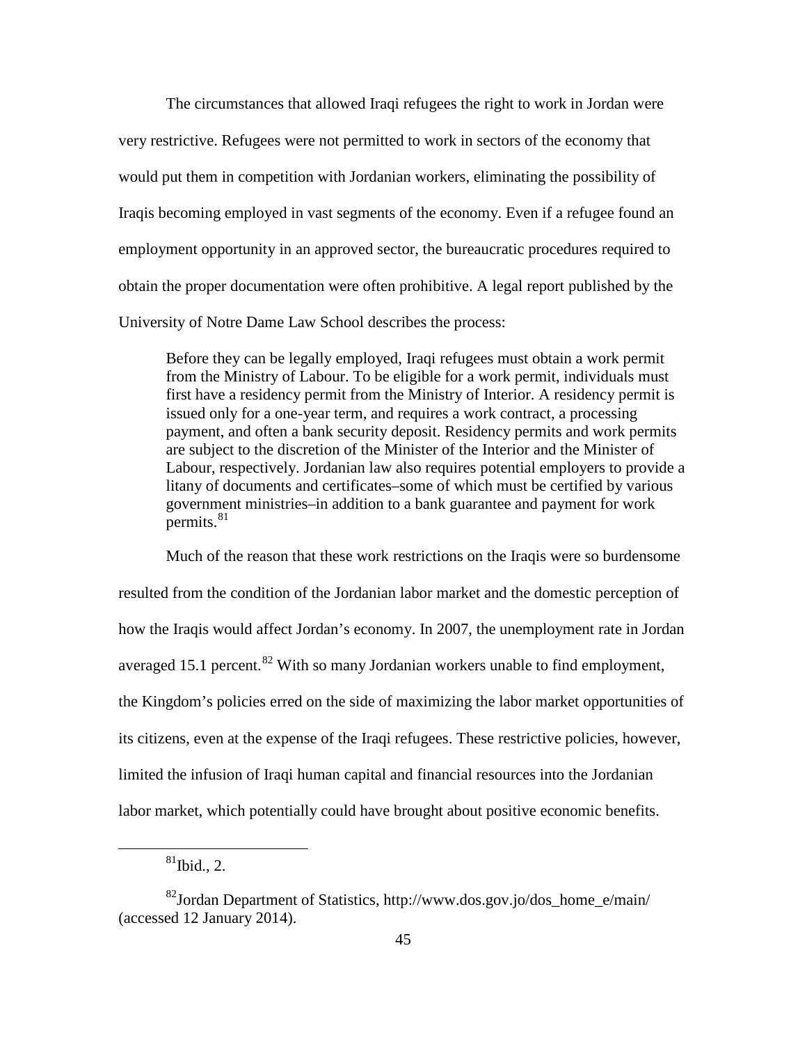The circumstances that allowed Iraqi refugees the right to work in Jordan were very restrictive. Refugees were not permitted to work in sectors of the economy that would put them in competition with Jordanian workers, eliminating the possibility of Iraqis becoming employed in vast segments of the economy. Even if a refugee found an employment opportunity in an approved sector, the bureaucratic procedures required to obtain the proper documentation were often prohibitive. A legal report published by the University of Notre Dame Law School describes the process:

> Before they can be legally employed, Iraqi refugees must obtain a work permit from the Ministry of Labour. To be eligible for a work permit, individuals must first have a residency permit from the Ministry of Interior. A residency permit is issued only for a one-year term, and requires a work contract, a processing payment, and often a bank security deposit. Residency permits and work permits are subject to the discretion of the Minister of the Interior and the Minister of Labour, respectively. Jordanian law also requires potential employers to provide a litany of documents and certificates–some of which must be certified by various government ministries–in addition to a bank guarantee and payment for work permits.[81]

Much of the reason that these work restrictions on the Iraqis were so burdensome resulted from the condition of the Jordanian labor market and the domestic perception of how the Iraqis would affect Jordan's economy. In 2007, the unemployment rate in Jordan averaged 15.1 percent.[82] With so many Jordanian workers unable to find employment, the Kingdom's policies erred on the side of maximizing the labor market opportunities of its citizens, even at the expense of the Iraqi refugees. These restrictive policies, however, limited the infusion of Iraqi human capital and financial resources into the Jordanian labor market, which potentially could have brought about positive economic benefits.

---

[81] Ibid., 2.

[82] Jordan Department of Statistics, http://www.dos.gov.jo/dos_home_e/main/ (accessed 12 January 2014).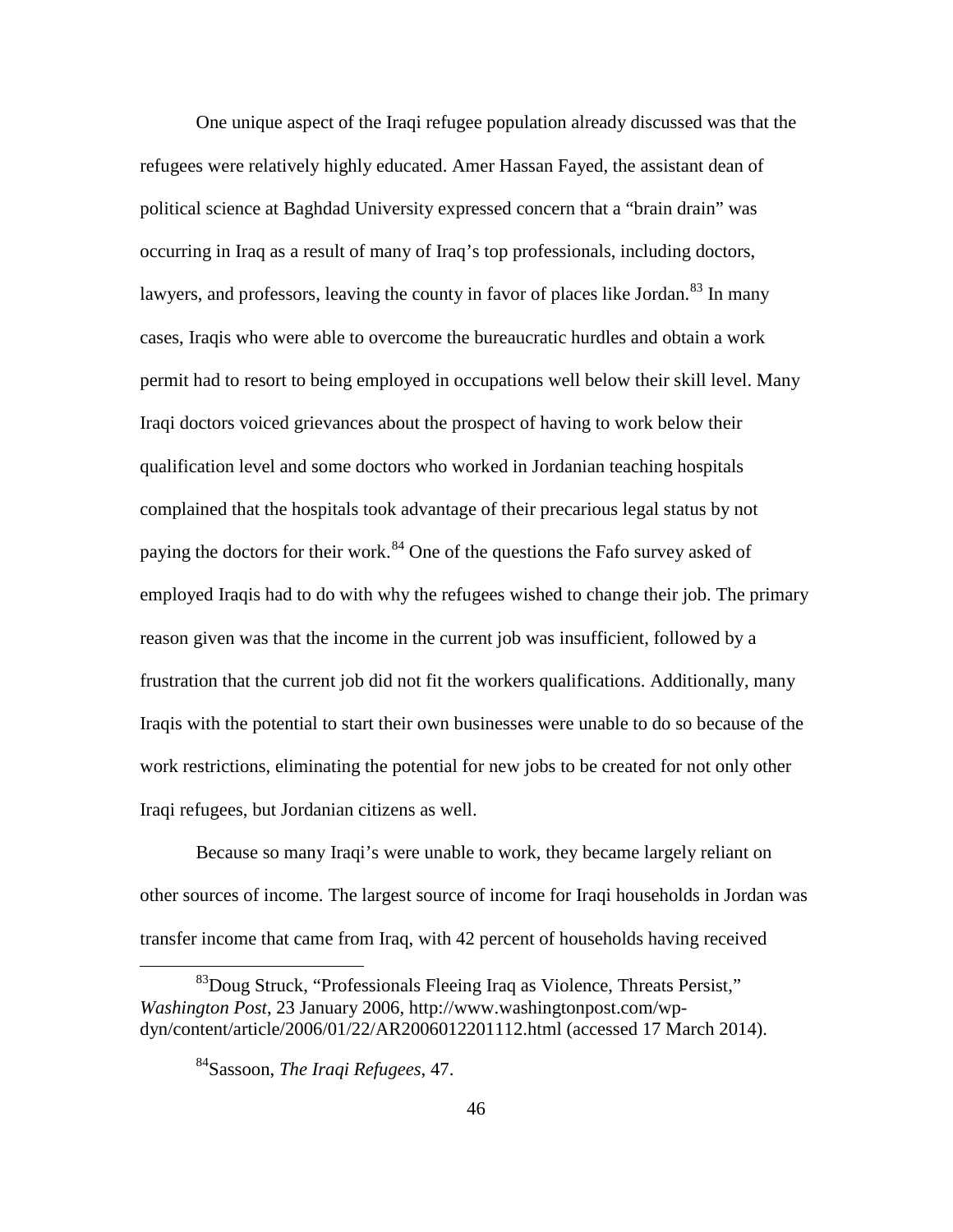One unique aspect of the Iraqi refugee population already discussed was that the refugees were relatively highly educated. Amer Hassan Fayed, the assistant dean of political science at Baghdad University expressed concern that a "brain drain" was occurring in Iraq as a result of many of Iraq's top professionals, including doctors, lawyers, and professors, leaving the county in favor of places like Jordan.[83] In many cases, Iraqis who were able to overcome the bureaucratic hurdles and obtain a work permit had to resort to being employed in occupations well below their skill level. Many Iraqi doctors voiced grievances about the prospect of having to work below their qualification level and some doctors who worked in Jordanian teaching hospitals complained that the hospitals took advantage of their precarious legal status by not paying the doctors for their work.[84] One of the questions the Fafo survey asked of employed Iraqis had to do with why the refugees wished to change their job. The primary reason given was that the income in the current job was insufficient, followed by a frustration that the current job did not fit the workers qualifications. Additionally, many Iraqis with the potential to start their own businesses were unable to do so because of the work restrictions, eliminating the potential for new jobs to be created for not only other Iraqi refugees, but Jordanian citizens as well.

Because so many Iraqi's were unable to work, they became largely reliant on other sources of income. The largest source of income for Iraqi households in Jordan was transfer income that came from Iraq, with 42 percent of households having received

---

[83] Doug Struck, "Professionals Fleeing Iraq as Violence, Threats Persist," *Washington Post*, 23 January 2006, http://www.washingtonpost.com/wp-dyn/content/article/2006/01/22/AR2006012201112.html (accessed 17 March 2014).

[84] Sassoon, *The Iraqi Refugees*, 47.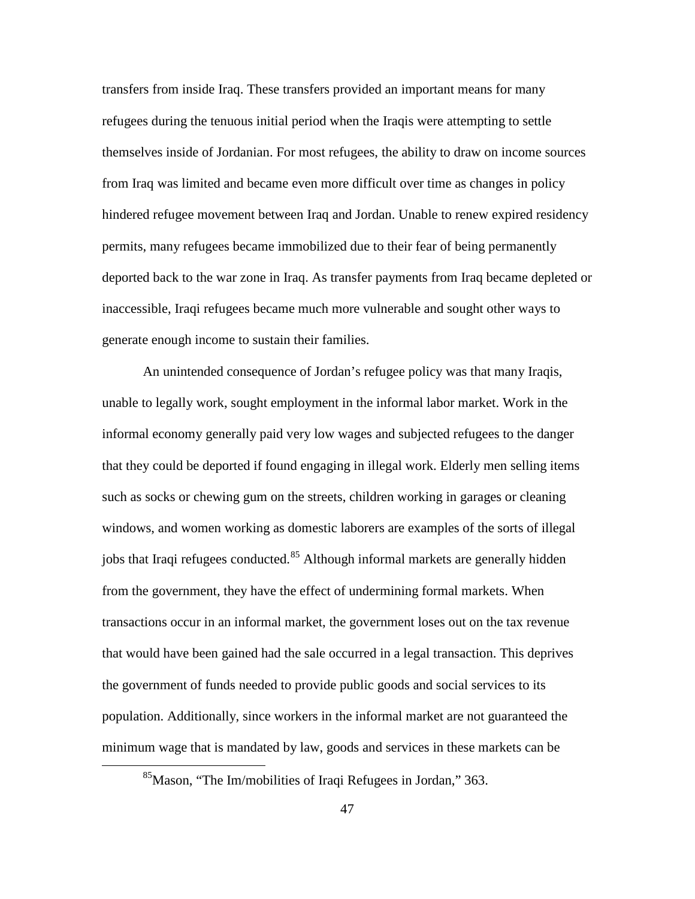transfers from inside Iraq. These transfers provided an important means for many refugees during the tenuous initial period when the Iraqis were attempting to settle themselves inside of Jordanian. For most refugees, the ability to draw on income sources from Iraq was limited and became even more difficult over time as changes in policy hindered refugee movement between Iraq and Jordan. Unable to renew expired residency permits, many refugees became immobilized due to their fear of being permanently deported back to the war zone in Iraq. As transfer payments from Iraq became depleted or inaccessible, Iraqi refugees became much more vulnerable and sought other ways to generate enough income to sustain their families.

An unintended consequence of Jordan's refugee policy was that many Iraqis, unable to legally work, sought employment in the informal labor market. Work in the informal economy generally paid very low wages and subjected refugees to the danger that they could be deported if found engaging in illegal work. Elderly men selling items such as socks or chewing gum on the streets, children working in garages or cleaning windows, and women working as domestic laborers are examples of the sorts of illegal jobs that Iraqi refugees conducted.[85] Although informal markets are generally hidden from the government, they have the effect of undermining formal markets. When transactions occur in an informal market, the government loses out on the tax revenue that would have been gained had the sale occurred in a legal transaction. This deprives the government of funds needed to provide public goods and social services to its population. Additionally, since workers in the informal market are not guaranteed the minimum wage that is mandated by law, goods and services in these markets can be

[85] Mason, "The Im/mobilities of Iraqi Refugees in Jordan," 363.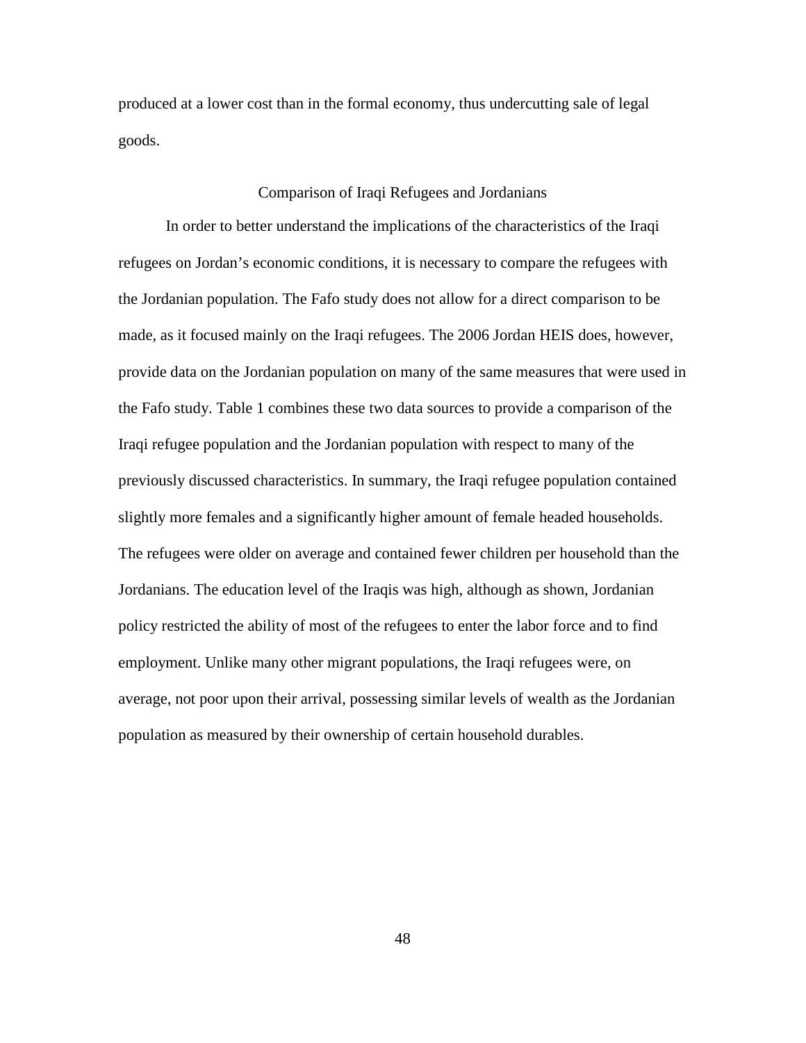produced at a lower cost than in the formal economy, thus undercutting sale of legal goods.

## Comparison of Iraqi Refugees and Jordanians

In order to better understand the implications of the characteristics of the Iraqi refugees on Jordan's economic conditions, it is necessary to compare the refugees with the Jordanian population. The Fafo study does not allow for a direct comparison to be made, as it focused mainly on the Iraqi refugees. The 2006 Jordan HEIS does, however, provide data on the Jordanian population on many of the same measures that were used in the Fafo study. Table 1 combines these two data sources to provide a comparison of the Iraqi refugee population and the Jordanian population with respect to many of the previously discussed characteristics. In summary, the Iraqi refugee population contained slightly more females and a significantly higher amount of female headed households. The refugees were older on average and contained fewer children per household than the Jordanians. The education level of the Iraqis was high, although as shown, Jordanian policy restricted the ability of most of the refugees to enter the labor force and to find employment. Unlike many other migrant populations, the Iraqi refugees were, on average, not poor upon their arrival, possessing similar levels of wealth as the Jordanian population as measured by their ownership of certain household durables.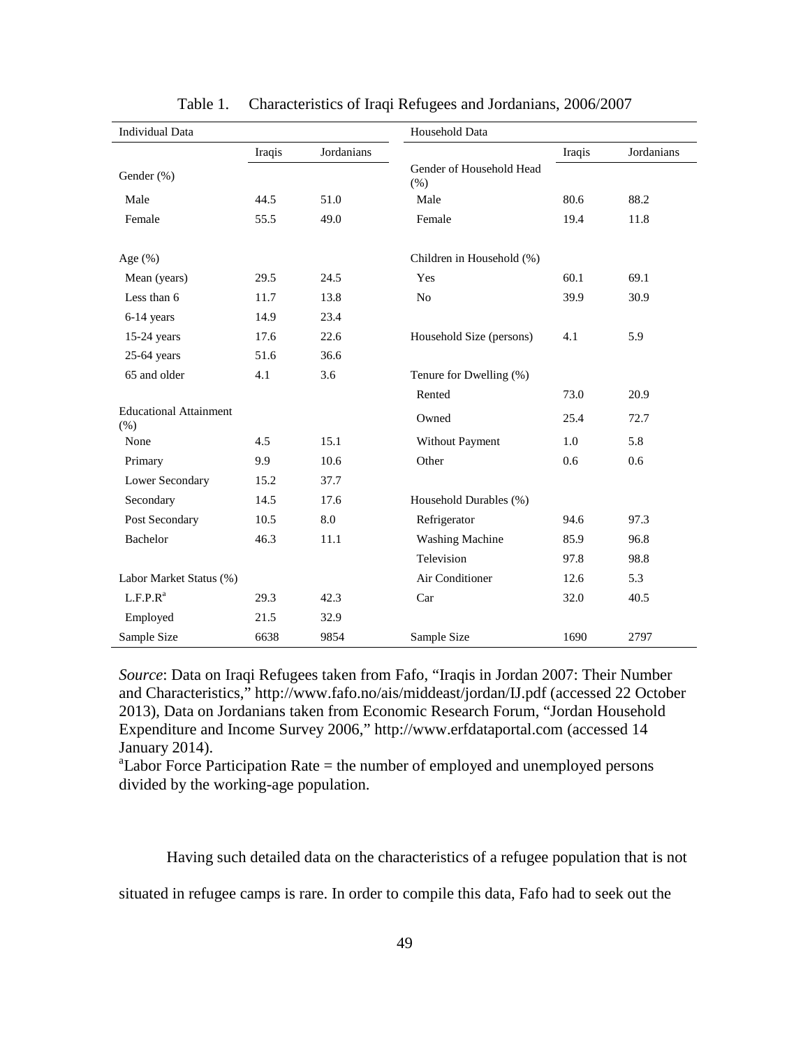Table 1. Characteristics of Iraqi Refugees and Jordanians, 2006/2007

| Individual Data | | | Household Data | | |
|---|---|---|---|---|---|
| | Iraqis | Jordanians | | Iraqis | Jordanians |
| Gender (%) | | | Gender of Household Head (%) | | |
| Male | 44.5 | 51.0 | Male | 80.6 | 88.2 |
| Female | 55.5 | 49.0 | Female | 19.4 | 11.8 |
| Age (%) | | | Children in Household (%) | | |
| Mean (years) | 29.5 | 24.5 | Yes | 60.1 | 69.1 |
| Less than 6 | 11.7 | 13.8 | No | 39.9 | 30.9 |
| 6-14 years | 14.9 | 23.4 | | | |
| 15-24 years | 17.6 | 22.6 | Household Size (persons) | 4.1 | 5.9 |
| 25-64 years | 51.6 | 36.6 | | | |
| 65 and older | 4.1 | 3.6 | Tenure for Dwelling (%) | | |
| | | | Rented | 73.0 | 20.9 |
| Educational Attainment (%) | | | Owned | 25.4 | 72.7 |
| None | 4.5 | 15.1 | Without Payment | 1.0 | 5.8 |
| Primary | 9.9 | 10.6 | Other | 0.6 | 0.6 |
| Lower Secondary | 15.2 | 37.7 | | | |
| Secondary | 14.5 | 17.6 | Household Durables (%) | | |
| Post Secondary | 10.5 | 8.0 | Refrigerator | 94.6 | 97.3 |
| Bachelor | 46.3 | 11.1 | Washing Machine | 85.9 | 96.8 |
| | | | Television | 97.8 | 98.8 |
| Labor Market Status (%) | | | Air Conditioner | 12.6 | 5.3 |
| L.F.P.R[a] | 29.3 | 42.3 | Car | 32.0 | 40.5 |
| Employed | 21.5 | 32.9 | | | |
| Sample Size | 6638 | 9854 | Sample Size | 1690 | 2797 |

*Source*: Data on Iraqi Refugees taken from Fafo, "Iraqis in Jordan 2007: Their Number and Characteristics," http://www.fafo.no/ais/middeast/jordan/IJ.pdf (accessed 22 October 2013), Data on Jordanians taken from Economic Research Forum, "Jordan Household Expenditure and Income Survey 2006," http://www.erfdataportal.com (accessed 14 January 2014).

[a]Labor Force Participation Rate = the number of employed and unemployed persons divided by the working-age population.

Having such detailed data on the characteristics of a refugee population that is not situated in refugee camps is rare. In order to compile this data, Fafo had to seek out the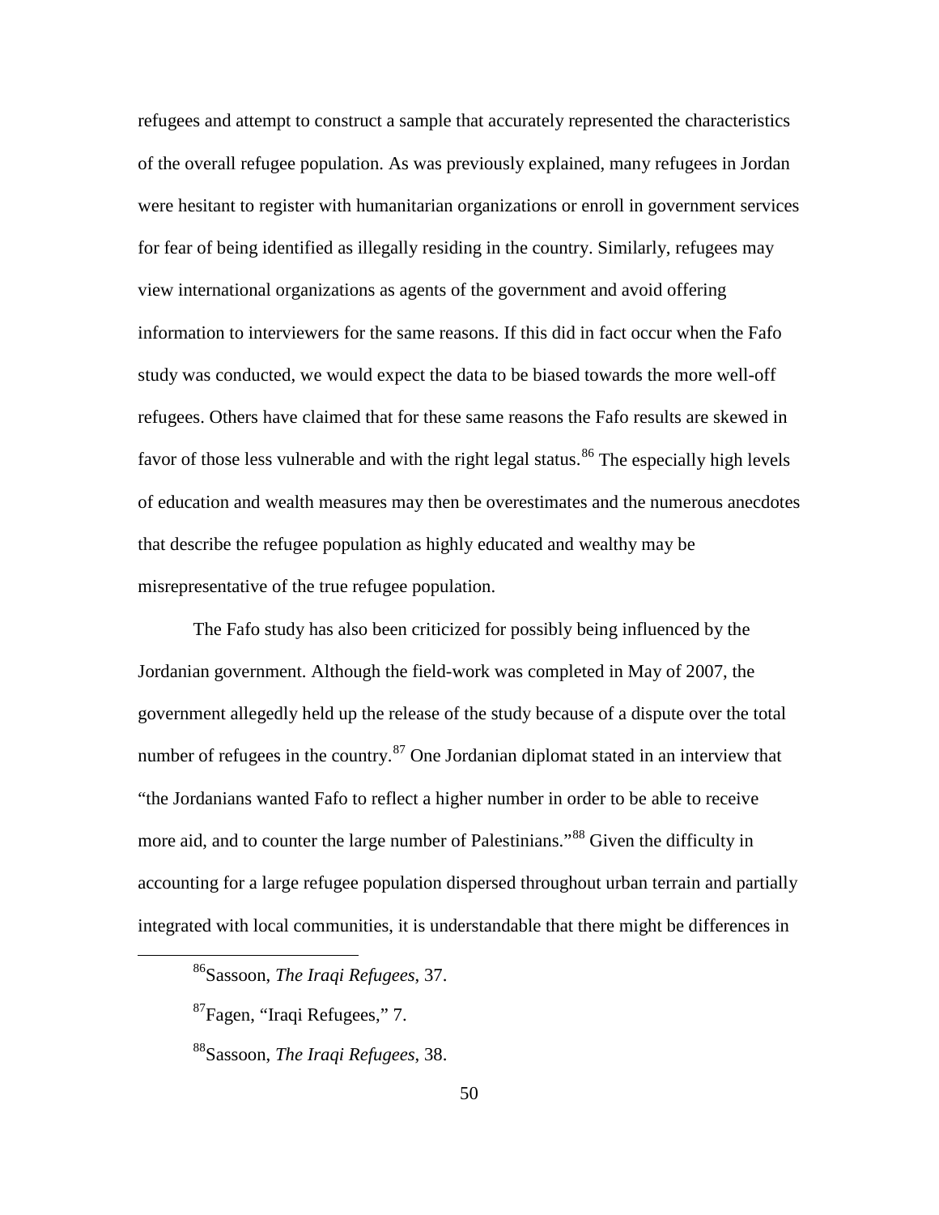refugees and attempt to construct a sample that accurately represented the characteristics of the overall refugee population. As was previously explained, many refugees in Jordan were hesitant to register with humanitarian organizations or enroll in government services for fear of being identified as illegally residing in the country. Similarly, refugees may view international organizations as agents of the government and avoid offering information to interviewers for the same reasons. If this did in fact occur when the Fafo study was conducted, we would expect the data to be biased towards the more well-off refugees. Others have claimed that for these same reasons the Fafo results are skewed in favor of those less vulnerable and with the right legal status.[86] The especially high levels of education and wealth measures may then be overestimates and the numerous anecdotes that describe the refugee population as highly educated and wealthy may be misrepresentative of the true refugee population.

The Fafo study has also been criticized for possibly being influenced by the Jordanian government. Although the field-work was completed in May of 2007, the government allegedly held up the release of the study because of a dispute over the total number of refugees in the country.[87] One Jordanian diplomat stated in an interview that "the Jordanians wanted Fafo to reflect a higher number in order to be able to receive more aid, and to counter the large number of Palestinians."[88] Given the difficulty in accounting for a large refugee population dispersed throughout urban terrain and partially integrated with local communities, it is understandable that there might be differences in

---

[86] Sassoon, *The Iraqi Refugees*, 37.

[87] Fagen, "Iraqi Refugees," 7.

[88] Sassoon, *The Iraqi Refugees*, 38.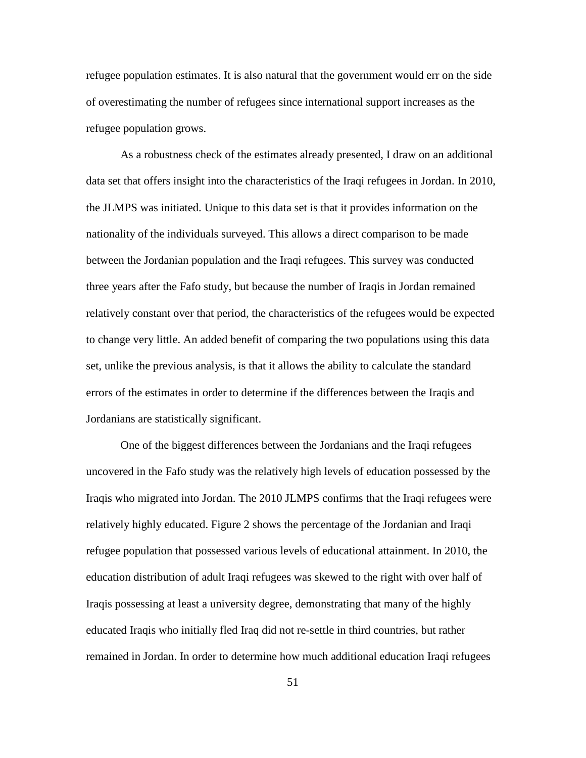refugee population estimates. It is also natural that the government would err on the side of overestimating the number of refugees since international support increases as the refugee population grows.

As a robustness check of the estimates already presented, I draw on an additional data set that offers insight into the characteristics of the Iraqi refugees in Jordan. In 2010, the JLMPS was initiated. Unique to this data set is that it provides information on the nationality of the individuals surveyed. This allows a direct comparison to be made between the Jordanian population and the Iraqi refugees. This survey was conducted three years after the Fafo study, but because the number of Iraqis in Jordan remained relatively constant over that period, the characteristics of the refugees would be expected to change very little. An added benefit of comparing the two populations using this data set, unlike the previous analysis, is that it allows the ability to calculate the standard errors of the estimates in order to determine if the differences between the Iraqis and Jordanians are statistically significant.

One of the biggest differences between the Jordanians and the Iraqi refugees uncovered in the Fafo study was the relatively high levels of education possessed by the Iraqis who migrated into Jordan. The 2010 JLMPS confirms that the Iraqi refugees were relatively highly educated. Figure 2 shows the percentage of the Jordanian and Iraqi refugee population that possessed various levels of educational attainment. In 2010, the education distribution of adult Iraqi refugees was skewed to the right with over half of Iraqis possessing at least a university degree, demonstrating that many of the highly educated Iraqis who initially fled Iraq did not re-settle in third countries, but rather remained in Jordan. In order to determine how much additional education Iraqi refugees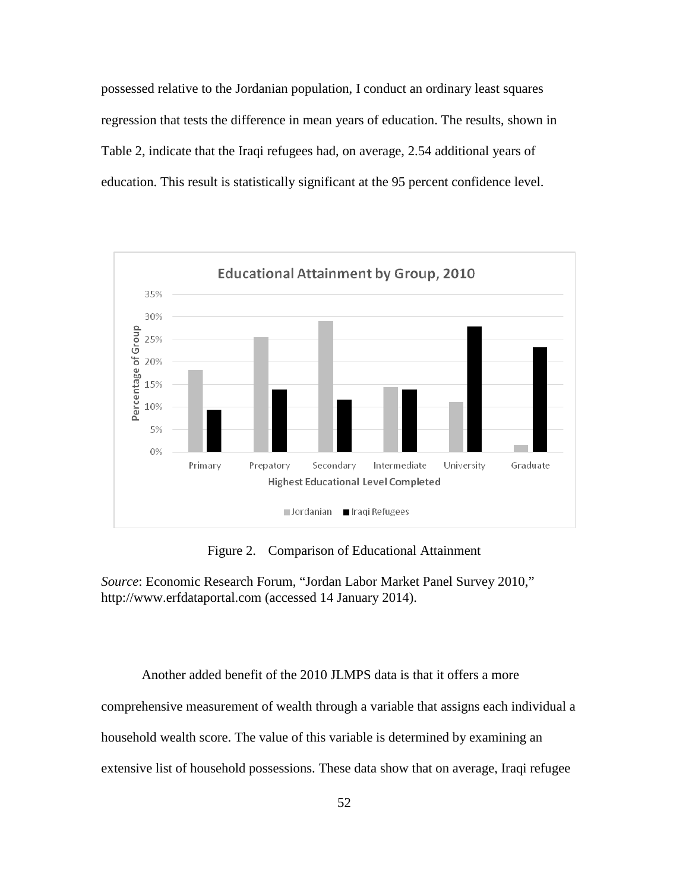possessed relative to the Jordanian population, I conduct an ordinary least squares regression that tests the difference in mean years of education. The results, shown in Table 2, indicate that the Iraqi refugees had, on average, 2.54 additional years of education. This result is statistically significant at the 95 percent confidence level.

Figure 2. Comparison of Educational Attainment

*Source*: Economic Research Forum, "Jordan Labor Market Panel Survey 2010," http://www.erfdataportal.com (accessed 14 January 2014).

Another added benefit of the 2010 JLMPS data is that it offers a more comprehensive measurement of wealth through a variable that assigns each individual a household wealth score. The value of this variable is determined by examining an extensive list of household possessions. These data show that on average, Iraqi refugee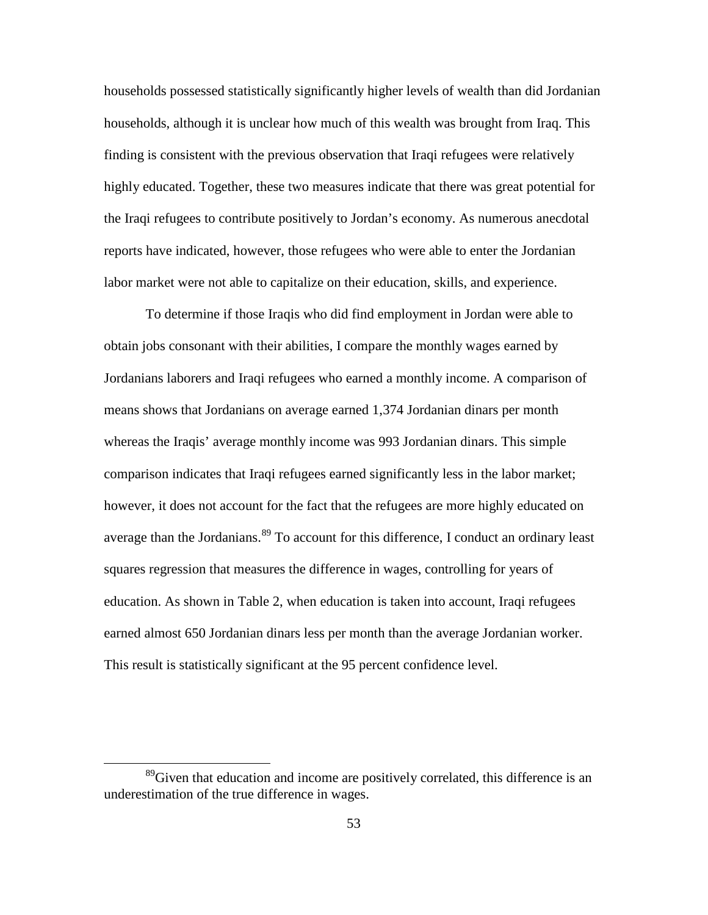households possessed statistically significantly higher levels of wealth than did Jordanian households, although it is unclear how much of this wealth was brought from Iraq. This finding is consistent with the previous observation that Iraqi refugees were relatively highly educated. Together, these two measures indicate that there was great potential for the Iraqi refugees to contribute positively to Jordan's economy. As numerous anecdotal reports have indicated, however, those refugees who were able to enter the Jordanian labor market were not able to capitalize on their education, skills, and experience.

To determine if those Iraqis who did find employment in Jordan were able to obtain jobs consonant with their abilities, I compare the monthly wages earned by Jordanians laborers and Iraqi refugees who earned a monthly income. A comparison of means shows that Jordanians on average earned 1,374 Jordanian dinars per month whereas the Iraqis' average monthly income was 993 Jordanian dinars. This simple comparison indicates that Iraqi refugees earned significantly less in the labor market; however, it does not account for the fact that the refugees are more highly educated on average than the Jordanians.[89] To account for this difference, I conduct an ordinary least squares regression that measures the difference in wages, controlling for years of education. As shown in Table 2, when education is taken into account, Iraqi refugees earned almost 650 Jordanian dinars less per month than the average Jordanian worker. This result is statistically significant at the 95 percent confidence level.

[89] Given that education and income are positively correlated, this difference is an underestimation of the true difference in wages.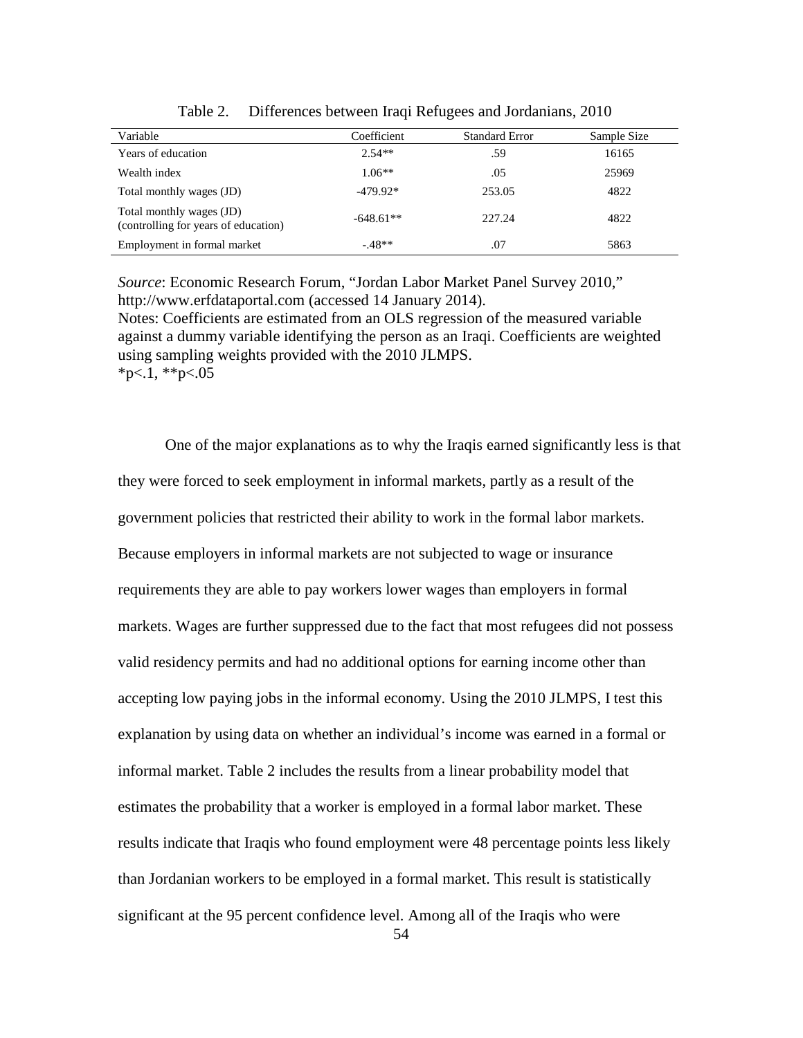Table 2. Differences between Iraqi Refugees and Jordanians, 2010

| Variable | Coefficient | Standard Error | Sample Size |
|---|---|---|---|
| Years of education | 2.54** | .59 | 16165 |
| Wealth index | 1.06** | .05 | 25969 |
| Total monthly wages (JD) | -479.92* | 253.05 | 4822 |
| Total monthly wages (JD) (controlling for years of education) | -648.61** | 227.24 | 4822 |
| Employment in formal market | -.48** | .07 | 5863 |

*Source*: Economic Research Forum, "Jordan Labor Market Panel Survey 2010," http://www.erfdataportal.com (accessed 14 January 2014).
Notes: Coefficients are estimated from an OLS regression of the measured variable against a dummy variable identifying the person as an Iraqi. Coefficients are weighted using sampling weights provided with the 2010 JLMPS.
*p<.1, **p<.05

One of the major explanations as to why the Iraqis earned significantly less is that they were forced to seek employment in informal markets, partly as a result of the government policies that restricted their ability to work in the formal labor markets. Because employers in informal markets are not subjected to wage or insurance requirements they are able to pay workers lower wages than employers in formal markets. Wages are further suppressed due to the fact that most refugees did not possess valid residency permits and had no additional options for earning income other than accepting low paying jobs in the informal economy. Using the 2010 JLMPS, I test this explanation by using data on whether an individual's income was earned in a formal or informal market. Table 2 includes the results from a linear probability model that estimates the probability that a worker is employed in a formal labor market. These results indicate that Iraqis who found employment were 48 percentage points less likely than Jordanian workers to be employed in a formal market. This result is statistically significant at the 95 percent confidence level. Among all of the Iraqis who were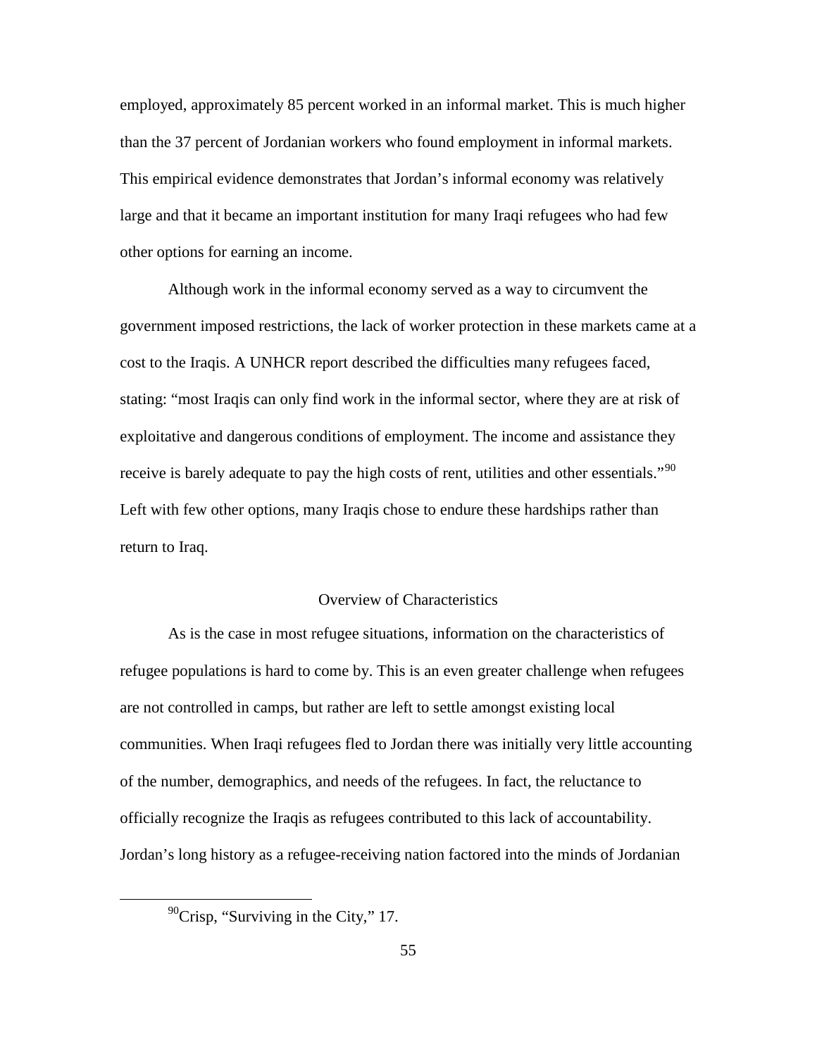employed, approximately 85 percent worked in an informal market. This is much higher than the 37 percent of Jordanian workers who found employment in informal markets. This empirical evidence demonstrates that Jordan's informal economy was relatively large and that it became an important institution for many Iraqi refugees who had few other options for earning an income.

Although work in the informal economy served as a way to circumvent the government imposed restrictions, the lack of worker protection in these markets came at a cost to the Iraqis. A UNHCR report described the difficulties many refugees faced, stating: "most Iraqis can only find work in the informal sector, where they are at risk of exploitative and dangerous conditions of employment. The income and assistance they receive is barely adequate to pay the high costs of rent, utilities and other essentials."[90] Left with few other options, many Iraqis chose to endure these hardships rather than return to Iraq.

## Overview of Characteristics

As is the case in most refugee situations, information on the characteristics of refugee populations is hard to come by. This is an even greater challenge when refugees are not controlled in camps, but rather are left to settle amongst existing local communities. When Iraqi refugees fled to Jordan there was initially very little accounting of the number, demographics, and needs of the refugees. In fact, the reluctance to officially recognize the Iraqis as refugees contributed to this lack of accountability. Jordan's long history as a refugee-receiving nation factored into the minds of Jordanian

[90] Crisp, "Surviving in the City," 17.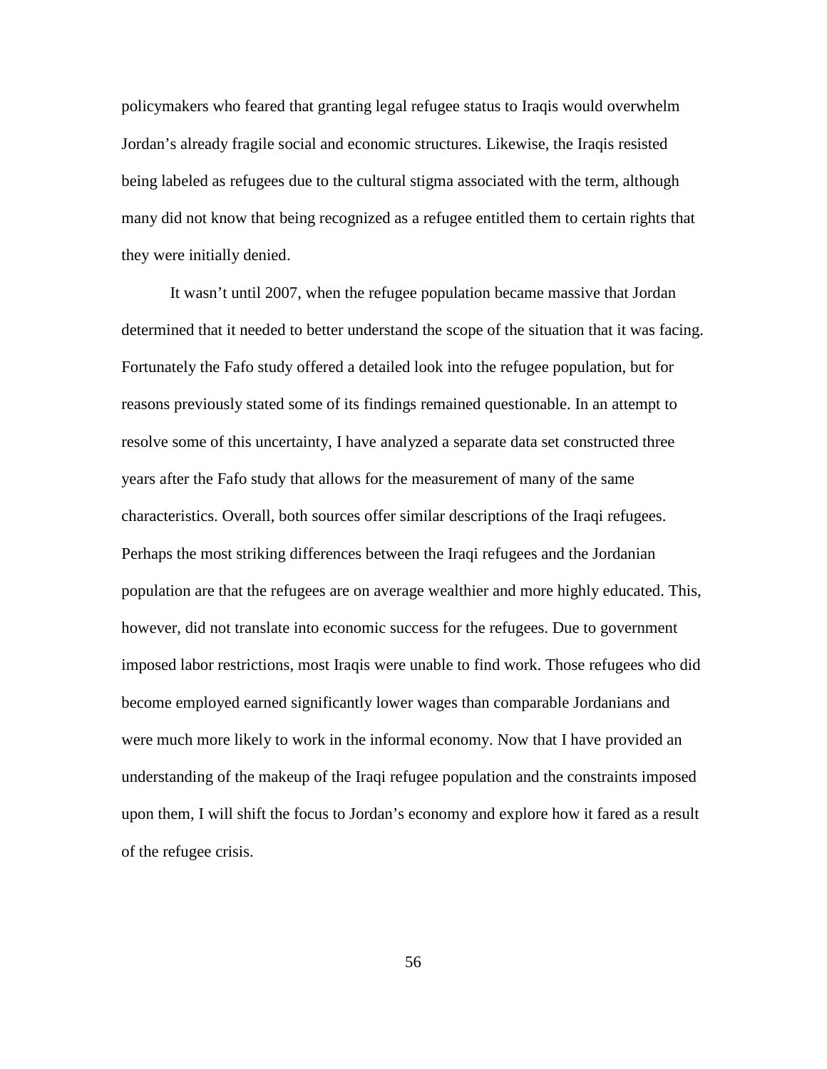policymakers who feared that granting legal refugee status to Iraqis would overwhelm Jordan's already fragile social and economic structures. Likewise, the Iraqis resisted being labeled as refugees due to the cultural stigma associated with the term, although many did not know that being recognized as a refugee entitled them to certain rights that they were initially denied.

It wasn't until 2007, when the refugee population became massive that Jordan determined that it needed to better understand the scope of the situation that it was facing. Fortunately the Fafo study offered a detailed look into the refugee population, but for reasons previously stated some of its findings remained questionable. In an attempt to resolve some of this uncertainty, I have analyzed a separate data set constructed three years after the Fafo study that allows for the measurement of many of the same characteristics. Overall, both sources offer similar descriptions of the Iraqi refugees. Perhaps the most striking differences between the Iraqi refugees and the Jordanian population are that the refugees are on average wealthier and more highly educated. This, however, did not translate into economic success for the refugees. Due to government imposed labor restrictions, most Iraqis were unable to find work. Those refugees who did become employed earned significantly lower wages than comparable Jordanians and were much more likely to work in the informal economy. Now that I have provided an understanding of the makeup of the Iraqi refugee population and the constraints imposed upon them, I will shift the focus to Jordan's economy and explore how it fared as a result of the refugee crisis.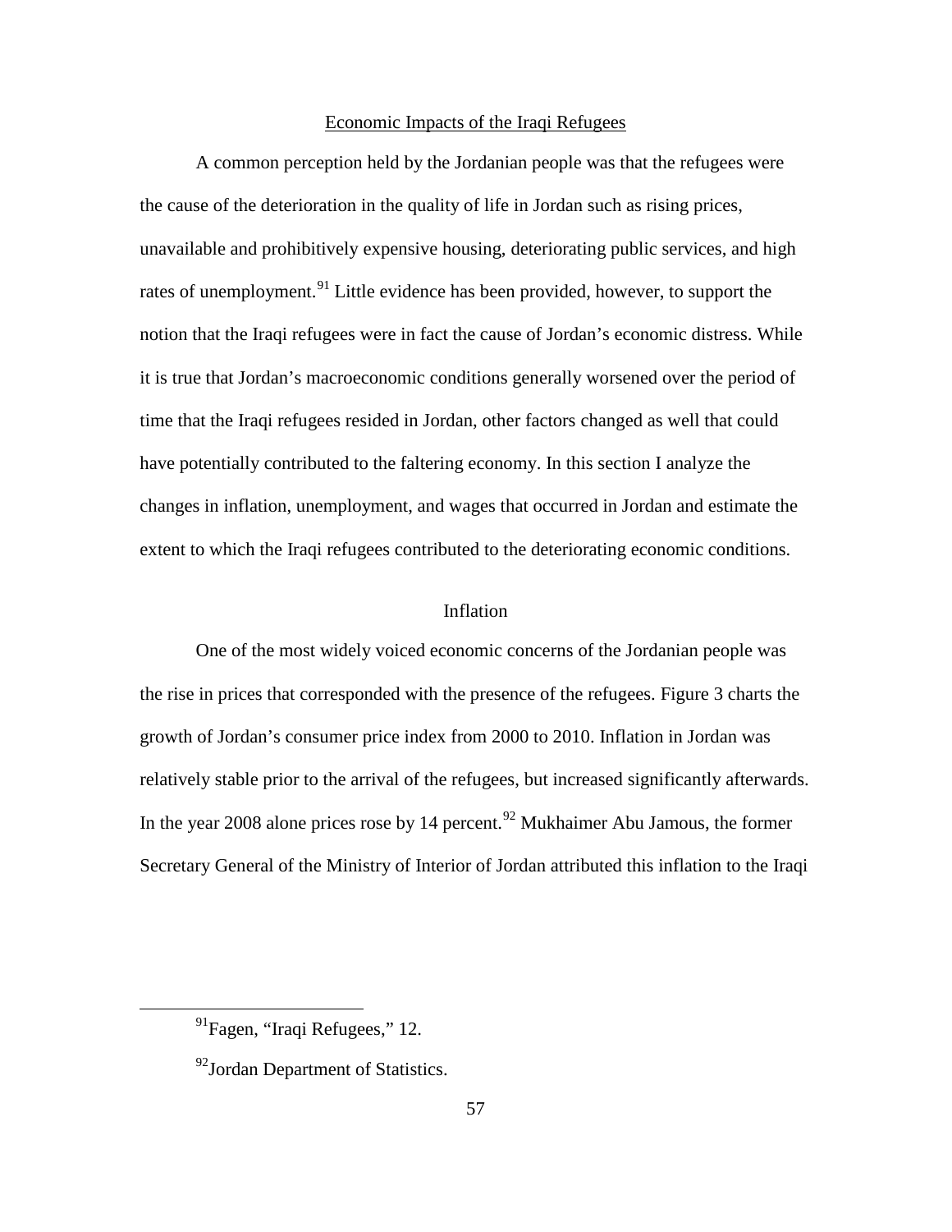## Economic Impacts of the Iraqi Refugees

A common perception held by the Jordanian people was that the refugees were the cause of the deterioration in the quality of life in Jordan such as rising prices, unavailable and prohibitively expensive housing, deteriorating public services, and high rates of unemployment.[91] Little evidence has been provided, however, to support the notion that the Iraqi refugees were in fact the cause of Jordan's economic distress. While it is true that Jordan's macroeconomic conditions generally worsened over the period of time that the Iraqi refugees resided in Jordan, other factors changed as well that could have potentially contributed to the faltering economy. In this section I analyze the changes in inflation, unemployment, and wages that occurred in Jordan and estimate the extent to which the Iraqi refugees contributed to the deteriorating economic conditions.

### Inflation

One of the most widely voiced economic concerns of the Jordanian people was the rise in prices that corresponded with the presence of the refugees. Figure 3 charts the growth of Jordan's consumer price index from 2000 to 2010. Inflation in Jordan was relatively stable prior to the arrival of the refugees, but increased significantly afterwards. In the year 2008 alone prices rose by 14 percent.[92] Mukhaimer Abu Jamous, the former Secretary General of the Ministry of Interior of Jordan attributed this inflation to the Iraqi

---

[91] Fagen, "Iraqi Refugees," 12.

[92] Jordan Department of Statistics.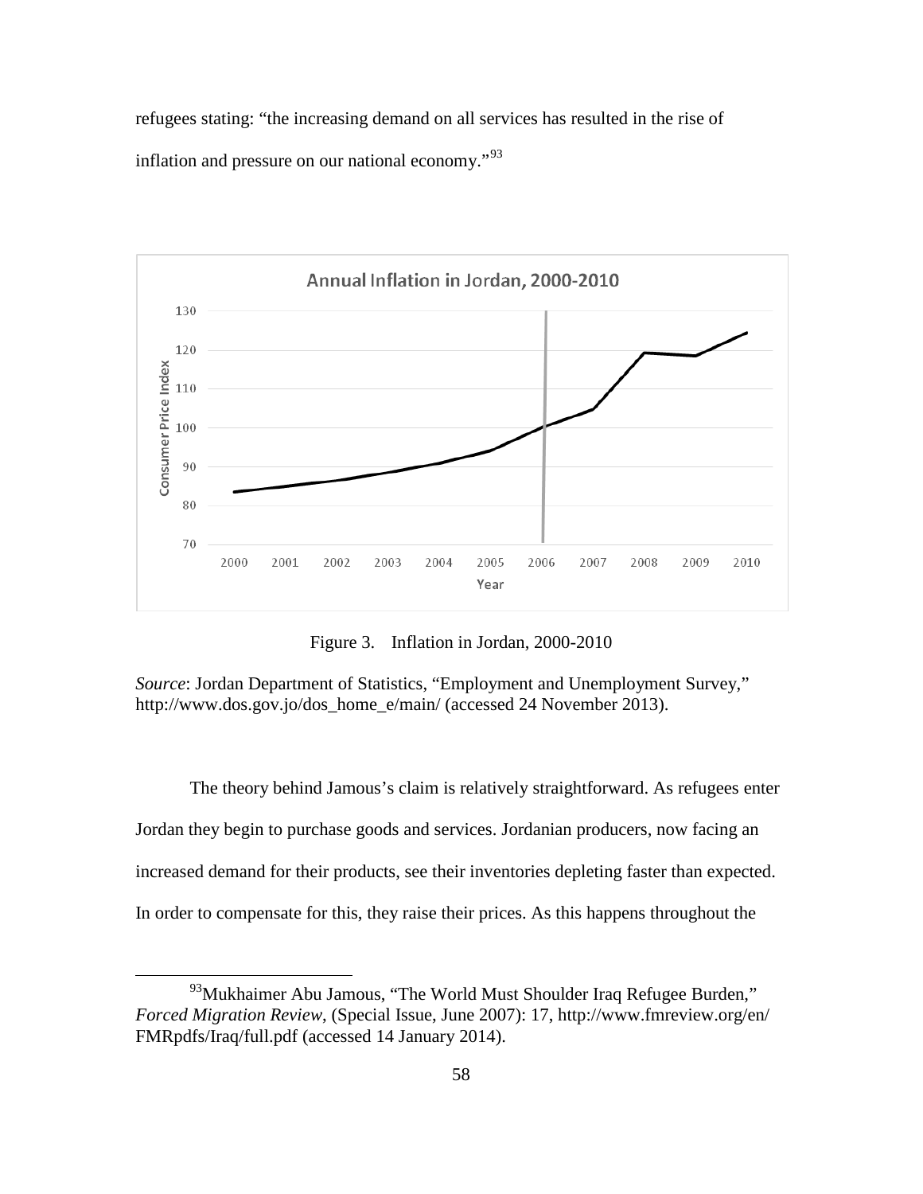refugees stating: "the increasing demand on all services has resulted in the rise of inflation and pressure on our national economy."[93]

Figure 3. Inflation in Jordan, 2000-2010

*Source*: Jordan Department of Statistics, "Employment and Unemployment Survey," http://www.dos.gov.jo/dos_home_e/main/ (accessed 24 November 2013).

The theory behind Jamous's claim is relatively straightforward. As refugees enter Jordan they begin to purchase goods and services. Jordanian producers, now facing an increased demand for their products, see their inventories depleting faster than expected. In order to compensate for this, they raise their prices. As this happens throughout the

[93]Mukhaimer Abu Jamous, "The World Must Shoulder Iraq Refugee Burden," *Forced Migration Review*, (Special Issue, June 2007): 17, http://www.fmreview.org/en/FMRpdfs/Iraq/full.pdf (accessed 14 January 2014).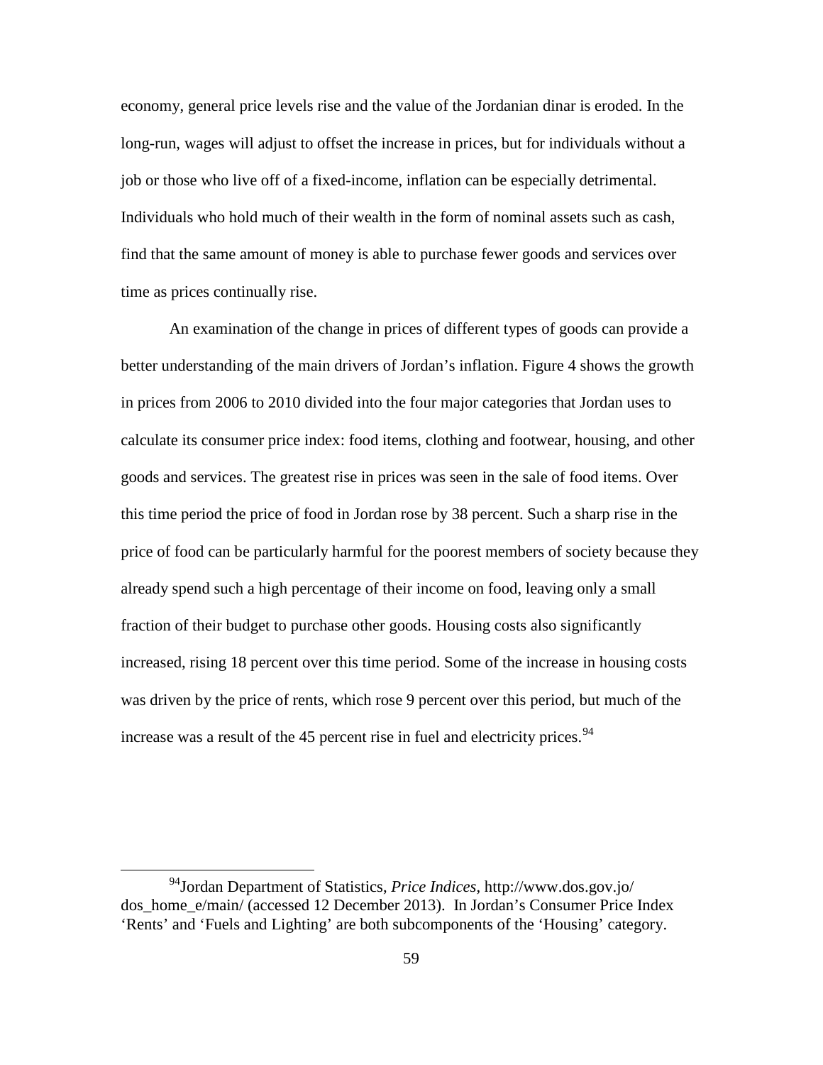economy, general price levels rise and the value of the Jordanian dinar is eroded. In the long-run, wages will adjust to offset the increase in prices, but for individuals without a job or those who live off of a fixed-income, inflation can be especially detrimental. Individuals who hold much of their wealth in the form of nominal assets such as cash, find that the same amount of money is able to purchase fewer goods and services over time as prices continually rise.

An examination of the change in prices of different types of goods can provide a better understanding of the main drivers of Jordan's inflation. Figure 4 shows the growth in prices from 2006 to 2010 divided into the four major categories that Jordan uses to calculate its consumer price index: food items, clothing and footwear, housing, and other goods and services. The greatest rise in prices was seen in the sale of food items. Over this time period the price of food in Jordan rose by 38 percent. Such a sharp rise in the price of food can be particularly harmful for the poorest members of society because they already spend such a high percentage of their income on food, leaving only a small fraction of their budget to purchase other goods. Housing costs also significantly increased, rising 18 percent over this time period. Some of the increase in housing costs was driven by the price of rents, which rose 9 percent over this period, but much of the increase was a result of the 45 percent rise in fuel and electricity prices.[94]

[94] Jordan Department of Statistics, *Price Indices*, http://www.dos.gov.jo/dos_home_e/main/ (accessed 12 December 2013). In Jordan's Consumer Price Index 'Rents' and 'Fuels and Lighting' are both subcomponents of the 'Housing' category.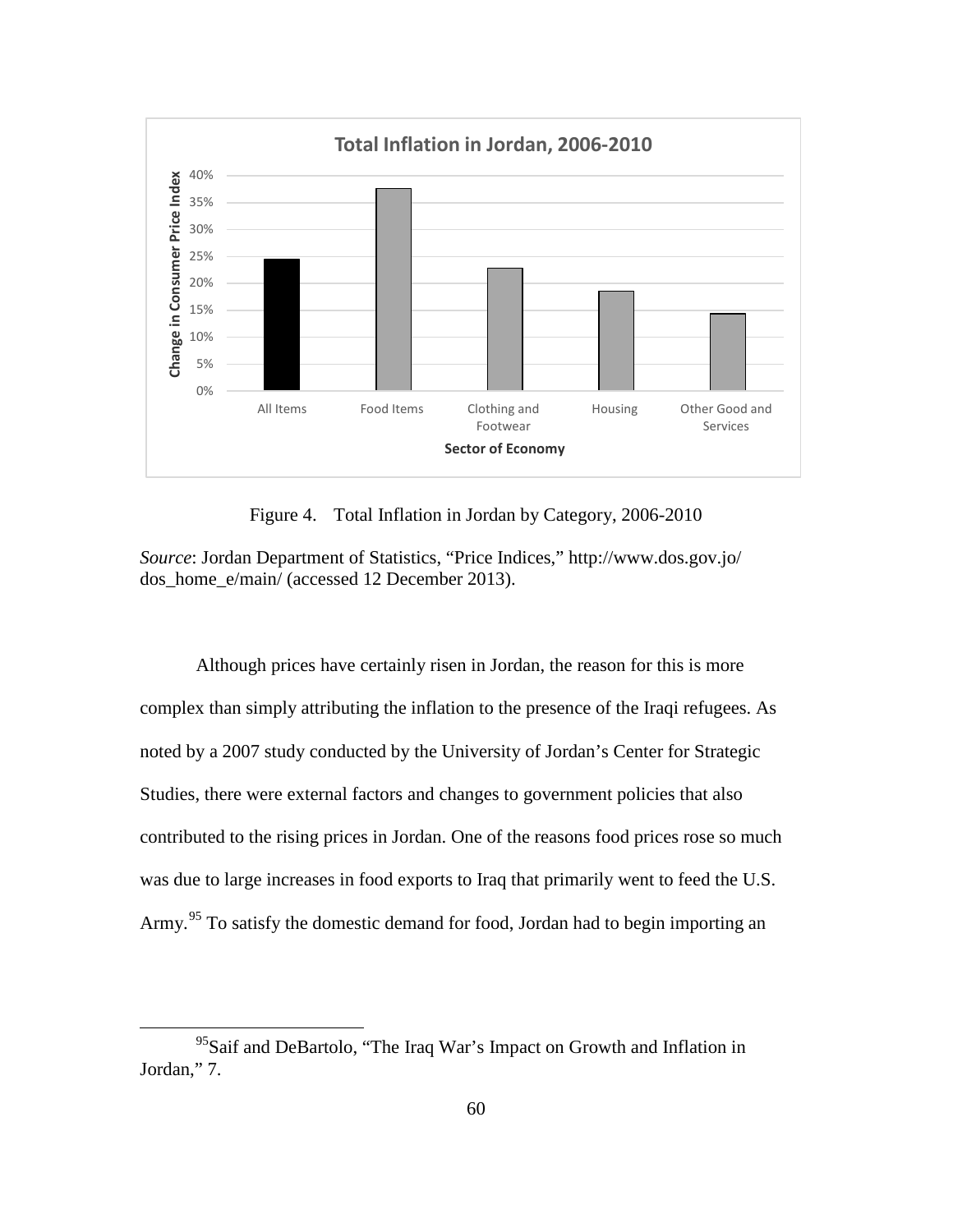Figure 4. Total Inflation in Jordan by Category, 2006-2010

*Source*: Jordan Department of Statistics, "Price Indices," http://www.dos.gov.jo/dos_home_e/main/ (accessed 12 December 2013).

Although prices have certainly risen in Jordan, the reason for this is more complex than simply attributing the inflation to the presence of the Iraqi refugees. As noted by a 2007 study conducted by the University of Jordan's Center for Strategic Studies, there were external factors and changes to government policies that also contributed to the rising prices in Jordan. One of the reasons food prices rose so much was due to large increases in food exports to Iraq that primarily went to feed the U.S. Army.[95] To satisfy the domestic demand for food, Jordan had to begin importing an

[95] Saif and DeBartolo, "The Iraq War's Impact on Growth and Inflation in Jordan," 7.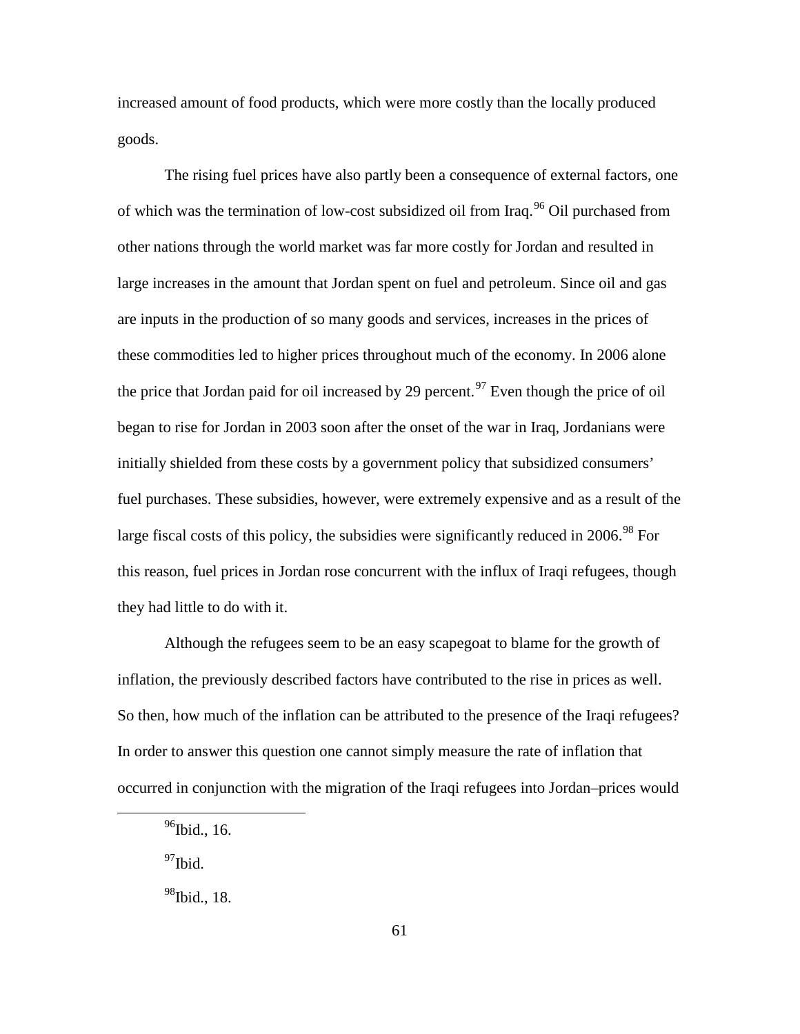increased amount of food products, which were more costly than the locally produced goods.

The rising fuel prices have also partly been a consequence of external factors, one of which was the termination of low-cost subsidized oil from Iraq.[96] Oil purchased from other nations through the world market was far more costly for Jordan and resulted in large increases in the amount that Jordan spent on fuel and petroleum. Since oil and gas are inputs in the production of so many goods and services, increases in the prices of these commodities led to higher prices throughout much of the economy. In 2006 alone the price that Jordan paid for oil increased by 29 percent.[97] Even though the price of oil began to rise for Jordan in 2003 soon after the onset of the war in Iraq, Jordanians were initially shielded from these costs by a government policy that subsidized consumers' fuel purchases. These subsidies, however, were extremely expensive and as a result of the large fiscal costs of this policy, the subsidies were significantly reduced in 2006.[98] For this reason, fuel prices in Jordan rose concurrent with the influx of Iraqi refugees, though they had little to do with it.

Although the refugees seem to be an easy scapegoat to blame for the growth of inflation, the previously described factors have contributed to the rise in prices as well. So then, how much of the inflation can be attributed to the presence of the Iraqi refugees? In order to answer this question one cannot simply measure the rate of inflation that occurred in conjunction with the migration of the Iraqi refugees into Jordan–prices would

---

[96] Ibid., 16.

[97] Ibid.

[98] Ibid., 18.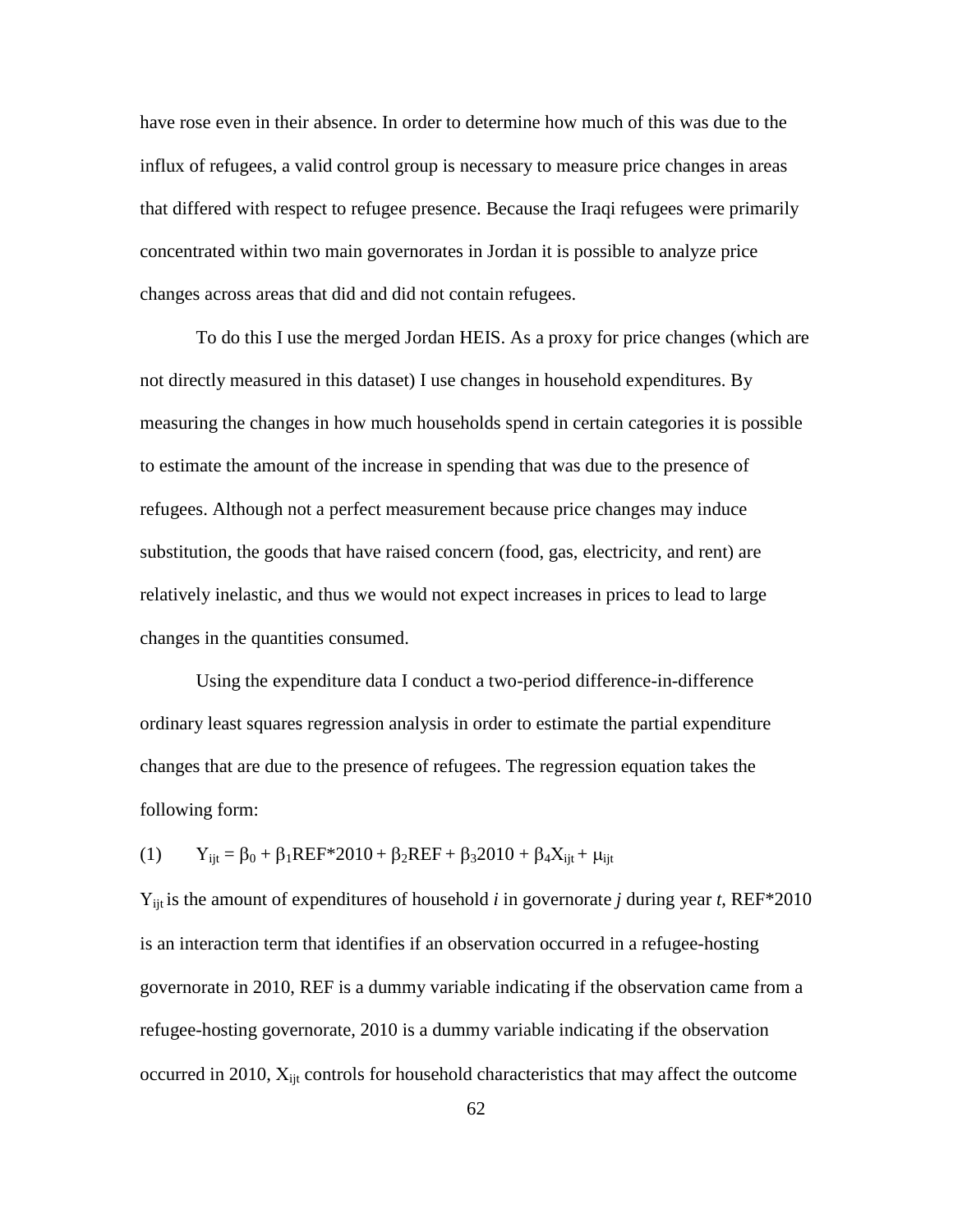have rose even in their absence. In order to determine how much of this was due to the influx of refugees, a valid control group is necessary to measure price changes in areas that differed with respect to refugee presence. Because the Iraqi refugees were primarily concentrated within two main governorates in Jordan it is possible to analyze price changes across areas that did and did not contain refugees.

To do this I use the merged Jordan HEIS. As a proxy for price changes (which are not directly measured in this dataset) I use changes in household expenditures. By measuring the changes in how much households spend in certain categories it is possible to estimate the amount of the increase in spending that was due to the presence of refugees. Although not a perfect measurement because price changes may induce substitution, the goods that have raised concern (food, gas, electricity, and rent) are relatively inelastic, and thus we would not expect increases in prices to lead to large changes in the quantities consumed.

Using the expenditure data I conduct a two-period difference-in-difference ordinary least squares regression analysis in order to estimate the partial expenditure changes that are due to the presence of refugees. The regression equation takes the following form:

$$(1) \qquad Y_{ijt} = \beta_0 + \beta_1 REF*2010 + \beta_2 REF + \beta_3 2010 + \beta_4 X_{ijt} + \mu_{ijt}$$

$Y_{ijt}$ is the amount of expenditures of household *i* in governorate *j* during year *t*, REF*2010 is an interaction term that identifies if an observation occurred in a refugee-hosting governorate in 2010, REF is a dummy variable indicating if the observation came from a refugee-hosting governorate, 2010 is a dummy variable indicating if the observation occurred in 2010, $X_{ijt}$ controls for household characteristics that may affect the outcome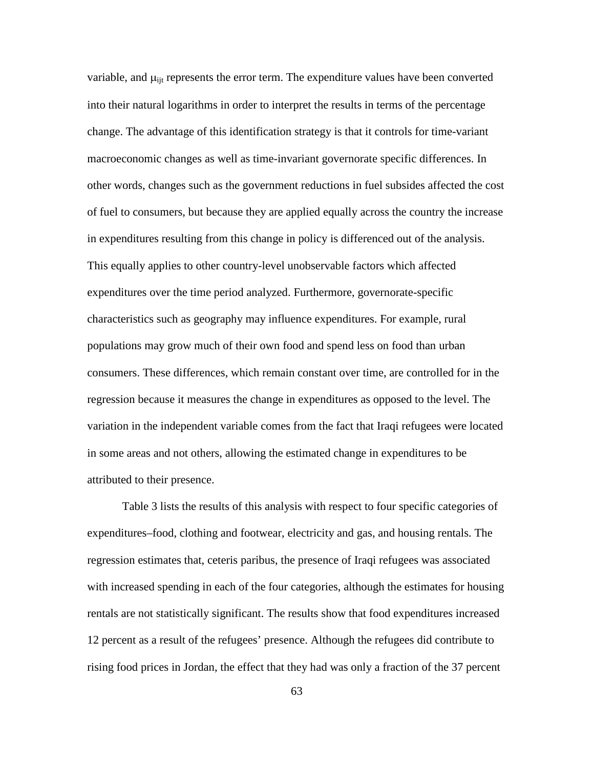variable, and $\mu_{ijt}$ represents the error term. The expenditure values have been converted into their natural logarithms in order to interpret the results in terms of the percentage change. The advantage of this identification strategy is that it controls for time-variant macroeconomic changes as well as time-invariant governorate specific differences. In other words, changes such as the government reductions in fuel subsides affected the cost of fuel to consumers, but because they are applied equally across the country the increase in expenditures resulting from this change in policy is differenced out of the analysis. This equally applies to other country-level unobservable factors which affected expenditures over the time period analyzed. Furthermore, governorate-specific characteristics such as geography may influence expenditures. For example, rural populations may grow much of their own food and spend less on food than urban consumers. These differences, which remain constant over time, are controlled for in the regression because it measures the change in expenditures as opposed to the level. The variation in the independent variable comes from the fact that Iraqi refugees were located in some areas and not others, allowing the estimated change in expenditures to be attributed to their presence.

Table 3 lists the results of this analysis with respect to four specific categories of expenditures–food, clothing and footwear, electricity and gas, and housing rentals. The regression estimates that, ceteris paribus, the presence of Iraqi refugees was associated with increased spending in each of the four categories, although the estimates for housing rentals are not statistically significant. The results show that food expenditures increased 12 percent as a result of the refugees' presence. Although the refugees did contribute to rising food prices in Jordan, the effect that they had was only a fraction of the 37 percent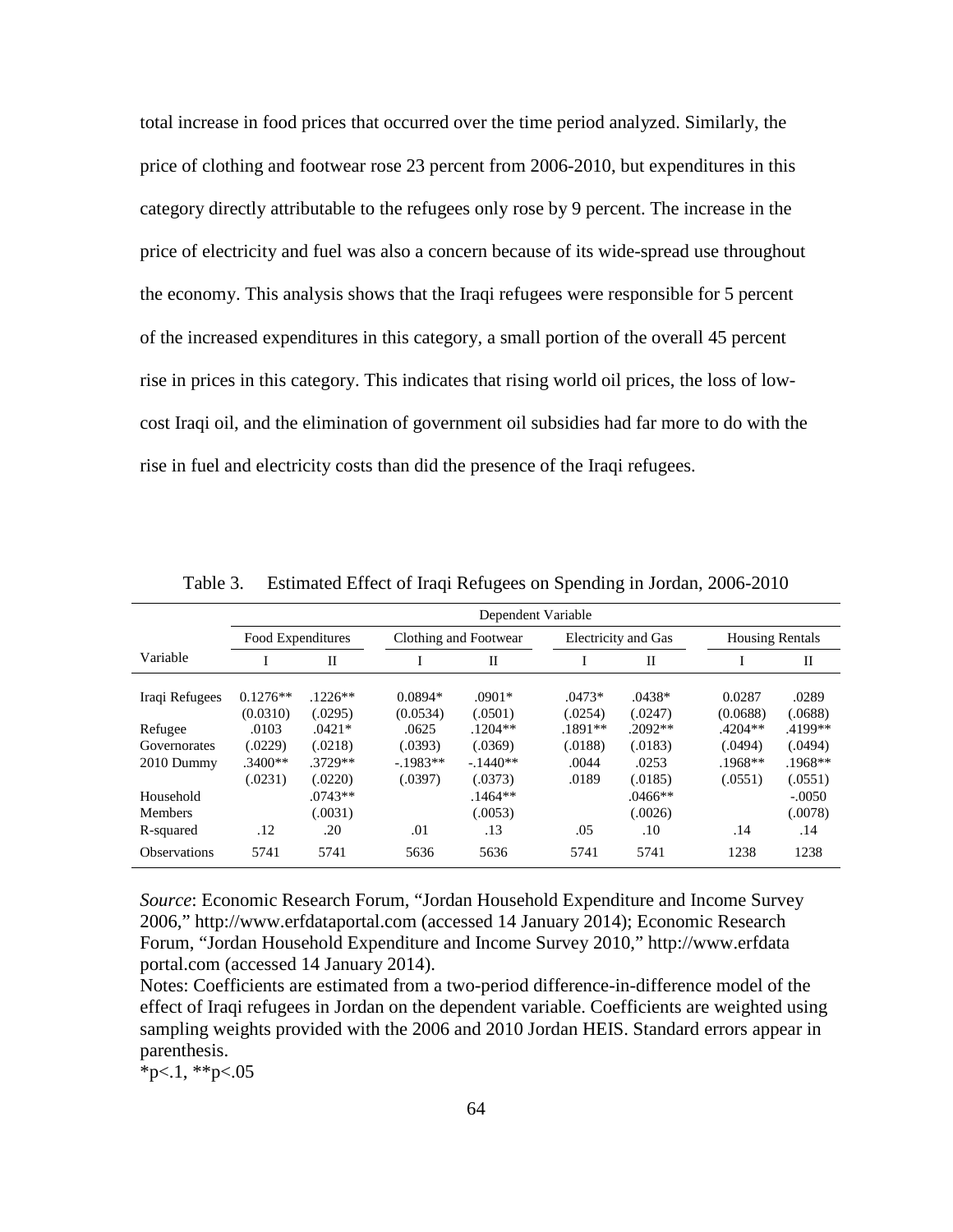total increase in food prices that occurred over the time period analyzed. Similarly, the price of clothing and footwear rose 23 percent from 2006-2010, but expenditures in this category directly attributable to the refugees only rose by 9 percent. The increase in the price of electricity and fuel was also a concern because of its wide-spread use throughout the economy. This analysis shows that the Iraqi refugees were responsible for 5 percent of the increased expenditures in this category, a small portion of the overall 45 percent rise in prices in this category. This indicates that rising world oil prices, the loss of low-cost Iraqi oil, and the elimination of government oil subsidies had far more to do with the rise in fuel and electricity costs than did the presence of the Iraqi refugees.

Table 3. Estimated Effect of Iraqi Refugees on Spending in Jordan, 2006-2010

| | Dependent Variable | | | | | | | |
|---|---|---|---|---|---|---|---|---|
| | Food Expenditures | | Clothing and Footwear | | Electricity and Gas | | Housing Rentals | |
| Variable | I | II | I | II | I | II | I | II |
| Iraqi Refugees | 0.1276** | .1226** | 0.0894* | .0901* | .0473* | .0438* | 0.0287 | .0289 |
| | (0.0310) | (.0295) | (0.0534) | (.0501) | (.0254) | (.0247) | (0.0688) | (.0688) |
| Refugee | .0103 | .0421* | .0625 | .1204** | .1891** | .2092** | .4204** | .4199** |
| Governorates | (.0229) | (.0218) | (.0393) | (.0369) | (.0188) | (.0183) | (.0494) | (.0494) |
| 2010 Dummy | .3400** | .3729** | -.1983** | -.1440** | .0044 | .0253 | .1968** | .1968** |
| | (.0231) | (.0220) | (.0397) | (.0373) | .0189 | (.0185) | (.0551) | (.0551) |
| Household | | .0743** | | .1464** | | .0466** | | -.0050 |
| Members | | (.0031) | | (.0053) | | (.0026) | | (.0078) |
| R-squared | .12 | .20 | .01 | .13 | .05 | .10 | .14 | .14 |
| Observations | 5741 | 5741 | 5636 | 5636 | 5741 | 5741 | 1238 | 1238 |

*Source*: Economic Research Forum, "Jordan Household Expenditure and Income Survey 2006," http://www.erfdataportal.com (accessed 14 January 2014); Economic Research Forum, "Jordan Household Expenditure and Income Survey 2010," http://www.erfdata portal.com (accessed 14 January 2014).

Notes: Coefficients are estimated from a two-period difference-in-difference model of the effect of Iraqi refugees in Jordan on the dependent variable. Coefficients are weighted using sampling weights provided with the 2006 and 2010 Jordan HEIS. Standard errors appear in parenthesis.

*p<.1, **p<.05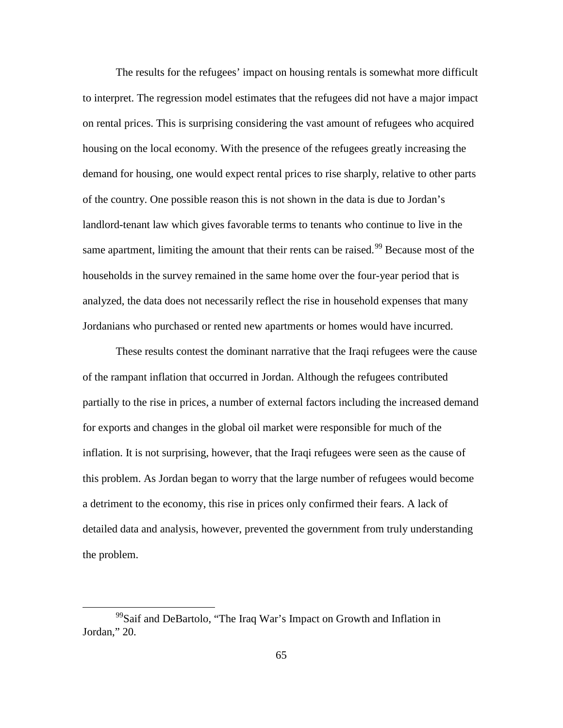The results for the refugees' impact on housing rentals is somewhat more difficult to interpret. The regression model estimates that the refugees did not have a major impact on rental prices. This is surprising considering the vast amount of refugees who acquired housing on the local economy. With the presence of the refugees greatly increasing the demand for housing, one would expect rental prices to rise sharply, relative to other parts of the country. One possible reason this is not shown in the data is due to Jordan's landlord-tenant law which gives favorable terms to tenants who continue to live in the same apartment, limiting the amount that their rents can be raised.[99] Because most of the households in the survey remained in the same home over the four-year period that is analyzed, the data does not necessarily reflect the rise in household expenses that many Jordanians who purchased or rented new apartments or homes would have incurred.

These results contest the dominant narrative that the Iraqi refugees were the cause of the rampant inflation that occurred in Jordan. Although the refugees contributed partially to the rise in prices, a number of external factors including the increased demand for exports and changes in the global oil market were responsible for much of the inflation. It is not surprising, however, that the Iraqi refugees were seen as the cause of this problem. As Jordan began to worry that the large number of refugees would become a detriment to the economy, this rise in prices only confirmed their fears. A lack of detailed data and analysis, however, prevented the government from truly understanding the problem.

[99] Saif and DeBartolo, "The Iraq War's Impact on Growth and Inflation in Jordan," 20.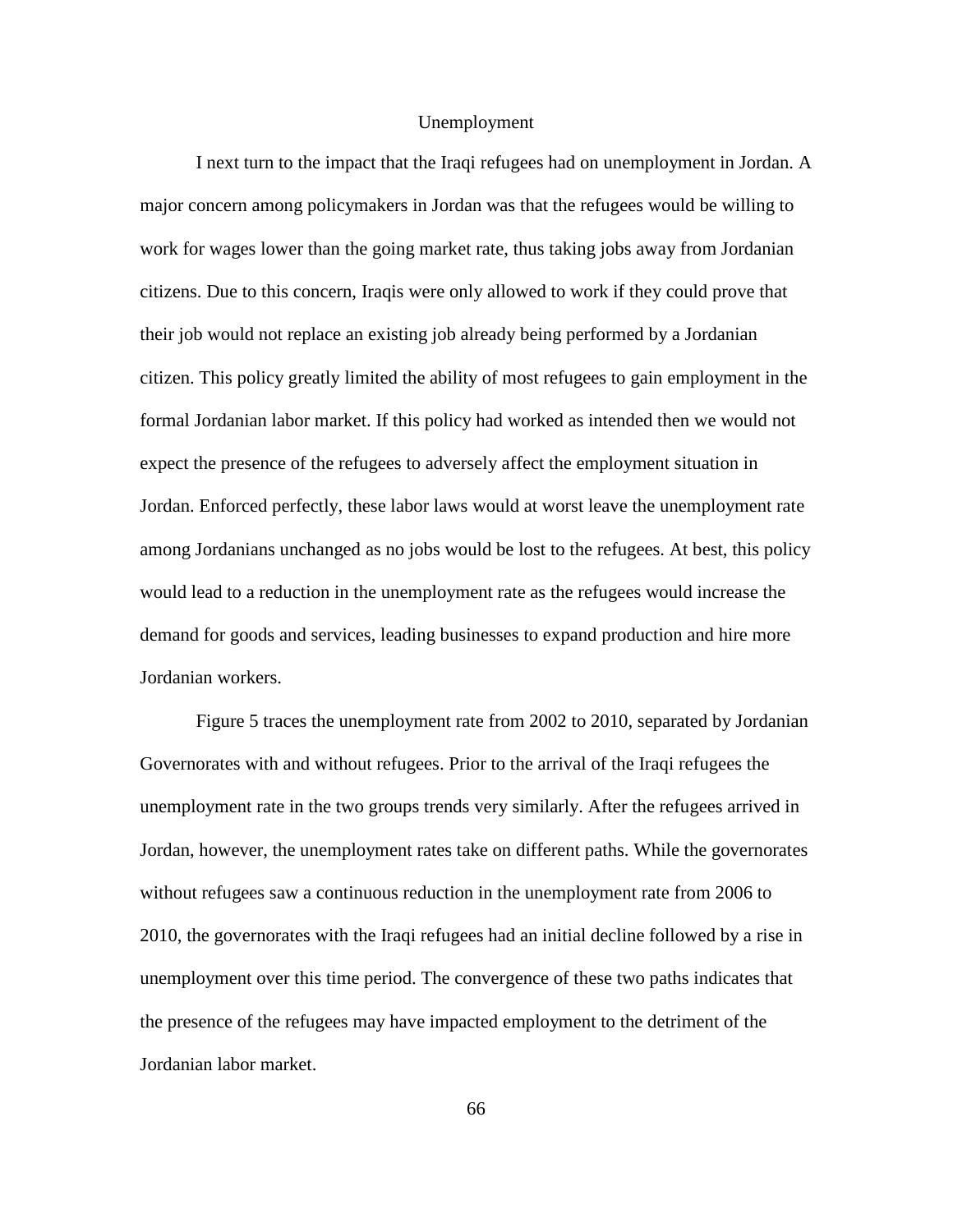## Unemployment

I next turn to the impact that the Iraqi refugees had on unemployment in Jordan. A major concern among policymakers in Jordan was that the refugees would be willing to work for wages lower than the going market rate, thus taking jobs away from Jordanian citizens. Due to this concern, Iraqis were only allowed to work if they could prove that their job would not replace an existing job already being performed by a Jordanian citizen. This policy greatly limited the ability of most refugees to gain employment in the formal Jordanian labor market. If this policy had worked as intended then we would not expect the presence of the refugees to adversely affect the employment situation in Jordan. Enforced perfectly, these labor laws would at worst leave the unemployment rate among Jordanians unchanged as no jobs would be lost to the refugees. At best, this policy would lead to a reduction in the unemployment rate as the refugees would increase the demand for goods and services, leading businesses to expand production and hire more Jordanian workers.

Figure 5 traces the unemployment rate from 2002 to 2010, separated by Jordanian Governorates with and without refugees. Prior to the arrival of the Iraqi refugees the unemployment rate in the two groups trends very similarly. After the refugees arrived in Jordan, however, the unemployment rates take on different paths. While the governorates without refugees saw a continuous reduction in the unemployment rate from 2006 to 2010, the governorates with the Iraqi refugees had an initial decline followed by a rise in unemployment over this time period. The convergence of these two paths indicates that the presence of the refugees may have impacted employment to the detriment of the Jordanian labor market.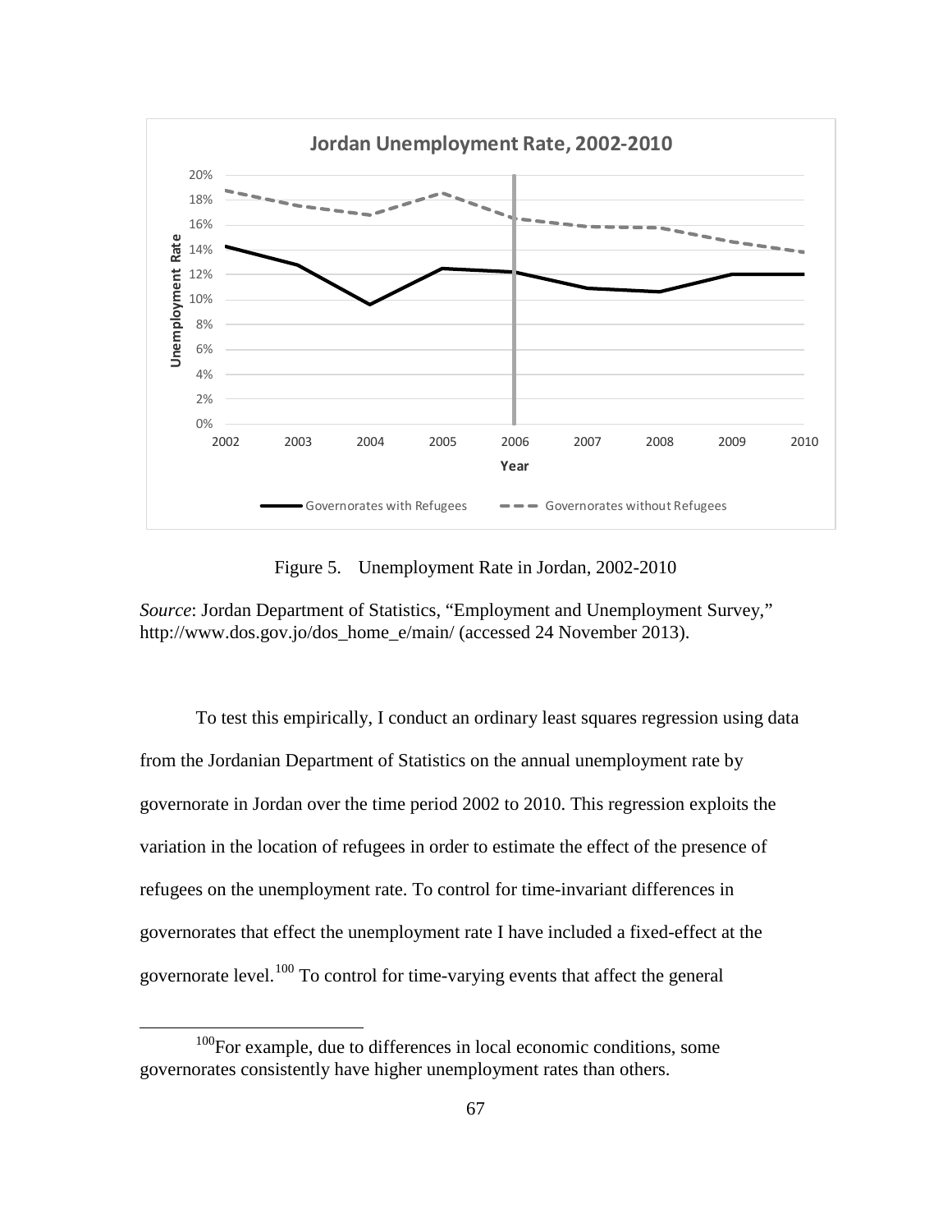Figure 5. Unemployment Rate in Jordan, 2002-2010

*Source*: Jordan Department of Statistics, "Employment and Unemployment Survey," http://www.dos.gov.jo/dos_home_e/main/ (accessed 24 November 2013).

To test this empirically, I conduct an ordinary least squares regression using data from the Jordanian Department of Statistics on the annual unemployment rate by governorate in Jordan over the time period 2002 to 2010. This regression exploits the variation in the location of refugees in order to estimate the effect of the presence of refugees on the unemployment rate. To control for time-invariant differences in governorates that effect the unemployment rate I have included a fixed-effect at the governorate level.[100] To control for time-varying events that affect the general

[100]For example, due to differences in local economic conditions, some governorates consistently have higher unemployment rates than others.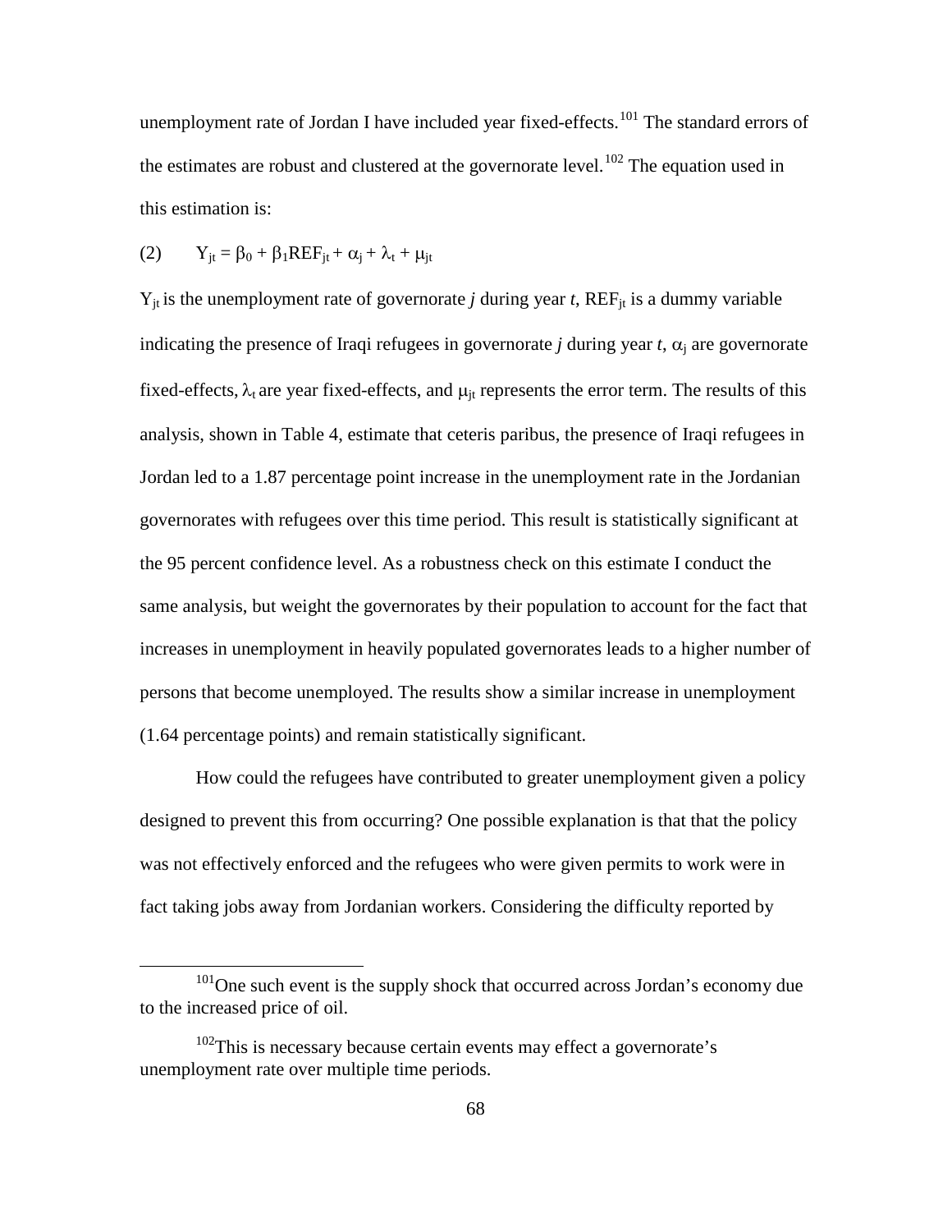unemployment rate of Jordan I have included year fixed-effects.[101] The standard errors of the estimates are robust and clustered at the governorate level.[102] The equation used in this estimation is:

$$(2) \qquad Y_{jt} = \beta_0 + \beta_1 REF_{jt} + \alpha_j + \lambda_t + \mu_{jt}$$

$Y_{jt}$ is the unemployment rate of governorate *j* during year *t*, $REF_{jt}$ is a dummy variable indicating the presence of Iraqi refugees in governorate *j* during year *t*, $\alpha_j$ are governorate fixed-effects, $\lambda_t$ are year fixed-effects, and $\mu_{jt}$ represents the error term. The results of this analysis, shown in Table 4, estimate that ceteris paribus, the presence of Iraqi refugees in Jordan led to a 1.87 percentage point increase in the unemployment rate in the Jordanian governorates with refugees over this time period. This result is statistically significant at the 95 percent confidence level. As a robustness check on this estimate I conduct the same analysis, but weight the governorates by their population to account for the fact that increases in unemployment in heavily populated governorates leads to a higher number of persons that become unemployed. The results show a similar increase in unemployment (1.64 percentage points) and remain statistically significant.

How could the refugees have contributed to greater unemployment given a policy designed to prevent this from occurring? One possible explanation is that that the policy was not effectively enforced and the refugees who were given permits to work were in fact taking jobs away from Jordanian workers. Considering the difficulty reported by

---

[101] One such event is the supply shock that occurred across Jordan's economy due to the increased price of oil.

[102] This is necessary because certain events may effect a governorate's unemployment rate over multiple time periods.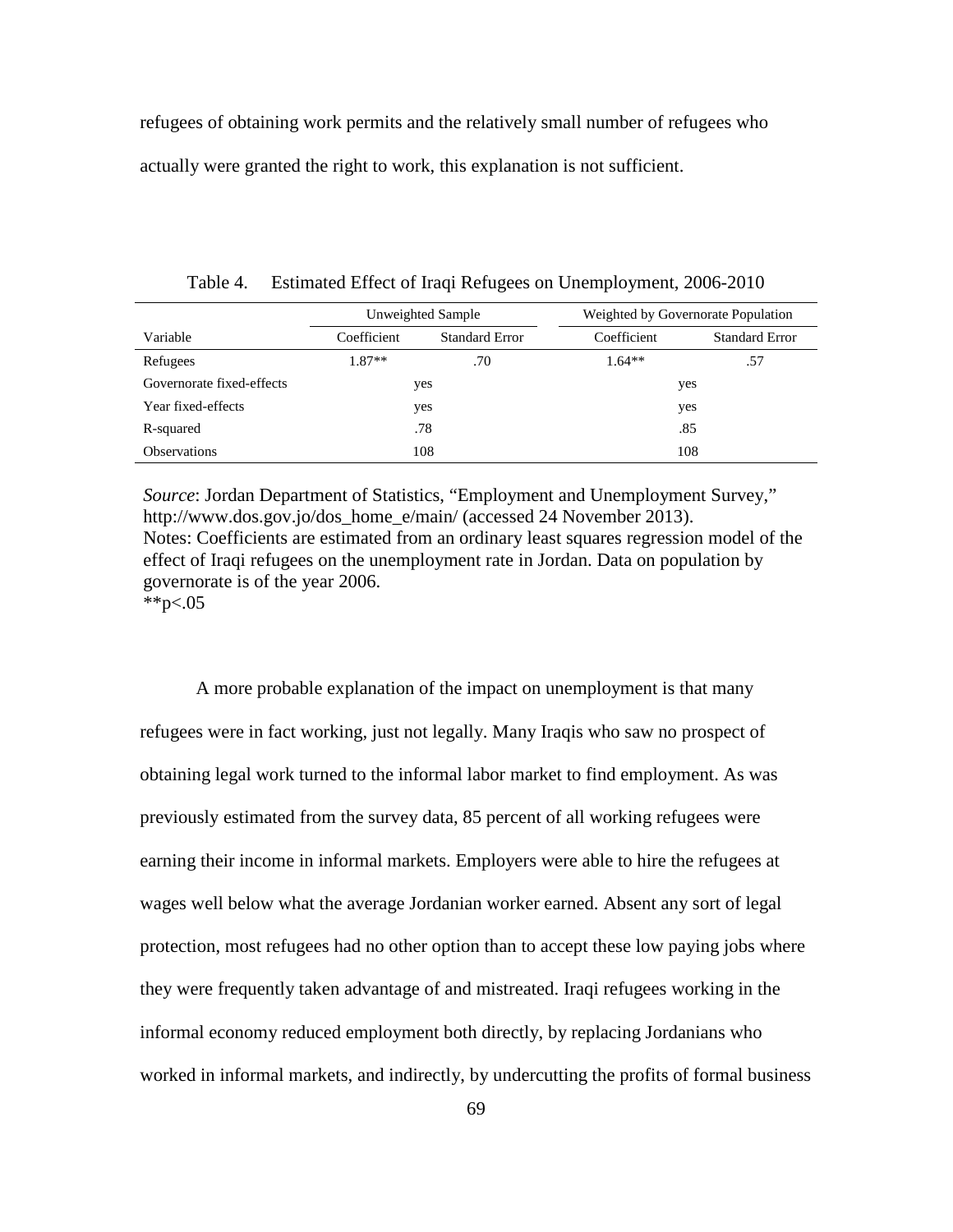refugees of obtaining work permits and the relatively small number of refugees who actually were granted the right to work, this explanation is not sufficient.

Table 4. Estimated Effect of Iraqi Refugees on Unemployment, 2006-2010

| | Unweighted Sample | | Weighted by Governorate Population | |
|---|---|---|---|---|
| Variable | Coefficient | Standard Error | Coefficient | Standard Error |
| Refugees | 1.87** | .70 | 1.64** | .57 |
| Governorate fixed-effects | yes | | yes | |
| Year fixed-effects | yes | | yes | |
| R-squared | .78 | | .85 | |
| Observations | 108 | | 108 | |

*Source*: Jordan Department of Statistics, "Employment and Unemployment Survey," http://www.dos.gov.jo/dos_home_e/main/ (accessed 24 November 2013).
Notes: Coefficients are estimated from an ordinary least squares regression model of the effect of Iraqi refugees on the unemployment rate in Jordan. Data on population by governorate is of the year 2006.
**$p<.05$

A more probable explanation of the impact on unemployment is that many refugees were in fact working, just not legally. Many Iraqis who saw no prospect of obtaining legal work turned to the informal labor market to find employment. As was previously estimated from the survey data, 85 percent of all working refugees were earning their income in informal markets. Employers were able to hire the refugees at wages well below what the average Jordanian worker earned. Absent any sort of legal protection, most refugees had no other option than to accept these low paying jobs where they were frequently taken advantage of and mistreated. Iraqi refugees working in the informal economy reduced employment both directly, by replacing Jordanians who worked in informal markets, and indirectly, by undercutting the profits of formal business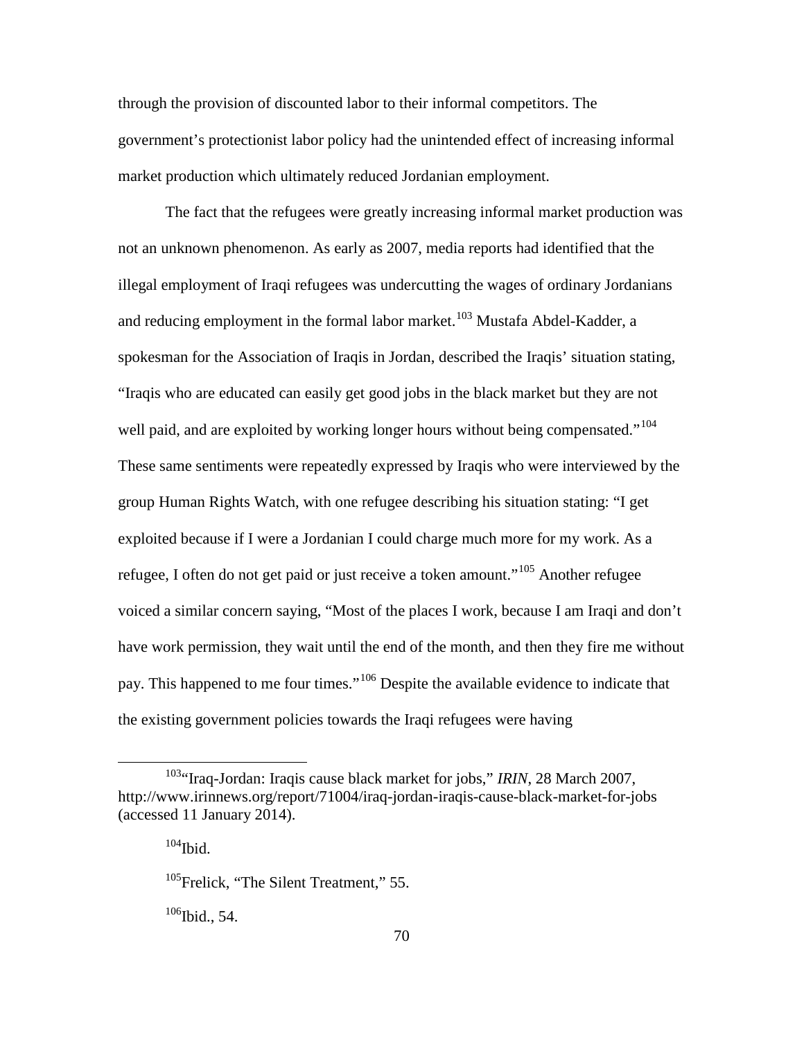through the provision of discounted labor to their informal competitors. The government's protectionist labor policy had the unintended effect of increasing informal market production which ultimately reduced Jordanian employment.

The fact that the refugees were greatly increasing informal market production was not an unknown phenomenon. As early as 2007, media reports had identified that the illegal employment of Iraqi refugees was undercutting the wages of ordinary Jordanians and reducing employment in the formal labor market.[103] Mustafa Abdel-Kadder, a spokesman for the Association of Iraqis in Jordan, described the Iraqis' situation stating, "Iraqis who are educated can easily get good jobs in the black market but they are not well paid, and are exploited by working longer hours without being compensated."[104] These same sentiments were repeatedly expressed by Iraqis who were interviewed by the group Human Rights Watch, with one refugee describing his situation stating: "I get exploited because if I were a Jordanian I could charge much more for my work. As a refugee, I often do not get paid or just receive a token amount."[105] Another refugee voiced a similar concern saying, "Most of the places I work, because I am Iraqi and don't have work permission, they wait until the end of the month, and then they fire me without pay. This happened to me four times."[106] Despite the available evidence to indicate that the existing government policies towards the Iraqi refugees were having

---

[103]"Iraq-Jordan: Iraqis cause black market for jobs," *IRIN*, 28 March 2007, http://www.irinnews.org/report/71004/iraq-jordan-iraqis-cause-black-market-for-jobs (accessed 11 January 2014).

[104]Ibid.

[105]Frelick, "The Silent Treatment," 55.

[106]Ibid., 54.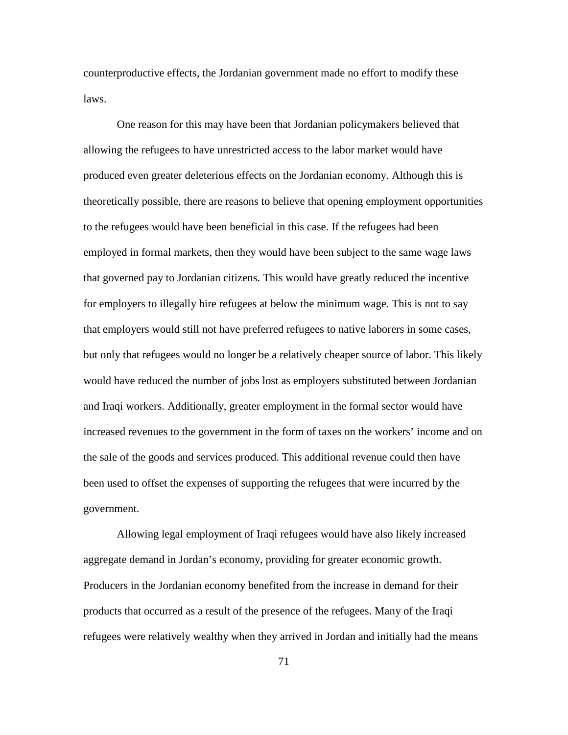counterproductive effects, the Jordanian government made no effort to modify these laws.

One reason for this may have been that Jordanian policymakers believed that allowing the refugees to have unrestricted access to the labor market would have produced even greater deleterious effects on the Jordanian economy. Although this is theoretically possible, there are reasons to believe that opening employment opportunities to the refugees would have been beneficial in this case. If the refugees had been employed in formal markets, then they would have been subject to the same wage laws that governed pay to Jordanian citizens. This would have greatly reduced the incentive for employers to illegally hire refugees at below the minimum wage. This is not to say that employers would still not have preferred refugees to native laborers in some cases, but only that refugees would no longer be a relatively cheaper source of labor. This likely would have reduced the number of jobs lost as employers substituted between Jordanian and Iraqi workers. Additionally, greater employment in the formal sector would have increased revenues to the government in the form of taxes on the workers' income and on the sale of the goods and services produced. This additional revenue could then have been used to offset the expenses of supporting the refugees that were incurred by the government.

Allowing legal employment of Iraqi refugees would have also likely increased aggregate demand in Jordan's economy, providing for greater economic growth. Producers in the Jordanian economy benefited from the increase in demand for their products that occurred as a result of the presence of the refugees. Many of the Iraqi refugees were relatively wealthy when they arrived in Jordan and initially had the means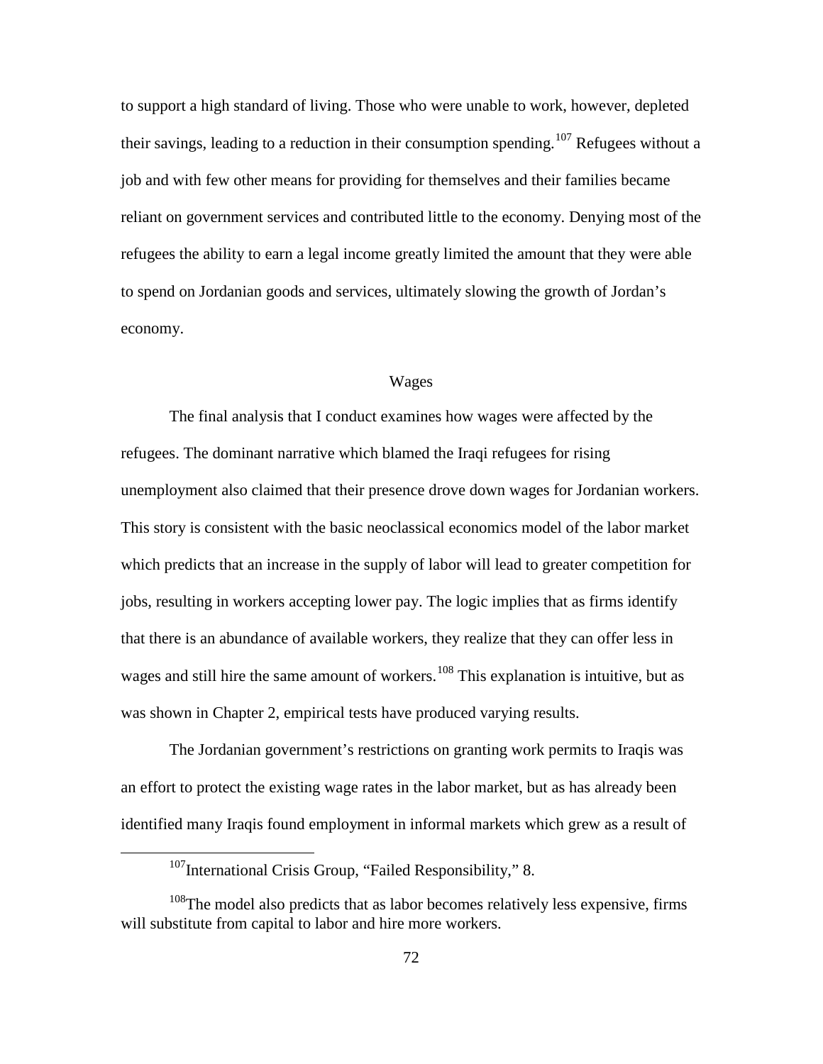to support a high standard of living. Those who were unable to work, however, depleted their savings, leading to a reduction in their consumption spending.[107] Refugees without a job and with few other means for providing for themselves and their families became reliant on government services and contributed little to the economy. Denying most of the refugees the ability to earn a legal income greatly limited the amount that they were able to spend on Jordanian goods and services, ultimately slowing the growth of Jordan's economy.

## Wages

The final analysis that I conduct examines how wages were affected by the refugees. The dominant narrative which blamed the Iraqi refugees for rising unemployment also claimed that their presence drove down wages for Jordanian workers. This story is consistent with the basic neoclassical economics model of the labor market which predicts that an increase in the supply of labor will lead to greater competition for jobs, resulting in workers accepting lower pay. The logic implies that as firms identify that there is an abundance of available workers, they realize that they can offer less in wages and still hire the same amount of workers.[108] This explanation is intuitive, but as was shown in Chapter 2, empirical tests have produced varying results.

The Jordanian government's restrictions on granting work permits to Iraqis was an effort to protect the existing wage rates in the labor market, but as has already been identified many Iraqis found employment in informal markets which grew as a result of

---

[107] International Crisis Group, "Failed Responsibility," 8.

[108] The model also predicts that as labor becomes relatively less expensive, firms will substitute from capital to labor and hire more workers.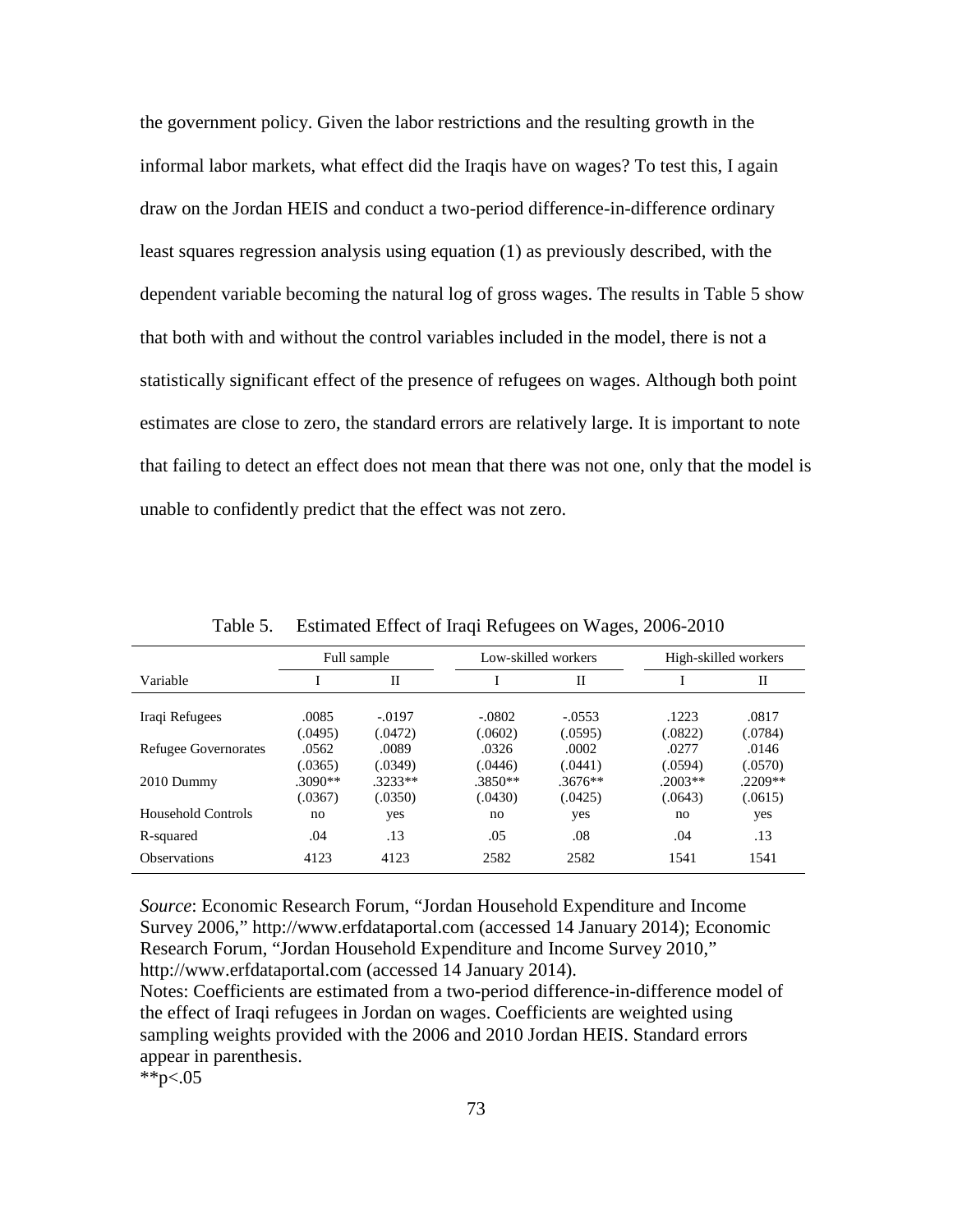the government policy. Given the labor restrictions and the resulting growth in the informal labor markets, what effect did the Iraqis have on wages? To test this, I again draw on the Jordan HEIS and conduct a two-period difference-in-difference ordinary least squares regression analysis using equation (1) as previously described, with the dependent variable becoming the natural log of gross wages. The results in Table 5 show that both with and without the control variables included in the model, there is not a statistically significant effect of the presence of refugees on wages. Although both point estimates are close to zero, the standard errors are relatively large. It is important to note that failing to detect an effect does not mean that there was not one, only that the model is unable to confidently predict that the effect was not zero.

Table 5. Estimated Effect of Iraqi Refugees on Wages, 2006-2010

| | Full sample | | Low-skilled workers | | High-skilled workers | |
|---|---|---|---|---|---|---|
| Variable | I | II | I | II | I | II |
| Iraqi Refugees | .0085 | -.0197 | -.0802 | -.0553 | .1223 | .0817 |
| | (.0495) | (.0472) | (.0602) | (.0595) | (.0822) | (.0784) |
| Refugee Governorates | .0562 | .0089 | .0326 | .0002 | .0277 | .0146 |
| | (.0365) | (.0349) | (.0446) | (.0441) | (.0594) | (.0570) |
| 2010 Dummy | .3090** | .3233** | .3850** | .3676** | .2003** | .2209** |
| | (.0367) | (.0350) | (.0430) | (.0425) | (.0643) | (.0615) |
| Household Controls | no | yes | no | yes | no | yes |
| R-squared | .04 | .13 | .05 | .08 | .04 | .13 |
| Observations | 4123 | 4123 | 2582 | 2582 | 1541 | 1541 |

*Source*: Economic Research Forum, "Jordan Household Expenditure and Income Survey 2006," http://www.erfdataportal.com (accessed 14 January 2014); Economic Research Forum, "Jordan Household Expenditure and Income Survey 2010," http://www.erfdataportal.com (accessed 14 January 2014).

Notes: Coefficients are estimated from a two-period difference-in-difference model of the effect of Iraqi refugees in Jordan on wages. Coefficients are weighted using sampling weights provided with the 2006 and 2010 Jordan HEIS. Standard errors appear in parenthesis.

**$p<.05$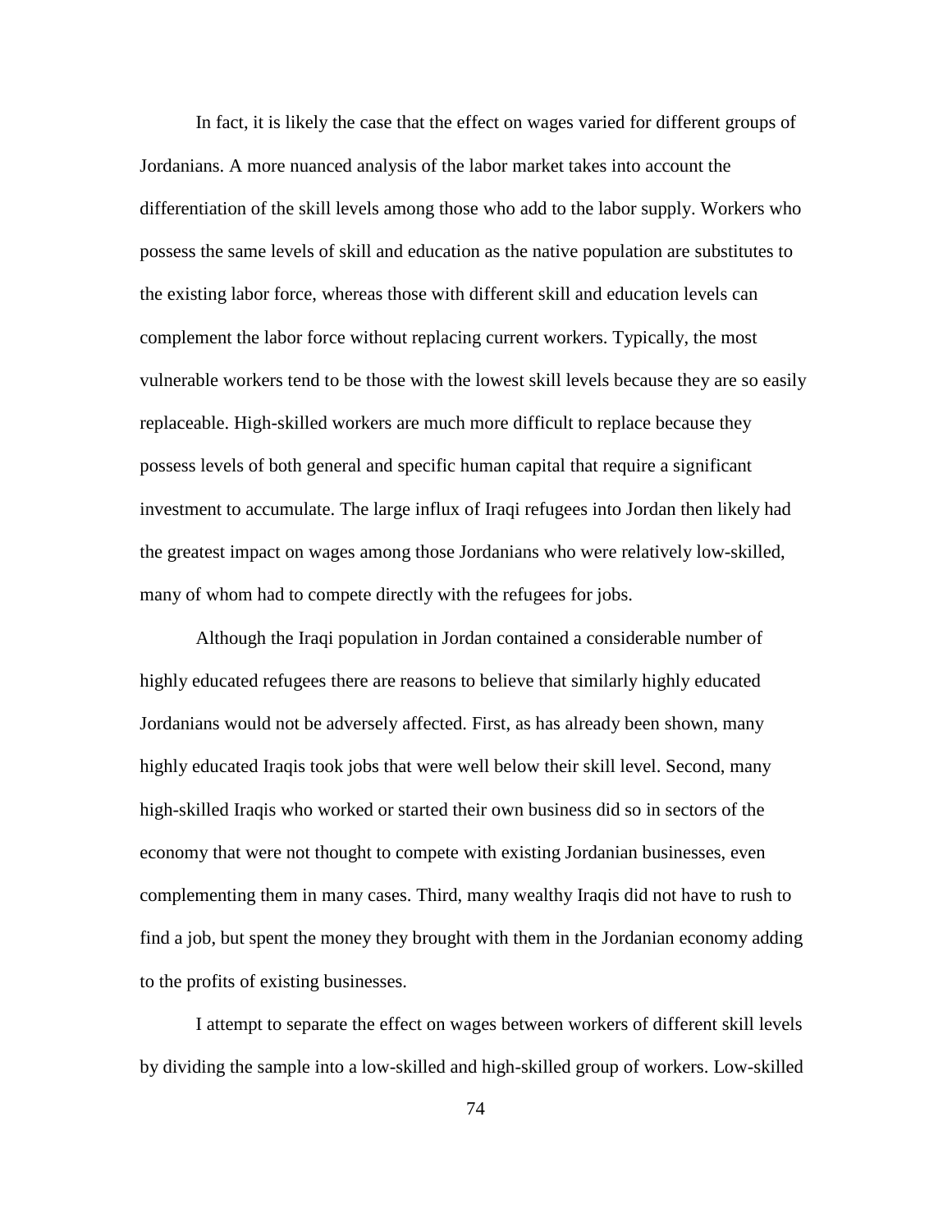In fact, it is likely the case that the effect on wages varied for different groups of Jordanians. A more nuanced analysis of the labor market takes into account the differentiation of the skill levels among those who add to the labor supply. Workers who possess the same levels of skill and education as the native population are substitutes to the existing labor force, whereas those with different skill and education levels can complement the labor force without replacing current workers. Typically, the most vulnerable workers tend to be those with the lowest skill levels because they are so easily replaceable. High-skilled workers are much more difficult to replace because they possess levels of both general and specific human capital that require a significant investment to accumulate. The large influx of Iraqi refugees into Jordan then likely had the greatest impact on wages among those Jordanians who were relatively low-skilled, many of whom had to compete directly with the refugees for jobs.

Although the Iraqi population in Jordan contained a considerable number of highly educated refugees there are reasons to believe that similarly highly educated Jordanians would not be adversely affected. First, as has already been shown, many highly educated Iraqis took jobs that were well below their skill level. Second, many high-skilled Iraqis who worked or started their own business did so in sectors of the economy that were not thought to compete with existing Jordanian businesses, even complementing them in many cases. Third, many wealthy Iraqis did not have to rush to find a job, but spent the money they brought with them in the Jordanian economy adding to the profits of existing businesses.

I attempt to separate the effect on wages between workers of different skill levels by dividing the sample into a low-skilled and high-skilled group of workers. Low-skilled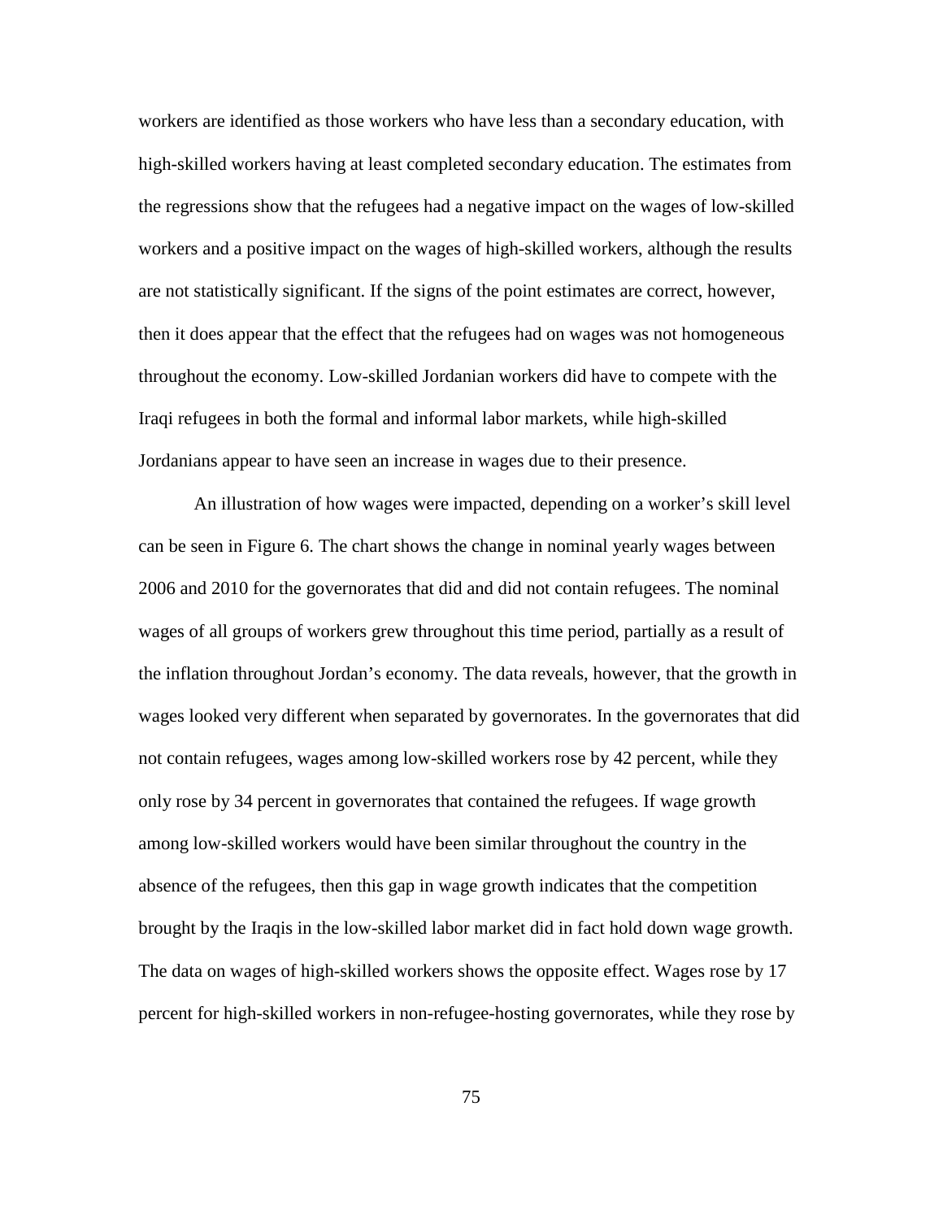workers are identified as those workers who have less than a secondary education, with high-skilled workers having at least completed secondary education. The estimates from the regressions show that the refugees had a negative impact on the wages of low-skilled workers and a positive impact on the wages of high-skilled workers, although the results are not statistically significant. If the signs of the point estimates are correct, however, then it does appear that the effect that the refugees had on wages was not homogeneous throughout the economy. Low-skilled Jordanian workers did have to compete with the Iraqi refugees in both the formal and informal labor markets, while high-skilled Jordanians appear to have seen an increase in wages due to their presence.

An illustration of how wages were impacted, depending on a worker's skill level can be seen in Figure 6. The chart shows the change in nominal yearly wages between 2006 and 2010 for the governorates that did and did not contain refugees. The nominal wages of all groups of workers grew throughout this time period, partially as a result of the inflation throughout Jordan's economy. The data reveals, however, that the growth in wages looked very different when separated by governorates. In the governorates that did not contain refugees, wages among low-skilled workers rose by 42 percent, while they only rose by 34 percent in governorates that contained the refugees. If wage growth among low-skilled workers would have been similar throughout the country in the absence of the refugees, then this gap in wage growth indicates that the competition brought by the Iraqis in the low-skilled labor market did in fact hold down wage growth. The data on wages of high-skilled workers shows the opposite effect. Wages rose by 17 percent for high-skilled workers in non-refugee-hosting governorates, while they rose by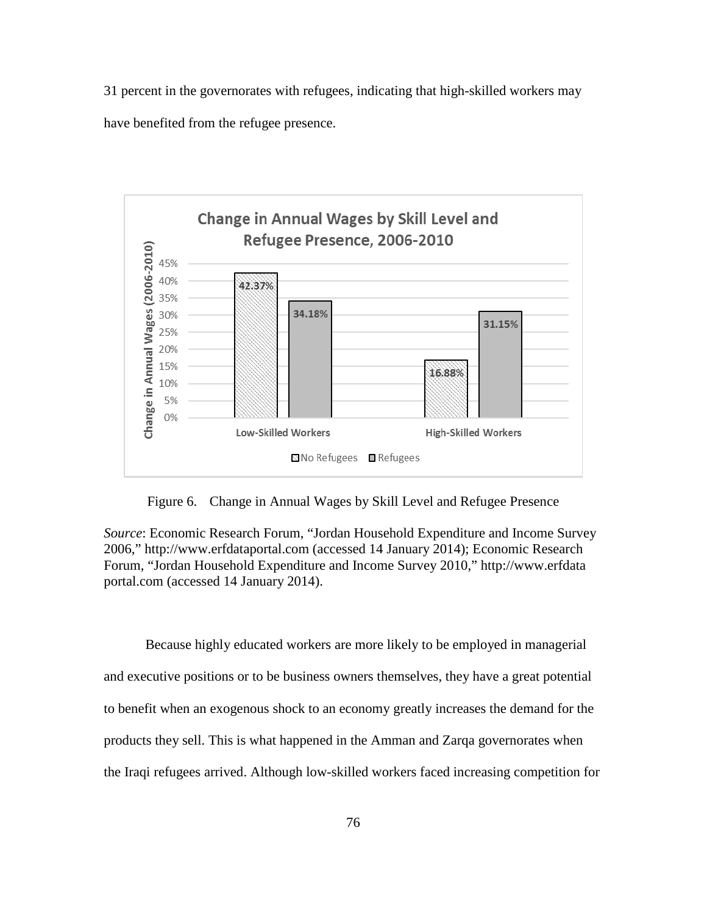31 percent in the governorates with refugees, indicating that high-skilled workers may have benefited from the refugee presence.

Figure 6. Change in Annual Wages by Skill Level and Refugee Presence

*Source*: Economic Research Forum, "Jordan Household Expenditure and Income Survey 2006," http://www.erfdataportal.com (accessed 14 January 2014); Economic Research Forum, "Jordan Household Expenditure and Income Survey 2010," http://www.erfdata portal.com (accessed 14 January 2014).

Because highly educated workers are more likely to be employed in managerial and executive positions or to be business owners themselves, they have a great potential to benefit when an exogenous shock to an economy greatly increases the demand for the products they sell. This is what happened in the Amman and Zarqa governorates when the Iraqi refugees arrived. Although low-skilled workers faced increasing competition for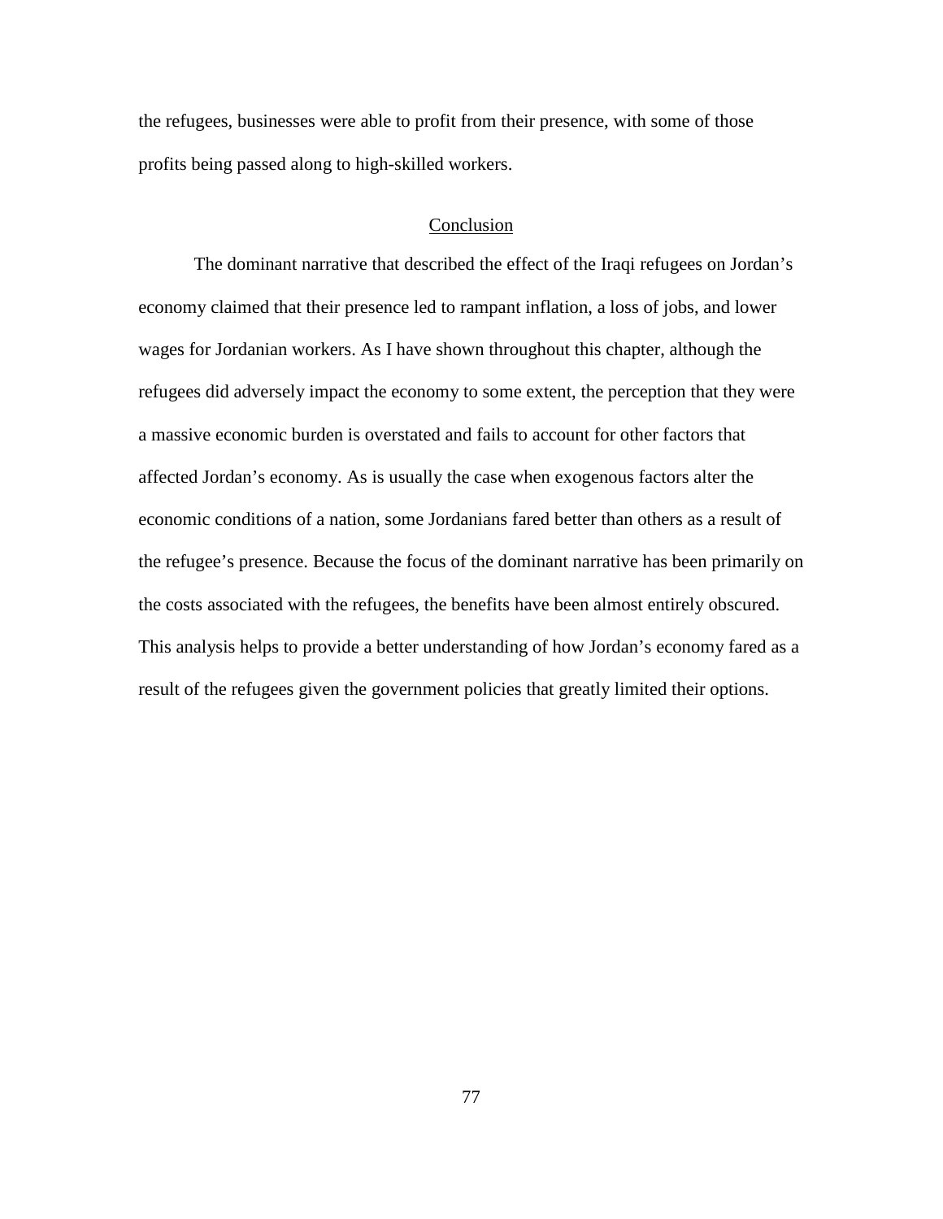the refugees, businesses were able to profit from their presence, with some of those profits being passed along to high-skilled workers.

## Conclusion

The dominant narrative that described the effect of the Iraqi refugees on Jordan's economy claimed that their presence led to rampant inflation, a loss of jobs, and lower wages for Jordanian workers. As I have shown throughout this chapter, although the refugees did adversely impact the economy to some extent, the perception that they were a massive economic burden is overstated and fails to account for other factors that affected Jordan's economy. As is usually the case when exogenous factors alter the economic conditions of a nation, some Jordanians fared better than others as a result of the refugee's presence. Because the focus of the dominant narrative has been primarily on the costs associated with the refugees, the benefits have been almost entirely obscured. This analysis helps to provide a better understanding of how Jordan's economy fared as a result of the refugees given the government policies that greatly limited their options.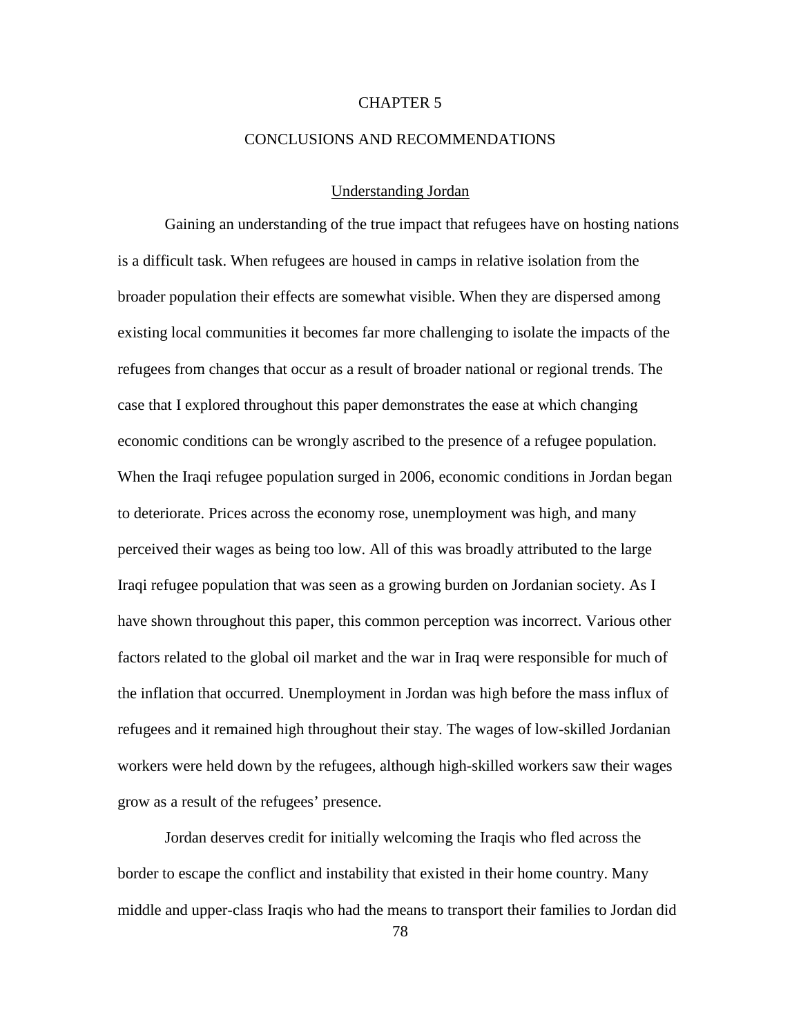# CHAPTER 5

# CONCLUSIONS AND RECOMMENDATIONS

## Understanding Jordan

Gaining an understanding of the true impact that refugees have on hosting nations is a difficult task. When refugees are housed in camps in relative isolation from the broader population their effects are somewhat visible. When they are dispersed among existing local communities it becomes far more challenging to isolate the impacts of the refugees from changes that occur as a result of broader national or regional trends. The case that I explored throughout this paper demonstrates the ease at which changing economic conditions can be wrongly ascribed to the presence of a refugee population. When the Iraqi refugee population surged in 2006, economic conditions in Jordan began to deteriorate. Prices across the economy rose, unemployment was high, and many perceived their wages as being too low. All of this was broadly attributed to the large Iraqi refugee population that was seen as a growing burden on Jordanian society. As I have shown throughout this paper, this common perception was incorrect. Various other factors related to the global oil market and the war in Iraq were responsible for much of the inflation that occurred. Unemployment in Jordan was high before the mass influx of refugees and it remained high throughout their stay. The wages of low-skilled Jordanian workers were held down by the refugees, although high-skilled workers saw their wages grow as a result of the refugees' presence.

Jordan deserves credit for initially welcoming the Iraqis who fled across the border to escape the conflict and instability that existed in their home country. Many middle and upper-class Iraqis who had the means to transport their families to Jordan did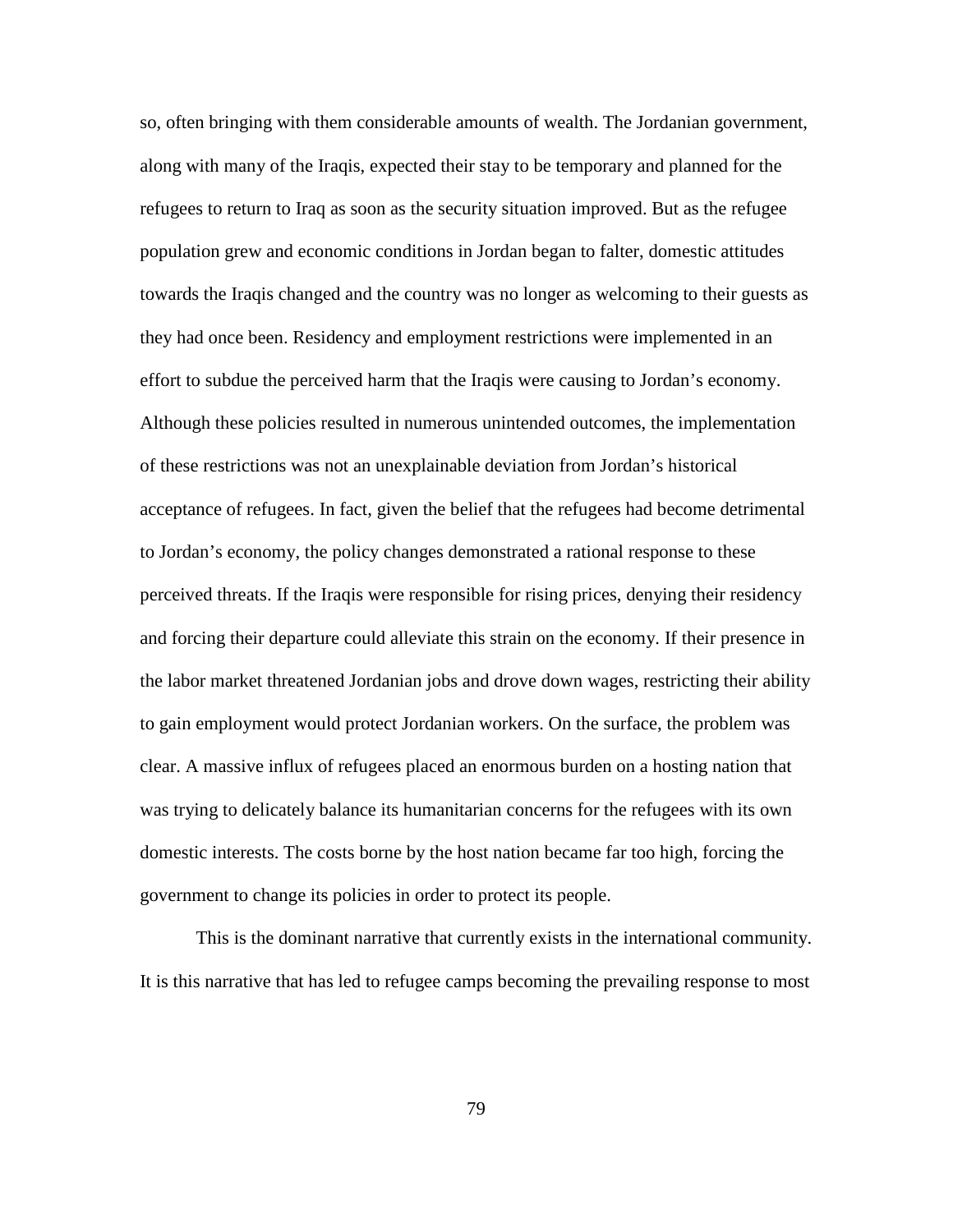so, often bringing with them considerable amounts of wealth. The Jordanian government, along with many of the Iraqis, expected their stay to be temporary and planned for the refugees to return to Iraq as soon as the security situation improved. But as the refugee population grew and economic conditions in Jordan began to falter, domestic attitudes towards the Iraqis changed and the country was no longer as welcoming to their guests as they had once been. Residency and employment restrictions were implemented in an effort to subdue the perceived harm that the Iraqis were causing to Jordan's economy. Although these policies resulted in numerous unintended outcomes, the implementation of these restrictions was not an unexplainable deviation from Jordan's historical acceptance of refugees. In fact, given the belief that the refugees had become detrimental to Jordan's economy, the policy changes demonstrated a rational response to these perceived threats. If the Iraqis were responsible for rising prices, denying their residency and forcing their departure could alleviate this strain on the economy. If their presence in the labor market threatened Jordanian jobs and drove down wages, restricting their ability to gain employment would protect Jordanian workers. On the surface, the problem was clear. A massive influx of refugees placed an enormous burden on a hosting nation that was trying to delicately balance its humanitarian concerns for the refugees with its own domestic interests. The costs borne by the host nation became far too high, forcing the government to change its policies in order to protect its people.

This is the dominant narrative that currently exists in the international community. It is this narrative that has led to refugee camps becoming the prevailing response to most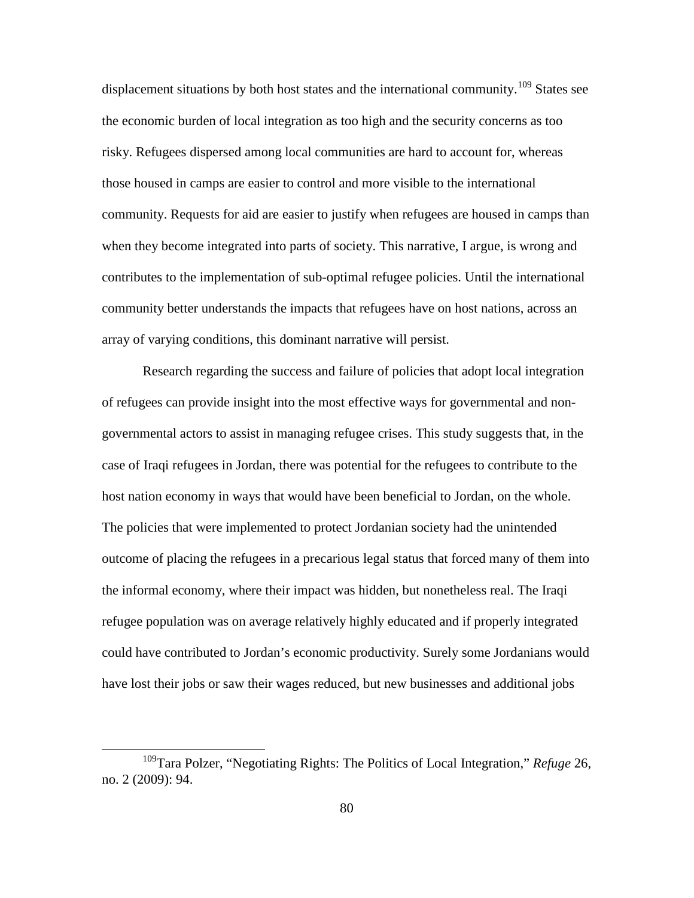displacement situations by both host states and the international community.[109] States see the economic burden of local integration as too high and the security concerns as too risky. Refugees dispersed among local communities are hard to account for, whereas those housed in camps are easier to control and more visible to the international community. Requests for aid are easier to justify when refugees are housed in camps than when they become integrated into parts of society. This narrative, I argue, is wrong and contributes to the implementation of sub-optimal refugee policies. Until the international community better understands the impacts that refugees have on host nations, across an array of varying conditions, this dominant narrative will persist.

Research regarding the success and failure of policies that adopt local integration of refugees can provide insight into the most effective ways for governmental and non-governmental actors to assist in managing refugee crises. This study suggests that, in the case of Iraqi refugees in Jordan, there was potential for the refugees to contribute to the host nation economy in ways that would have been beneficial to Jordan, on the whole. The policies that were implemented to protect Jordanian society had the unintended outcome of placing the refugees in a precarious legal status that forced many of them into the informal economy, where their impact was hidden, but nonetheless real. The Iraqi refugee population was on average relatively highly educated and if properly integrated could have contributed to Jordan's economic productivity. Surely some Jordanians would have lost their jobs or saw their wages reduced, but new businesses and additional jobs

---

[109] Tara Polzer, "Negotiating Rights: The Politics of Local Integration," *Refuge* 26, no. 2 (2009): 94.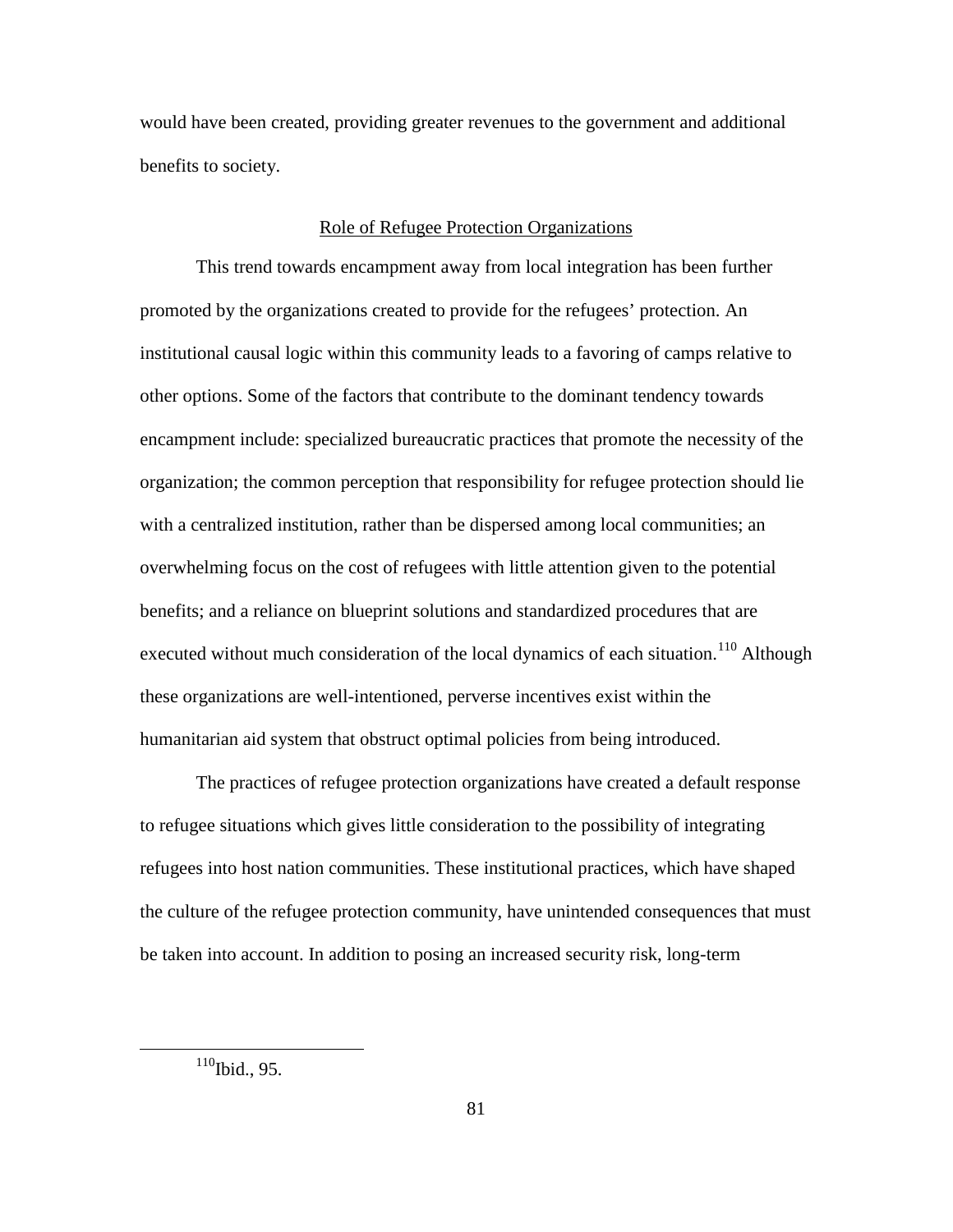would have been created, providing greater revenues to the government and additional benefits to society.

## Role of Refugee Protection Organizations

This trend towards encampment away from local integration has been further promoted by the organizations created to provide for the refugees' protection. An institutional causal logic within this community leads to a favoring of camps relative to other options. Some of the factors that contribute to the dominant tendency towards encampment include: specialized bureaucratic practices that promote the necessity of the organization; the common perception that responsibility for refugee protection should lie with a centralized institution, rather than be dispersed among local communities; an overwhelming focus on the cost of refugees with little attention given to the potential benefits; and a reliance on blueprint solutions and standardized procedures that are executed without much consideration of the local dynamics of each situation.[110] Although these organizations are well-intentioned, perverse incentives exist within the humanitarian aid system that obstruct optimal policies from being introduced.

The practices of refugee protection organizations have created a default response to refugee situations which gives little consideration to the possibility of integrating refugees into host nation communities. These institutional practices, which have shaped the culture of the refugee protection community, have unintended consequences that must be taken into account. In addition to posing an increased security risk, long-term

[110] Ibid., 95.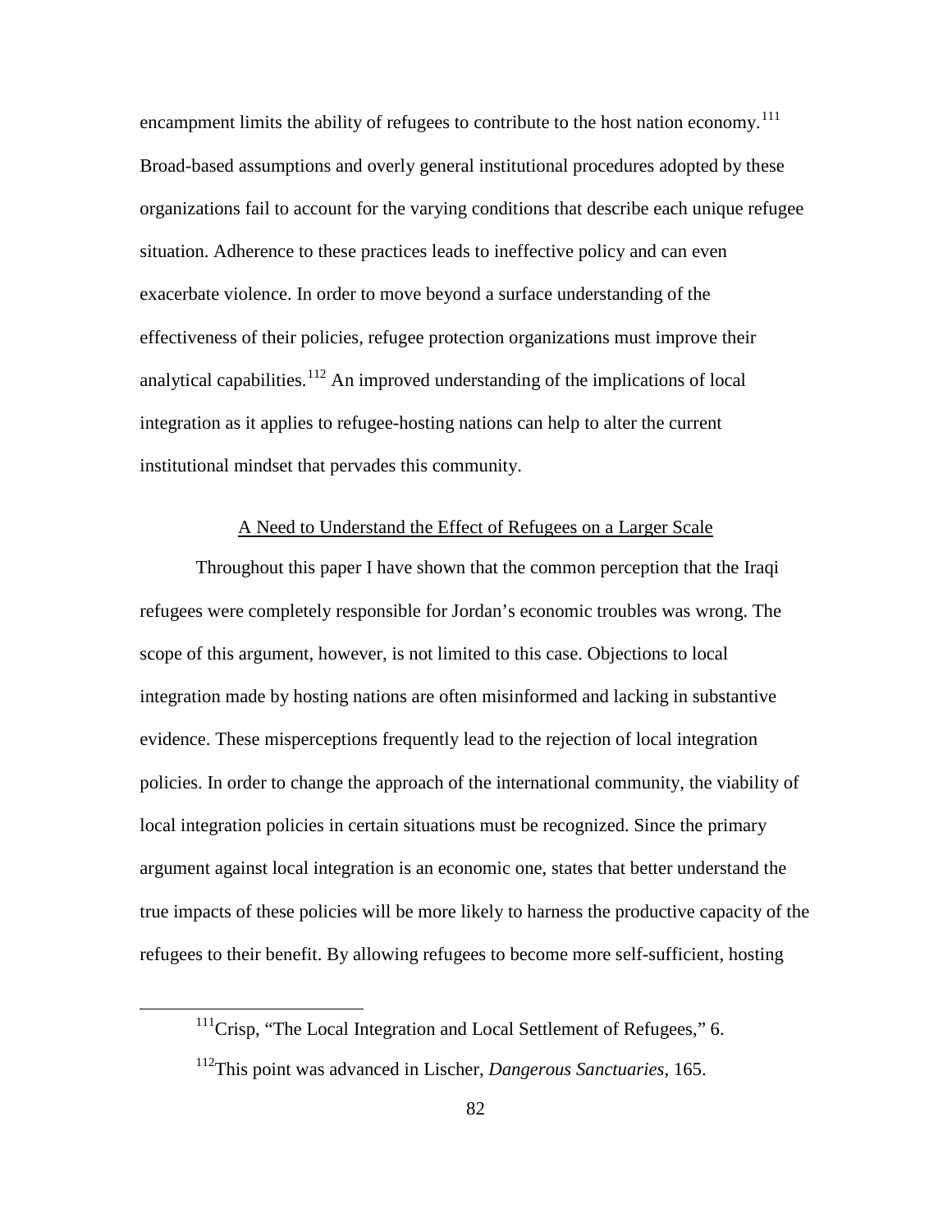encampment limits the ability of refugees to contribute to the host nation economy.[111] Broad-based assumptions and overly general institutional procedures adopted by these organizations fail to account for the varying conditions that describe each unique refugee situation. Adherence to these practices leads to ineffective policy and can even exacerbate violence. In order to move beyond a surface understanding of the effectiveness of their policies, refugee protection organizations must improve their analytical capabilities.[112] An improved understanding of the implications of local integration as it applies to refugee-hosting nations can help to alter the current institutional mindset that pervades this community.

## A Need to Understand the Effect of Refugees on a Larger Scale

Throughout this paper I have shown that the common perception that the Iraqi refugees were completely responsible for Jordan's economic troubles was wrong. The scope of this argument, however, is not limited to this case. Objections to local integration made by hosting nations are often misinformed and lacking in substantive evidence. These misperceptions frequently lead to the rejection of local integration policies. In order to change the approach of the international community, the viability of local integration policies in certain situations must be recognized. Since the primary argument against local integration is an economic one, states that better understand the true impacts of these policies will be more likely to harness the productive capacity of the refugees to their benefit. By allowing refugees to become more self-sufficient, hosting

---

[111] Crisp, "The Local Integration and Local Settlement of Refugees," 6.

[112] This point was advanced in Lischer, *Dangerous Sanctuaries*, 165.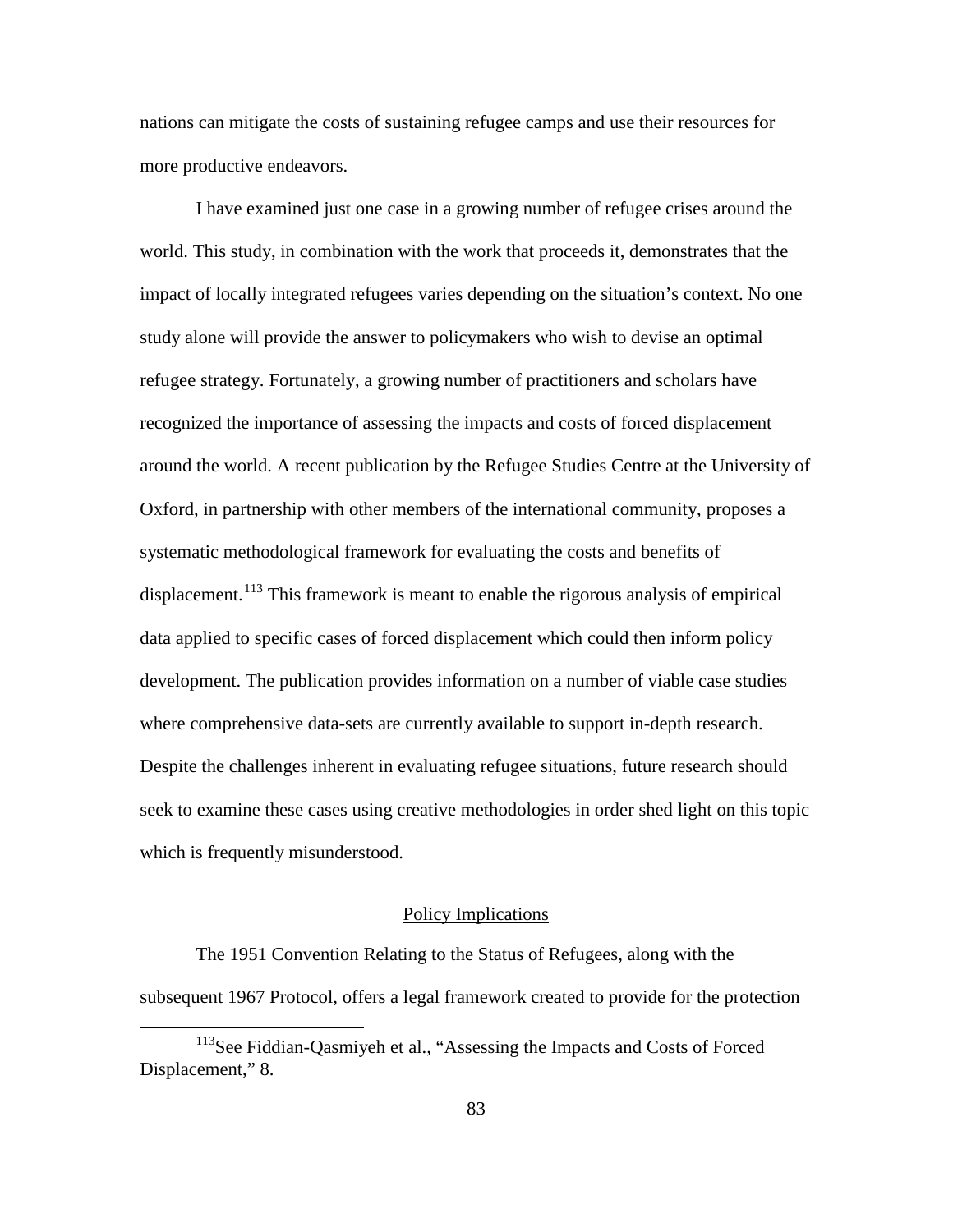nations can mitigate the costs of sustaining refugee camps and use their resources for more productive endeavors.

I have examined just one case in a growing number of refugee crises around the world. This study, in combination with the work that proceeds it, demonstrates that the impact of locally integrated refugees varies depending on the situation's context. No one study alone will provide the answer to policymakers who wish to devise an optimal refugee strategy. Fortunately, a growing number of practitioners and scholars have recognized the importance of assessing the impacts and costs of forced displacement around the world. A recent publication by the Refugee Studies Centre at the University of Oxford, in partnership with other members of the international community, proposes a systematic methodological framework for evaluating the costs and benefits of displacement.[113] This framework is meant to enable the rigorous analysis of empirical data applied to specific cases of forced displacement which could then inform policy development. The publication provides information on a number of viable case studies where comprehensive data-sets are currently available to support in-depth research. Despite the challenges inherent in evaluating refugee situations, future research should seek to examine these cases using creative methodologies in order shed light on this topic which is frequently misunderstood.

## Policy Implications

The 1951 Convention Relating to the Status of Refugees, along with the subsequent 1967 Protocol, offers a legal framework created to provide for the protection

---

[113] See Fiddian-Qasmiyeh et al., "Assessing the Impacts and Costs of Forced Displacement," 8.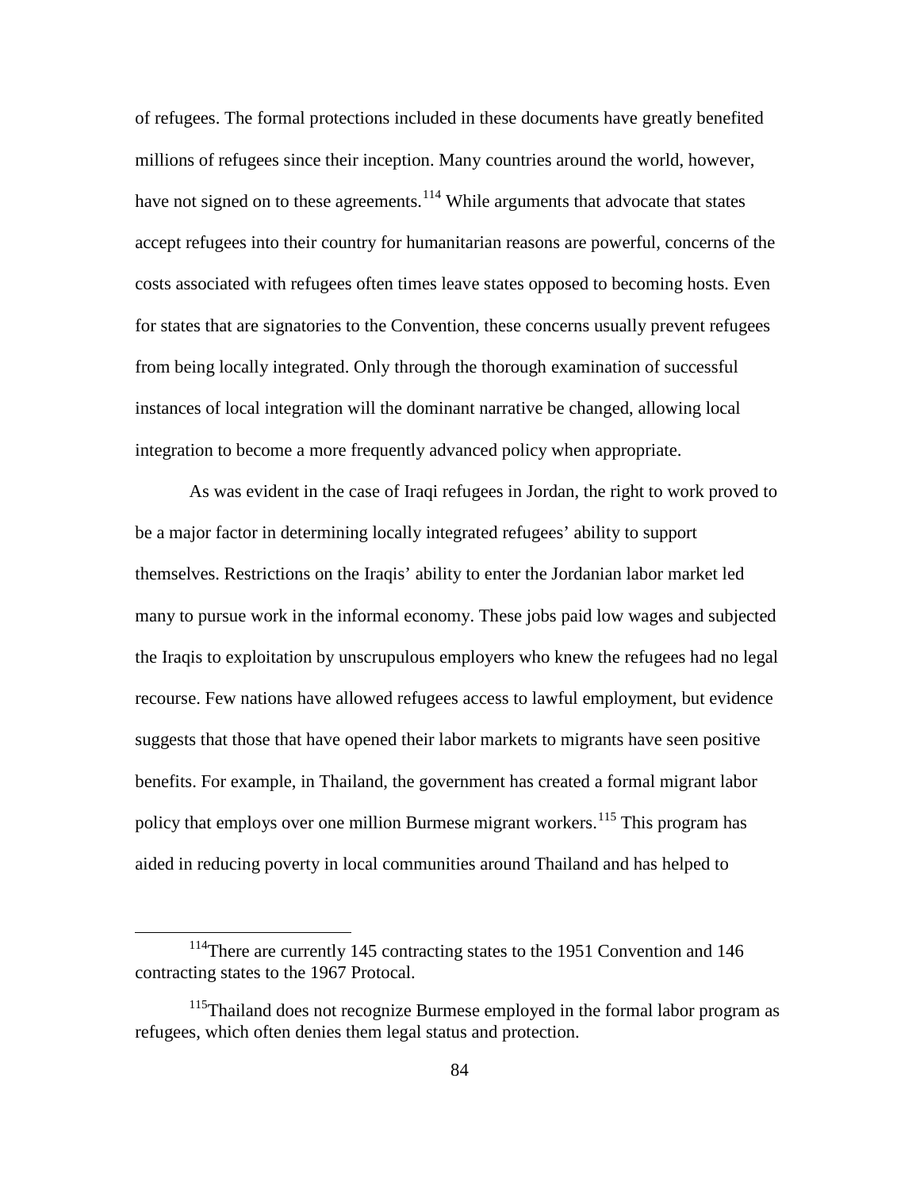of refugees. The formal protections included in these documents have greatly benefited millions of refugees since their inception. Many countries around the world, however, have not signed on to these agreements.[114] While arguments that advocate that states accept refugees into their country for humanitarian reasons are powerful, concerns of the costs associated with refugees often times leave states opposed to becoming hosts. Even for states that are signatories to the Convention, these concerns usually prevent refugees from being locally integrated. Only through the thorough examination of successful instances of local integration will the dominant narrative be changed, allowing local integration to become a more frequently advanced policy when appropriate.

As was evident in the case of Iraqi refugees in Jordan, the right to work proved to be a major factor in determining locally integrated refugees' ability to support themselves. Restrictions on the Iraqis' ability to enter the Jordanian labor market led many to pursue work in the informal economy. These jobs paid low wages and subjected the Iraqis to exploitation by unscrupulous employers who knew the refugees had no legal recourse. Few nations have allowed refugees access to lawful employment, but evidence suggests that those that have opened their labor markets to migrants have seen positive benefits. For example, in Thailand, the government has created a formal migrant labor policy that employs over one million Burmese migrant workers.[115] This program has aided in reducing poverty in local communities around Thailand and has helped to

---

[114]There are currently 145 contracting states to the 1951 Convention and 146 contracting states to the 1967 Protocal.

[115]Thailand does not recognize Burmese employed in the formal labor program as refugees, which often denies them legal status and protection.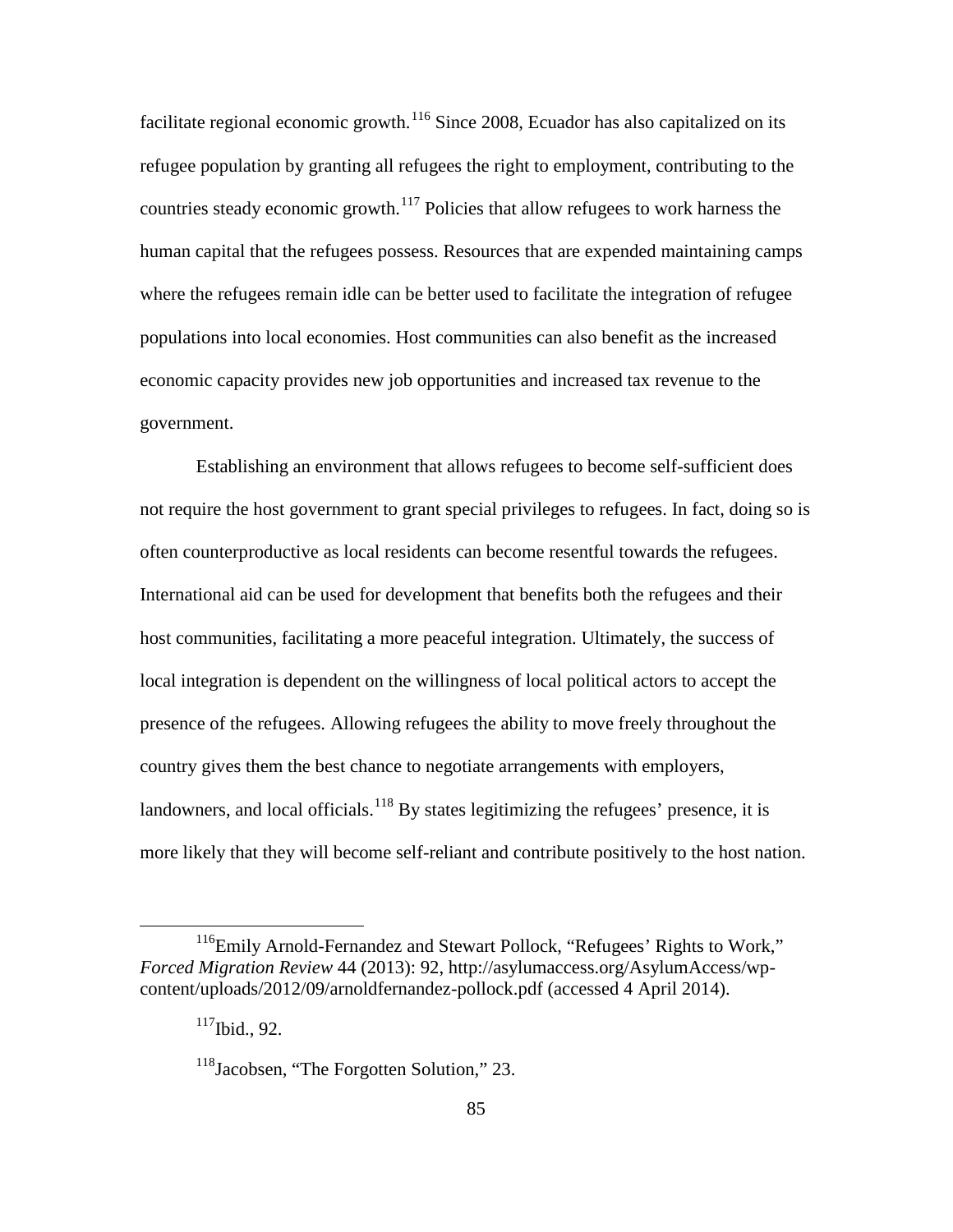facilitate regional economic growth.[116] Since 2008, Ecuador has also capitalized on its refugee population by granting all refugees the right to employment, contributing to the countries steady economic growth.[117] Policies that allow refugees to work harness the human capital that the refugees possess. Resources that are expended maintaining camps where the refugees remain idle can be better used to facilitate the integration of refugee populations into local economies. Host communities can also benefit as the increased economic capacity provides new job opportunities and increased tax revenue to the government.

Establishing an environment that allows refugees to become self-sufficient does not require the host government to grant special privileges to refugees. In fact, doing so is often counterproductive as local residents can become resentful towards the refugees. International aid can be used for development that benefits both the refugees and their host communities, facilitating a more peaceful integration. Ultimately, the success of local integration is dependent on the willingness of local political actors to accept the presence of the refugees. Allowing refugees the ability to move freely throughout the country gives them the best chance to negotiate arrangements with employers, landowners, and local officials.[118] By states legitimizing the refugees' presence, it is more likely that they will become self-reliant and contribute positively to the host nation.

---

[116] Emily Arnold-Fernandez and Stewart Pollock, "Refugees' Rights to Work," *Forced Migration Review* 44 (2013): 92, http://asylumaccess.org/AsylumAccess/wp-content/uploads/2012/09/arnoldfernandez-pollock.pdf (accessed 4 April 2014).

[117] Ibid., 92.

[118] Jacobsen, "The Forgotten Solution," 23.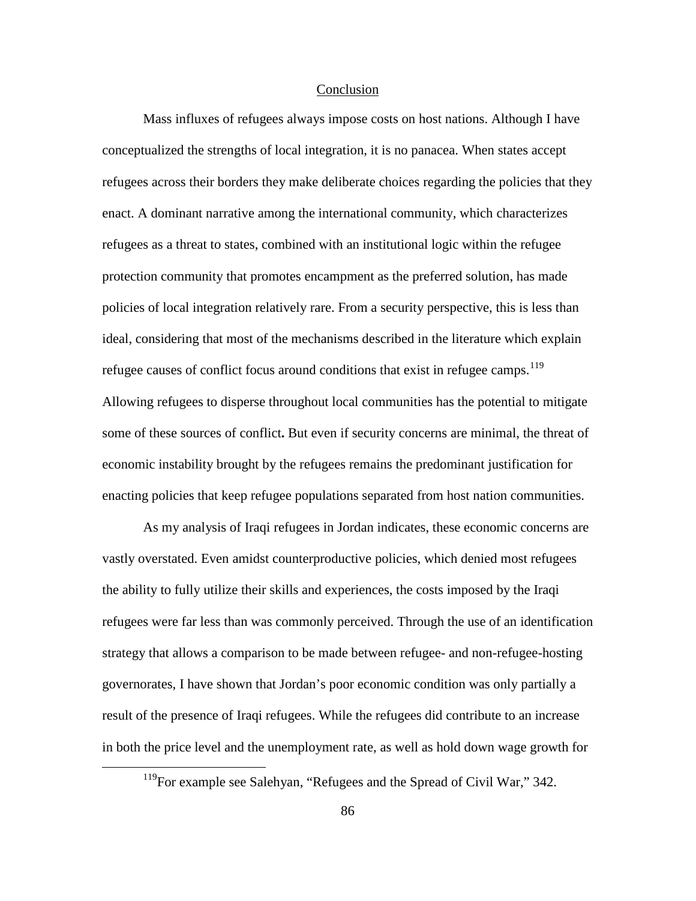## Conclusion

Mass influxes of refugees always impose costs on host nations. Although I have conceptualized the strengths of local integration, it is no panacea. When states accept refugees across their borders they make deliberate choices regarding the policies that they enact. A dominant narrative among the international community, which characterizes refugees as a threat to states, combined with an institutional logic within the refugee protection community that promotes encampment as the preferred solution, has made policies of local integration relatively rare. From a security perspective, this is less than ideal, considering that most of the mechanisms described in the literature which explain refugee causes of conflict focus around conditions that exist in refugee camps.[119] Allowing refugees to disperse throughout local communities has the potential to mitigate some of these sources of conflict**.** But even if security concerns are minimal, the threat of economic instability brought by the refugees remains the predominant justification for enacting policies that keep refugee populations separated from host nation communities.

As my analysis of Iraqi refugees in Jordan indicates, these economic concerns are vastly overstated. Even amidst counterproductive policies, which denied most refugees the ability to fully utilize their skills and experiences, the costs imposed by the Iraqi refugees were far less than was commonly perceived. Through the use of an identification strategy that allows a comparison to be made between refugee- and non-refugee-hosting governorates, I have shown that Jordan's poor economic condition was only partially a result of the presence of Iraqi refugees. While the refugees did contribute to an increase in both the price level and the unemployment rate, as well as hold down wage growth for

[119] For example see Salehyan, "Refugees and the Spread of Civil War," 342.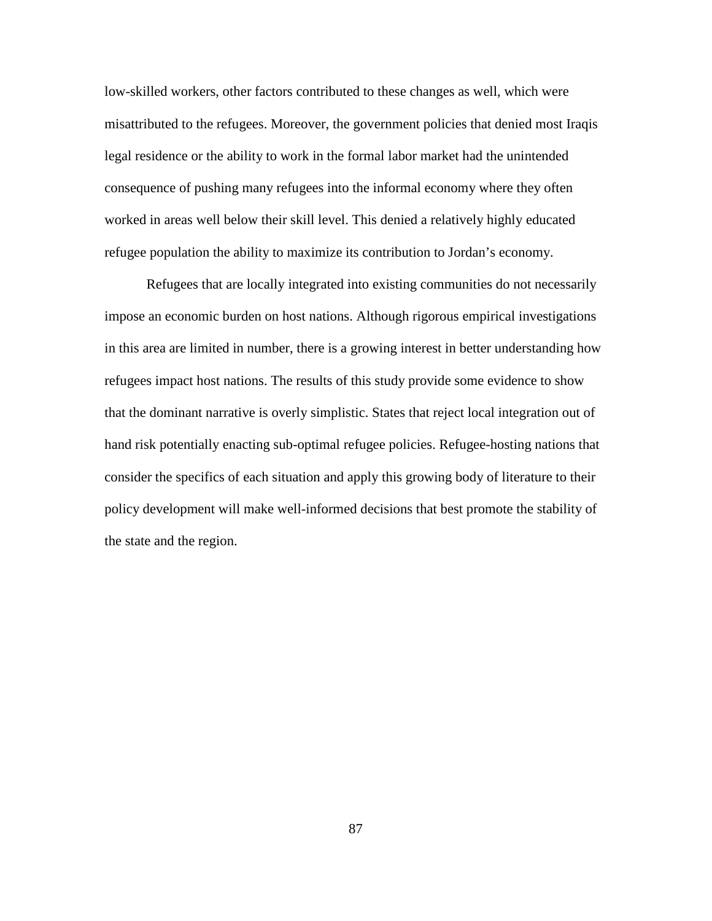low-skilled workers, other factors contributed to these changes as well, which were misattributed to the refugees. Moreover, the government policies that denied most Iraqis legal residence or the ability to work in the formal labor market had the unintended consequence of pushing many refugees into the informal economy where they often worked in areas well below their skill level. This denied a relatively highly educated refugee population the ability to maximize its contribution to Jordan's economy.

Refugees that are locally integrated into existing communities do not necessarily impose an economic burden on host nations. Although rigorous empirical investigations in this area are limited in number, there is a growing interest in better understanding how refugees impact host nations. The results of this study provide some evidence to show that the dominant narrative is overly simplistic. States that reject local integration out of hand risk potentially enacting sub-optimal refugee policies. Refugee-hosting nations that consider the specifics of each situation and apply this growing body of literature to their policy development will make well-informed decisions that best promote the stability of the state and the region.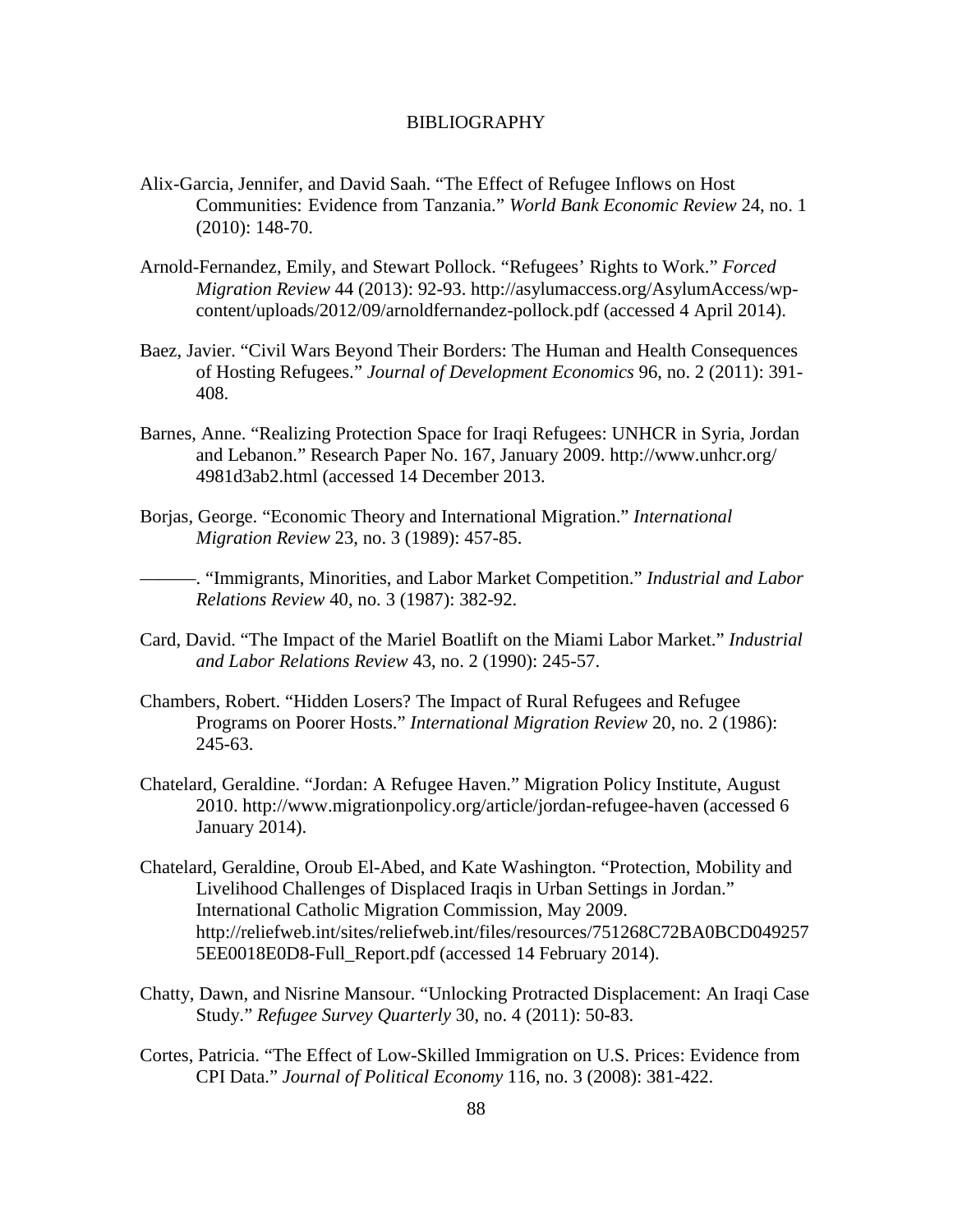# BIBLIOGRAPHY

Alix-Garcia, Jennifer, and David Saah. “The Effect of Refugee Inflows on Host Communities: Evidence from Tanzania.” *World Bank Economic Review* 24, no. 1 (2010): 148-70.

Arnold-Fernandez, Emily, and Stewart Pollock. “Refugees’ Rights to Work.” *Forced Migration Review* 44 (2013): 92-93. http://asylumaccess.org/AsylumAccess/wp-content/uploads/2012/09/arnoldfernandez-pollock.pdf (accessed 4 April 2014).

Baez, Javier. “Civil Wars Beyond Their Borders: The Human and Health Consequences of Hosting Refugees.” *Journal of Development Economics* 96, no. 2 (2011): 391-408.

Barnes, Anne. “Realizing Protection Space for Iraqi Refugees: UNHCR in Syria, Jordan and Lebanon.” Research Paper No. 167, January 2009. http://www.unhcr.org/4981d3ab2.html (accessed 14 December 2013.

Borjas, George. “Economic Theory and International Migration.” *International Migration Review* 23, no. 3 (1989): 457-85.

———. “Immigrants, Minorities, and Labor Market Competition.” *Industrial and Labor Relations Review* 40, no. 3 (1987): 382-92.

Card, David. “The Impact of the Mariel Boatlift on the Miami Labor Market.” *Industrial and Labor Relations Review* 43, no. 2 (1990): 245-57.

Chambers, Robert. “Hidden Losers? The Impact of Rural Refugees and Refugee Programs on Poorer Hosts.” *International Migration Review* 20, no. 2 (1986): 245-63.

Chatelard, Geraldine. “Jordan: A Refugee Haven.” Migration Policy Institute, August 2010. http://www.migrationpolicy.org/article/jordan-refugee-haven (accessed 6 January 2014).

Chatelard, Geraldine, Oroub El-Abed, and Kate Washington. “Protection, Mobility and Livelihood Challenges of Displaced Iraqis in Urban Settings in Jordan.” International Catholic Migration Commission, May 2009. http://reliefweb.int/sites/reliefweb.int/files/resources/751268C72BA0BCD0492575EE0018E0D8-Full_Report.pdf (accessed 14 February 2014).

Chatty, Dawn, and Nisrine Mansour. “Unlocking Protracted Displacement: An Iraqi Case Study.” *Refugee Survey Quarterly* 30, no. 4 (2011): 50-83.

Cortes, Patricia. “The Effect of Low-Skilled Immigration on U.S. Prices: Evidence from CPI Data.” *Journal of Political Economy* 116, no. 3 (2008): 381-422.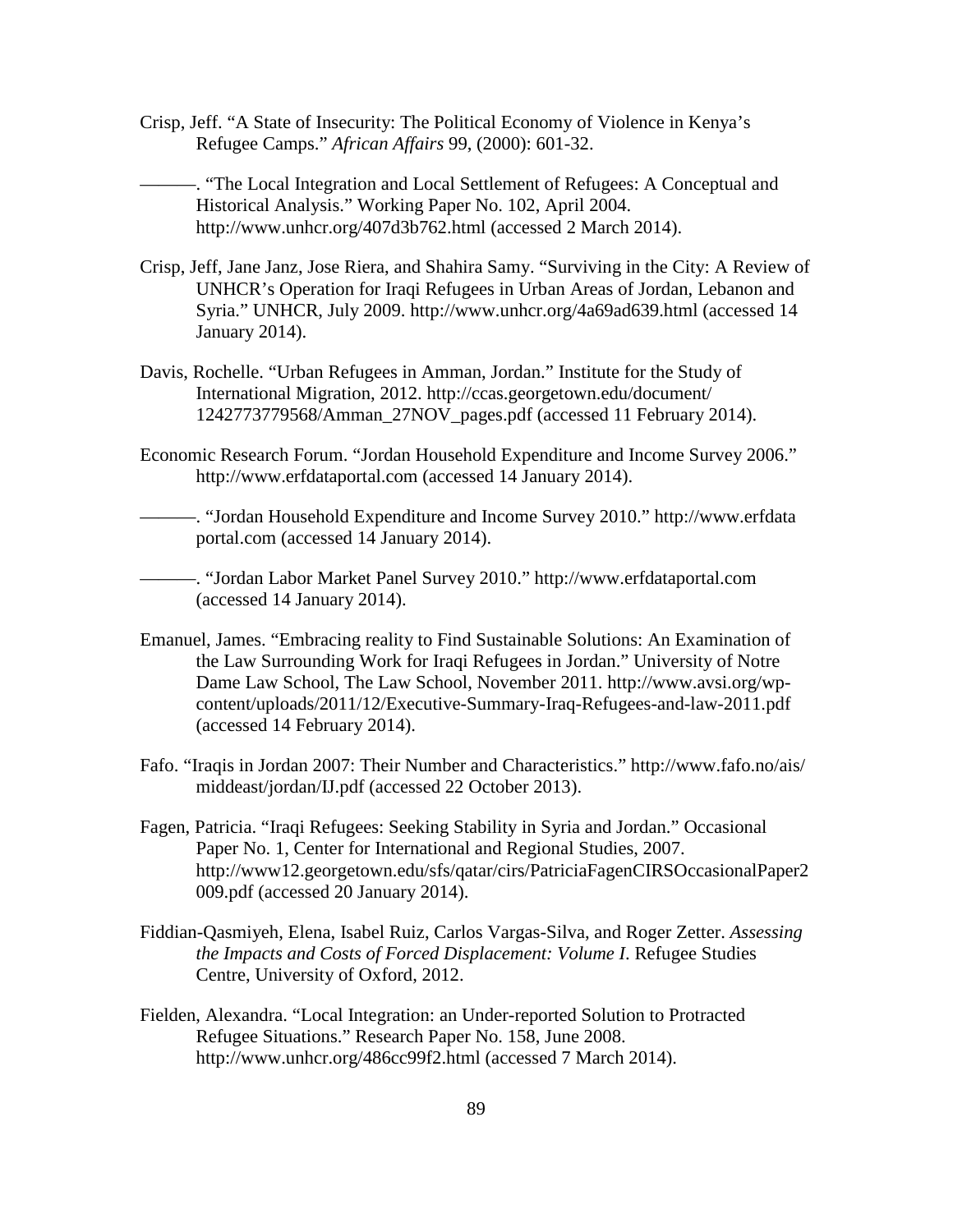Crisp, Jeff. "A State of Insecurity: The Political Economy of Violence in Kenya's Refugee Camps." *African Affairs* 99, (2000): 601-32.

———. "The Local Integration and Local Settlement of Refugees: A Conceptual and Historical Analysis." Working Paper No. 102, April 2004. http://www.unhcr.org/407d3b762.html (accessed 2 March 2014).

Crisp, Jeff, Jane Janz, Jose Riera, and Shahira Samy. "Surviving in the City: A Review of UNHCR's Operation for Iraqi Refugees in Urban Areas of Jordan, Lebanon and Syria." UNHCR, July 2009. http://www.unhcr.org/4a69ad639.html (accessed 14 January 2014).

Davis, Rochelle. "Urban Refugees in Amman, Jordan." Institute for the Study of International Migration, 2012. http://ccas.georgetown.edu/document/1242773779568/Amman_27NOV_pages.pdf (accessed 11 February 2014).

Economic Research Forum. "Jordan Household Expenditure and Income Survey 2006." http://www.erfdataportal.com (accessed 14 January 2014).

———. "Jordan Household Expenditure and Income Survey 2010." http://www.erfdataportal.com (accessed 14 January 2014).

———. "Jordan Labor Market Panel Survey 2010." http://www.erfdataportal.com (accessed 14 January 2014).

Emanuel, James. "Embracing reality to Find Sustainable Solutions: An Examination of the Law Surrounding Work for Iraqi Refugees in Jordan." University of Notre Dame Law School, The Law School, November 2011. http://www.avsi.org/wp-content/uploads/2011/12/Executive-Summary-Iraq-Refugees-and-law-2011.pdf (accessed 14 February 2014).

Fafo. "Iraqis in Jordan 2007: Their Number and Characteristics." http://www.fafo.no/ais/middeast/jordan/IJ.pdf (accessed 22 October 2013).

Fagen, Patricia. "Iraqi Refugees: Seeking Stability in Syria and Jordan." Occasional Paper No. 1, Center for International and Regional Studies, 2007. http://www12.georgetown.edu/sfs/qatar/cirs/PatriciaFagenCIRSOccasionalPaper2009.pdf (accessed 20 January 2014).

Fiddian-Qasmiyeh, Elena, Isabel Ruiz, Carlos Vargas-Silva, and Roger Zetter. *Assessing the Impacts and Costs of Forced Displacement: Volume I*. Refugee Studies Centre, University of Oxford, 2012.

Fielden, Alexandra. "Local Integration: an Under-reported Solution to Protracted Refugee Situations." Research Paper No. 158, June 2008. http://www.unhcr.org/486cc99f2.html (accessed 7 March 2014).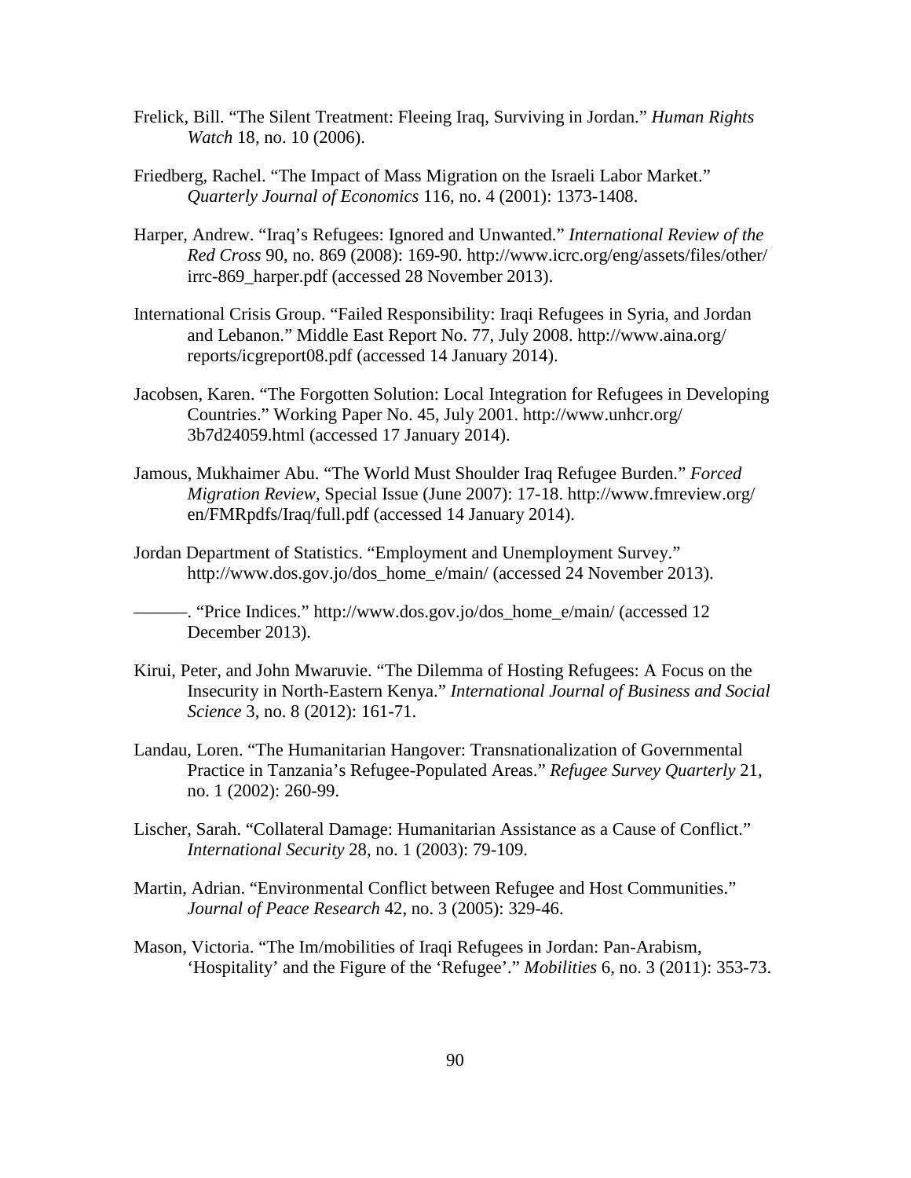Frelick, Bill. “The Silent Treatment: Fleeing Iraq, Surviving in Jordan.” *Human Rights Watch* 18, no. 10 (2006).

Friedberg, Rachel. “The Impact of Mass Migration on the Israeli Labor Market.” *Quarterly Journal of Economics* 116, no. 4 (2001): 1373-1408.

Harper, Andrew. “Iraq’s Refugees: Ignored and Unwanted.” *International Review of the Red Cross* 90, no. 869 (2008): 169-90. http://www.icrc.org/eng/assets/files/other/irrc-869_harper.pdf (accessed 28 November 2013).

International Crisis Group. “Failed Responsibility: Iraqi Refugees in Syria, and Jordan and Lebanon.” Middle East Report No. 77, July 2008. http://www.aina.org/reports/icgreport08.pdf (accessed 14 January 2014).

Jacobsen, Karen. “The Forgotten Solution: Local Integration for Refugees in Developing Countries.” Working Paper No. 45, July 2001. http://www.unhcr.org/3b7d24059.html (accessed 17 January 2014).

Jamous, Mukhaimer Abu. “The World Must Shoulder Iraq Refugee Burden.” *Forced Migration Review*, Special Issue (June 2007): 17-18. http://www.fmreview.org/en/FMRpdfs/Iraq/full.pdf (accessed 14 January 2014).

Jordan Department of Statistics. “Employment and Unemployment Survey.” http://www.dos.gov.jo/dos_home_e/main/ (accessed 24 November 2013).

———. “Price Indices.” http://www.dos.gov.jo/dos_home_e/main/ (accessed 12 December 2013).

Kirui, Peter, and John Mwaruvie. “The Dilemma of Hosting Refugees: A Focus on the Insecurity in North-Eastern Kenya.” *International Journal of Business and Social Science* 3, no. 8 (2012): 161-71.

Landau, Loren. “The Humanitarian Hangover: Transnationalization of Governmental Practice in Tanzania’s Refugee-Populated Areas.” *Refugee Survey Quarterly* 21, no. 1 (2002): 260-99.

Lischer, Sarah. “Collateral Damage: Humanitarian Assistance as a Cause of Conflict.” *International Security* 28, no. 1 (2003): 79-109.

Martin, Adrian. “Environmental Conflict between Refugee and Host Communities.” *Journal of Peace Research* 42, no. 3 (2005): 329-46.

Mason, Victoria. “The Im/mobilities of Iraqi Refugees in Jordan: Pan-Arabism, ‘Hospitality’ and the Figure of the ‘Refugee’.” *Mobilities* 6, no. 3 (2011): 353-73.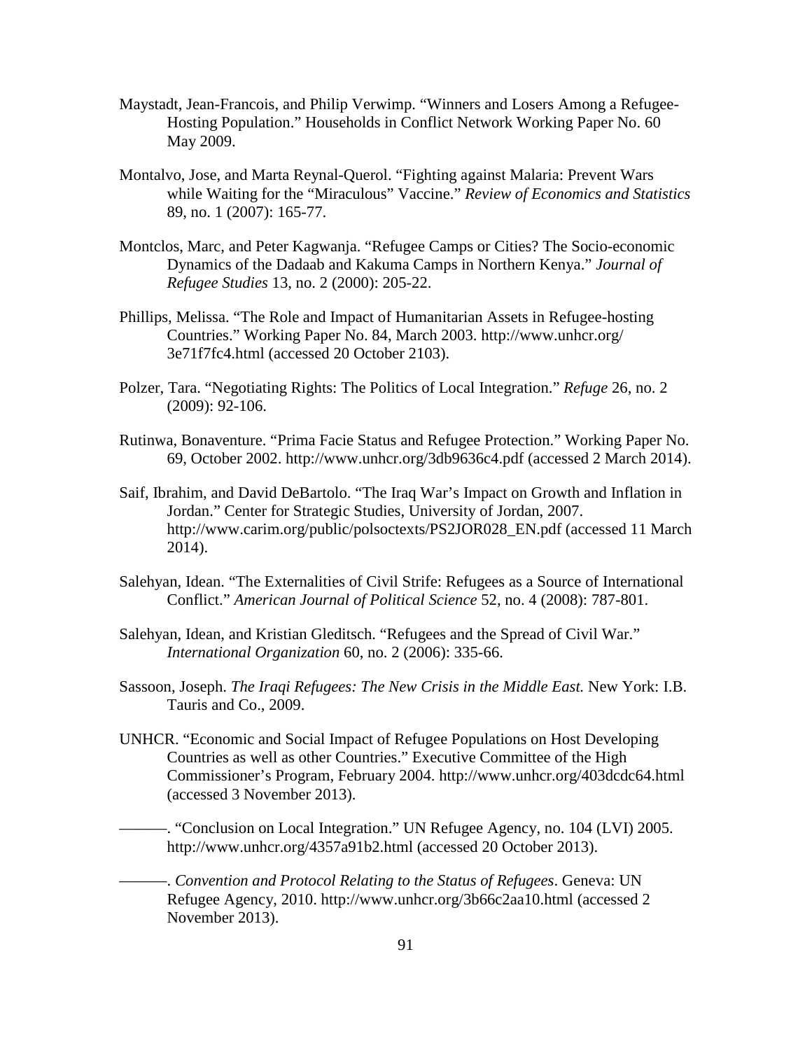Maystadt, Jean-Francois, and Philip Verwimp. "Winners and Losers Among a Refugee-Hosting Population." Households in Conflict Network Working Paper No. 60 May 2009.

Montalvo, Jose, and Marta Reynal-Querol. "Fighting against Malaria: Prevent Wars while Waiting for the "Miraculous" Vaccine." *Review of Economics and Statistics* 89, no. 1 (2007): 165-77.

Montclos, Marc, and Peter Kagwanja. "Refugee Camps or Cities? The Socio-economic Dynamics of the Dadaab and Kakuma Camps in Northern Kenya." *Journal of Refugee Studies* 13, no. 2 (2000): 205-22.

Phillips, Melissa. "The Role and Impact of Humanitarian Assets in Refugee-hosting Countries." Working Paper No. 84, March 2003. http://www.unhcr.org/3e71f7fc4.html (accessed 20 October 2103).

Polzer, Tara. "Negotiating Rights: The Politics of Local Integration." *Refuge* 26, no. 2 (2009): 92-106.

Rutinwa, Bonaventure. "Prima Facie Status and Refugee Protection." Working Paper No. 69, October 2002. http://www.unhcr.org/3db9636c4.pdf (accessed 2 March 2014).

Saif, Ibrahim, and David DeBartolo. "The Iraq War's Impact on Growth and Inflation in Jordan." Center for Strategic Studies, University of Jordan, 2007. http://www.carim.org/public/polsoctexts/PS2JOR028_EN.pdf (accessed 11 March 2014).

Salehyan, Idean. "The Externalities of Civil Strife: Refugees as a Source of International Conflict." *American Journal of Political Science* 52, no. 4 (2008): 787-801.

Salehyan, Idean, and Kristian Gleditsch. "Refugees and the Spread of Civil War." *International Organization* 60, no. 2 (2006): 335-66.

Sassoon, Joseph. *The Iraqi Refugees: The New Crisis in the Middle East.* New York: I.B. Tauris and Co., 2009.

UNHCR. "Economic and Social Impact of Refugee Populations on Host Developing Countries as well as other Countries." Executive Committee of the High Commissioner's Program, February 2004. http://www.unhcr.org/403dcdc64.html (accessed 3 November 2013).

———. "Conclusion on Local Integration." UN Refugee Agency, no. 104 (LVI) 2005. http://www.unhcr.org/4357a91b2.html (accessed 20 October 2013).

———. *Convention and Protocol Relating to the Status of Refugees*. Geneva: UN Refugee Agency, 2010. http://www.unhcr.org/3b66c2aa10.html (accessed 2 November 2013).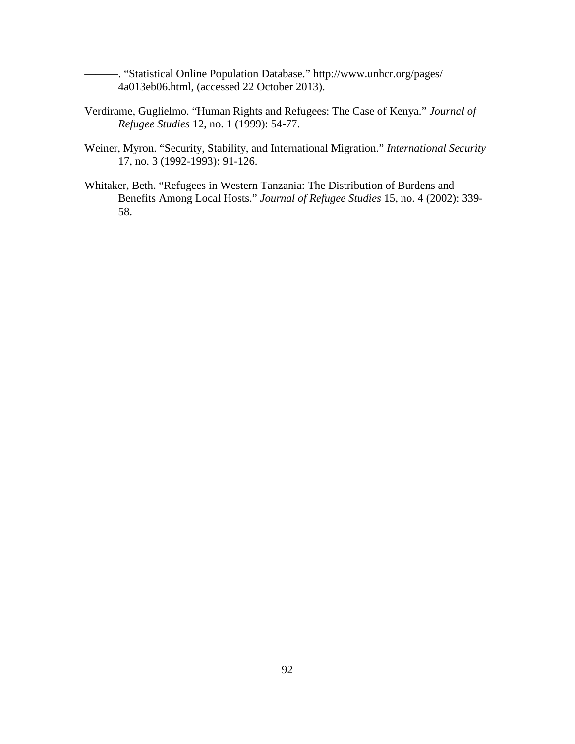———. “Statistical Online Population Database.” http://www.unhcr.org/pages/4a013eb06.html, (accessed 22 October 2013).

Verdirame, Guglielmo. “Human Rights and Refugees: The Case of Kenya.” *Journal of Refugee Studies* 12, no. 1 (1999): 54-77.

Weiner, Myron. “Security, Stability, and International Migration.” *International Security* 17, no. 3 (1992-1993): 91-126.

Whitaker, Beth. “Refugees in Western Tanzania: The Distribution of Burdens and Benefits Among Local Hosts.” *Journal of Refugee Studies* 15, no. 4 (2002): 339-58.